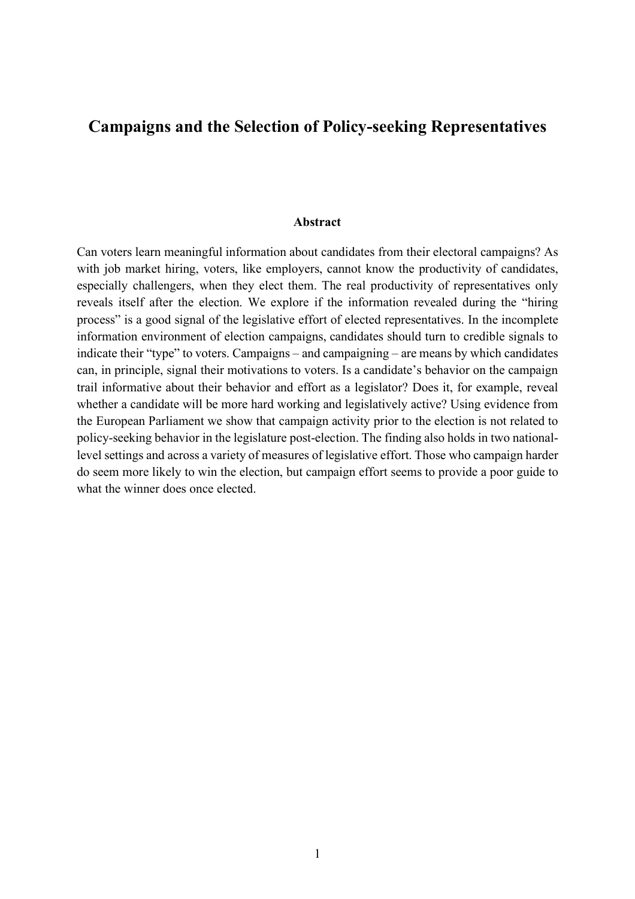# Campaigns and the Selection of Policy-seeking Representatives

**Abstract**

Can voters learn meaningful information about candidates from their electoral campaigns? As with job market hiring, voters, like employers, cannot know the productivity of candidates, especially challengers, when they elect them. The real productivity of representatives only reveals itself after the election. We explore if the information revealed during the "hiring process" is a good signal of the legislative effort of elected representatives. In the incomplete information environment of election campaigns, candidates should turn to credible signals to indicate their "type" to voters. Campaigns – and campaigning – are means by which candidates can, in principle, signal their motivations to voters. Is a candidate's behavior on the campaign trail informative about their behavior and effort as a legislator? Does it, for example, reveal whether a candidate will be more hard working and legislatively active? Using evidence from the European Parliament we show that campaign activity prior to the election is not related to policy-seeking behavior in the legislature post-election. The finding also holds in two national-level settings and across a variety of measures of legislative effort. Those who campaign harder do seem more likely to win the election, but campaign effort seems to provide a poor guide to what the winner does once elected.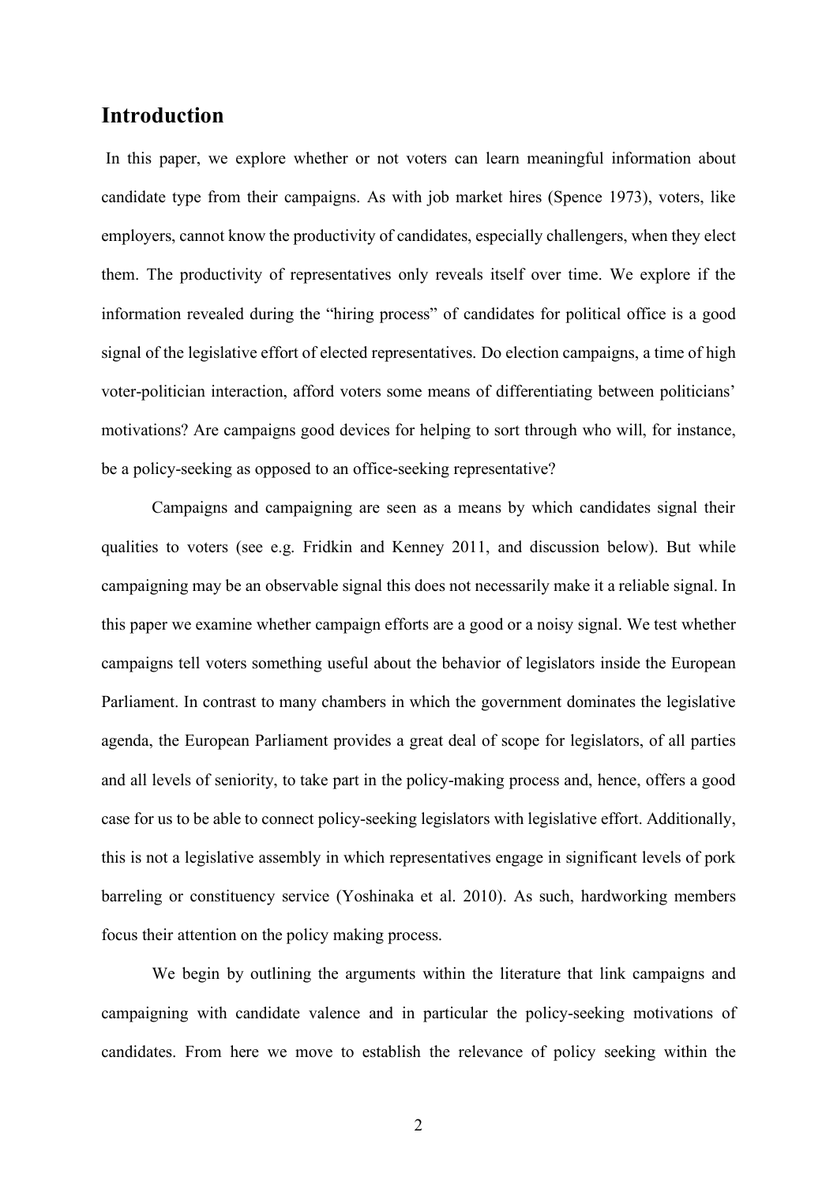## Introduction

In this paper, we explore whether or not voters can learn meaningful information about candidate type from their campaigns. As with job market hires (Spence 1973), voters, like employers, cannot know the productivity of candidates, especially challengers, when they elect them. The productivity of representatives only reveals itself over time. We explore if the information revealed during the "hiring process" of candidates for political office is a good signal of the legislative effort of elected representatives. Do election campaigns, a time of high voter-politician interaction, afford voters some means of differentiating between politicians' motivations? Are campaigns good devices for helping to sort through who will, for instance, be a policy-seeking as opposed to an office-seeking representative?

Campaigns and campaigning are seen as a means by which candidates signal their qualities to voters (see e.g. Fridkin and Kenney 2011, and discussion below). But while campaigning may be an observable signal this does not necessarily make it a reliable signal. In this paper we examine whether campaign efforts are a good or a noisy signal. We test whether campaigns tell voters something useful about the behavior of legislators inside the European Parliament. In contrast to many chambers in which the government dominates the legislative agenda, the European Parliament provides a great deal of scope for legislators, of all parties and all levels of seniority, to take part in the policy-making process and, hence, offers a good case for us to be able to connect policy-seeking legislators with legislative effort. Additionally, this is not a legislative assembly in which representatives engage in significant levels of pork barreling or constituency service (Yoshinaka et al. 2010). As such, hardworking members focus their attention on the policy making process.

We begin by outlining the arguments within the literature that link campaigns and campaigning with candidate valence and in particular the policy-seeking motivations of candidates. From here we move to establish the relevance of policy seeking within the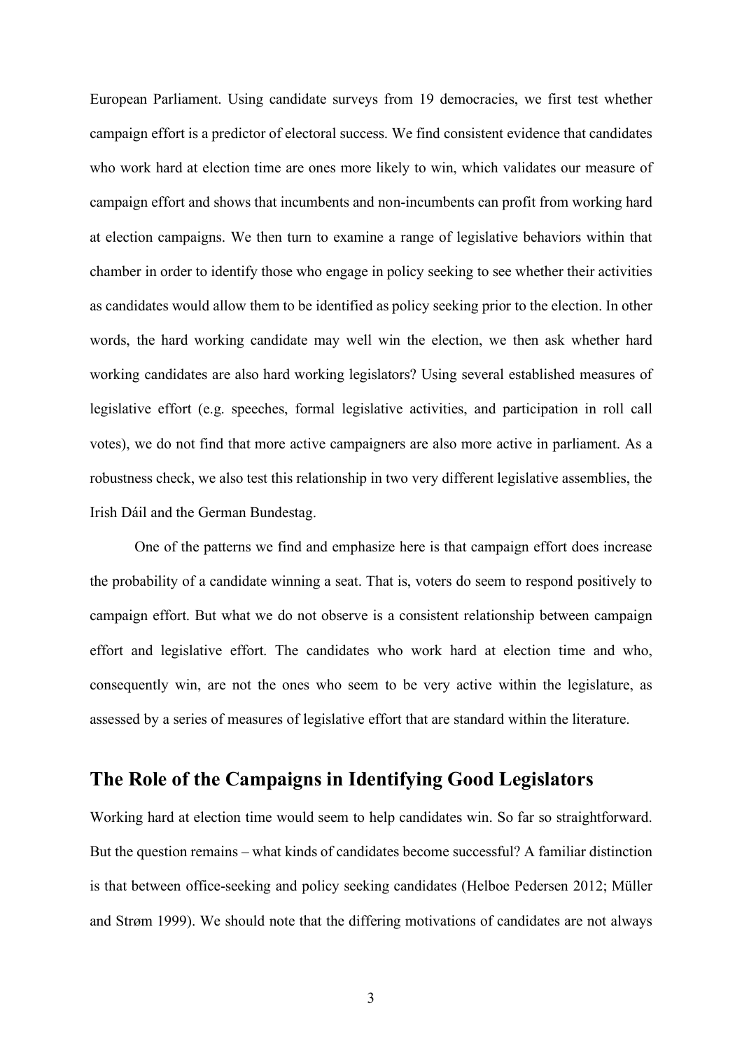European Parliament. Using candidate surveys from 19 democracies, we first test whether campaign effort is a predictor of electoral success. We find consistent evidence that candidates who work hard at election time are ones more likely to win, which validates our measure of campaign effort and shows that incumbents and non-incumbents can profit from working hard at election campaigns. We then turn to examine a range of legislative behaviors within that chamber in order to identify those who engage in policy seeking to see whether their activities as candidates would allow them to be identified as policy seeking prior to the election. In other words, the hard working candidate may well win the election, we then ask whether hard working candidates are also hard working legislators? Using several established measures of legislative effort (e.g. speeches, formal legislative activities, and participation in roll call votes), we do not find that more active campaigners are also more active in parliament. As a robustness check, we also test this relationship in two very different legislative assemblies, the Irish Dáil and the German Bundestag.

One of the patterns we find and emphasize here is that campaign effort does increase the probability of a candidate winning a seat. That is, voters do seem to respond positively to campaign effort. But what we do not observe is a consistent relationship between campaign effort and legislative effort. The candidates who work hard at election time and who, consequently win, are not the ones who seem to be very active within the legislature, as assessed by a series of measures of legislative effort that are standard within the literature.

## The Role of the Campaigns in Identifying Good Legislators

Working hard at election time would seem to help candidates win. So far so straightforward. But the question remains – what kinds of candidates become successful? A familiar distinction is that between office-seeking and policy seeking candidates (Helboe Pedersen 2012; Müller and Strøm 1999). We should note that the differing motivations of candidates are not always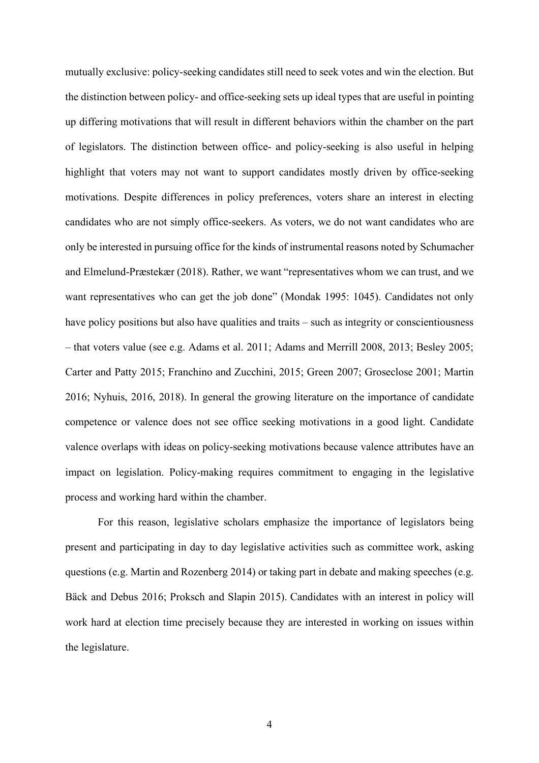mutually exclusive: policy-seeking candidates still need to seek votes and win the election. But the distinction between policy- and office-seeking sets up ideal types that are useful in pointing up differing motivations that will result in different behaviors within the chamber on the part of legislators. The distinction between office- and policy-seeking is also useful in helping highlight that voters may not want to support candidates mostly driven by office-seeking motivations. Despite differences in policy preferences, voters share an interest in electing candidates who are not simply office-seekers. As voters, we do not want candidates who are only be interested in pursuing office for the kinds of instrumental reasons noted by Schumacher and Elmelund-Præstekær (2018). Rather, we want "representatives whom we can trust, and we want representatives who can get the job done" (Mondak 1995: 1045). Candidates not only have policy positions but also have qualities and traits – such as integrity or conscientiousness – that voters value (see e.g. Adams et al. 2011; Adams and Merrill 2008, 2013; Besley 2005; Carter and Patty 2015; Franchino and Zucchini, 2015; Green 2007; Groseclose 2001; Martin 2016; Nyhuis, 2016, 2018). In general the growing literature on the importance of candidate competence or valence does not see office seeking motivations in a good light. Candidate valence overlaps with ideas on policy-seeking motivations because valence attributes have an impact on legislation. Policy-making requires commitment to engaging in the legislative process and working hard within the chamber.

For this reason, legislative scholars emphasize the importance of legislators being present and participating in day to day legislative activities such as committee work, asking questions (e.g. Martin and Rozenberg 2014) or taking part in debate and making speeches (e.g. Bäck and Debus 2016; Proksch and Slapin 2015). Candidates with an interest in policy will work hard at election time precisely because they are interested in working on issues within the legislature.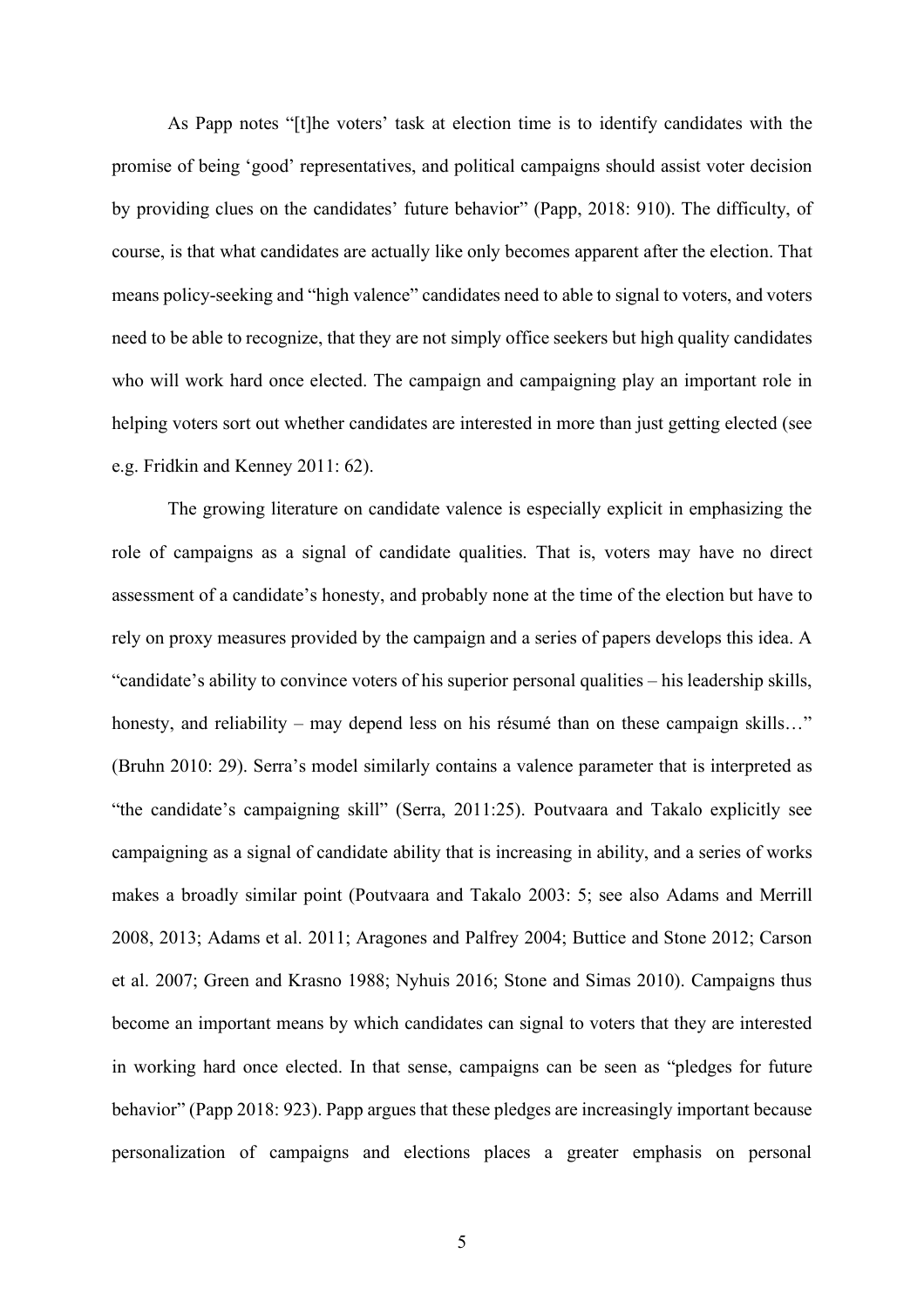As Papp notes "[t]he voters' task at election time is to identify candidates with the promise of being 'good' representatives, and political campaigns should assist voter decision by providing clues on the candidates' future behavior" (Papp, 2018: 910). The difficulty, of course, is that what candidates are actually like only becomes apparent after the election. That means policy-seeking and "high valence" candidates need to able to signal to voters, and voters need to be able to recognize, that they are not simply office seekers but high quality candidates who will work hard once elected. The campaign and campaigning play an important role in helping voters sort out whether candidates are interested in more than just getting elected (see e.g. Fridkin and Kenney 2011: 62).

The growing literature on candidate valence is especially explicit in emphasizing the role of campaigns as a signal of candidate qualities. That is, voters may have no direct assessment of a candidate's honesty, and probably none at the time of the election but have to rely on proxy measures provided by the campaign and a series of papers develops this idea. A "candidate's ability to convince voters of his superior personal qualities – his leadership skills, honesty, and reliability – may depend less on his résumé than on these campaign skills…" (Bruhn 2010: 29). Serra's model similarly contains a valence parameter that is interpreted as "the candidate's campaigning skill" (Serra, 2011:25). Poutvaara and Takalo explicitly see campaigning as a signal of candidate ability that is increasing in ability, and a series of works makes a broadly similar point (Poutvaara and Takalo 2003: 5; see also Adams and Merrill 2008, 2013; Adams et al. 2011; Aragones and Palfrey 2004; Buttice and Stone 2012; Carson et al. 2007; Green and Krasno 1988; Nyhuis 2016; Stone and Simas 2010). Campaigns thus become an important means by which candidates can signal to voters that they are interested in working hard once elected. In that sense, campaigns can be seen as "pledges for future behavior" (Papp 2018: 923). Papp argues that these pledges are increasingly important because personalization of campaigns and elections places a greater emphasis on personal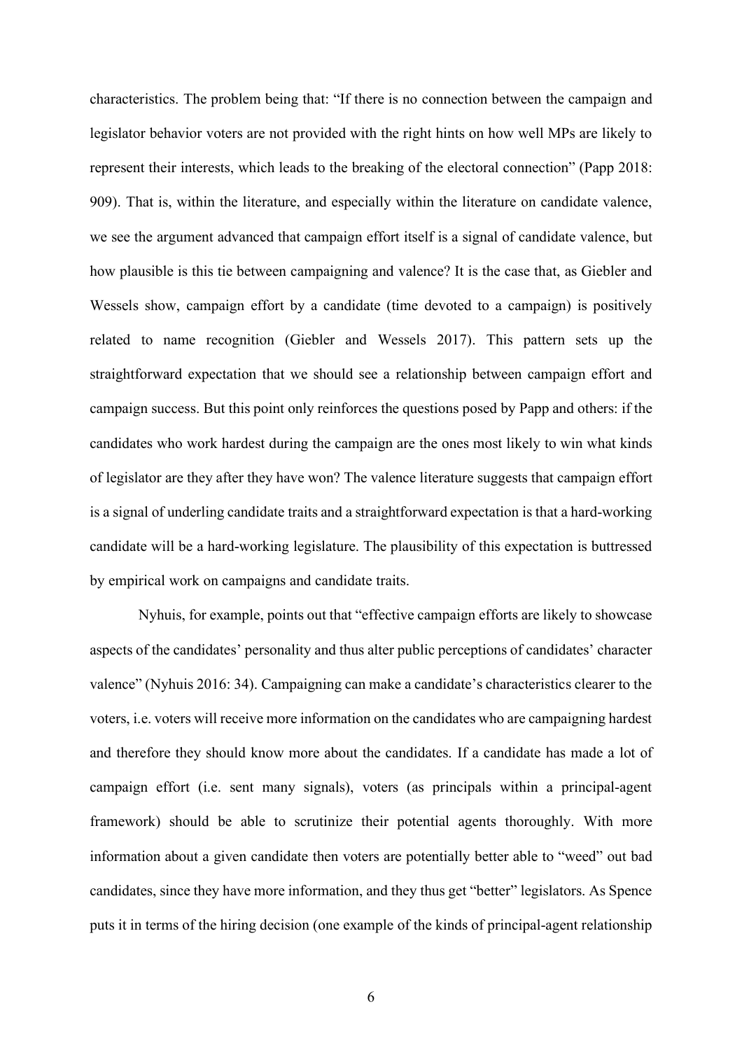characteristics. The problem being that: "If there is no connection between the campaign and legislator behavior voters are not provided with the right hints on how well MPs are likely to represent their interests, which leads to the breaking of the electoral connection" (Papp 2018: 909). That is, within the literature, and especially within the literature on candidate valence, we see the argument advanced that campaign effort itself is a signal of candidate valence, but how plausible is this tie between campaigning and valence? It is the case that, as Giebler and Wessels show, campaign effort by a candidate (time devoted to a campaign) is positively related to name recognition (Giebler and Wessels 2017). This pattern sets up the straightforward expectation that we should see a relationship between campaign effort and campaign success. But this point only reinforces the questions posed by Papp and others: if the candidates who work hardest during the campaign are the ones most likely to win what kinds of legislator are they after they have won? The valence literature suggests that campaign effort is a signal of underling candidate traits and a straightforward expectation is that a hard-working candidate will be a hard-working legislature. The plausibility of this expectation is buttressed by empirical work on campaigns and candidate traits.

Nyhuis, for example, points out that "effective campaign efforts are likely to showcase aspects of the candidates' personality and thus alter public perceptions of candidates' character valence" (Nyhuis 2016: 34). Campaigning can make a candidate's characteristics clearer to the voters, i.e. voters will receive more information on the candidates who are campaigning hardest and therefore they should know more about the candidates. If a candidate has made a lot of campaign effort (i.e. sent many signals), voters (as principals within a principal-agent framework) should be able to scrutinize their potential agents thoroughly. With more information about a given candidate then voters are potentially better able to "weed" out bad candidates, since they have more information, and they thus get "better" legislators. As Spence puts it in terms of the hiring decision (one example of the kinds of principal-agent relationship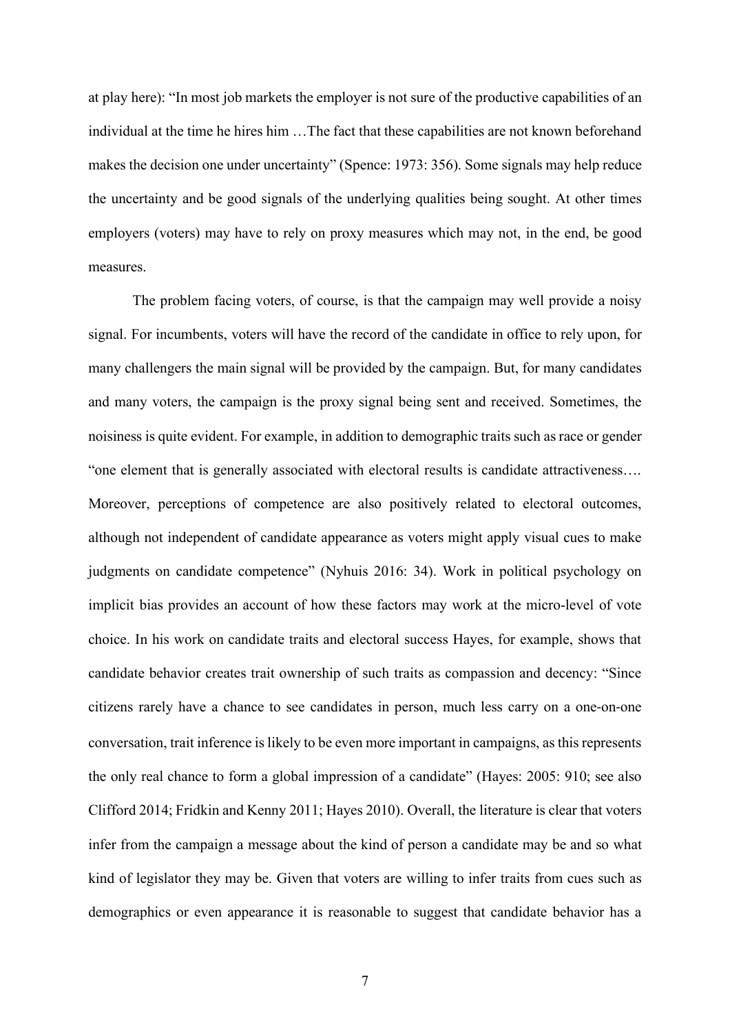at play here): "In most job markets the employer is not sure of the productive capabilities of an individual at the time he hires him …The fact that these capabilities are not known beforehand makes the decision one under uncertainty" (Spence: 1973: 356). Some signals may help reduce the uncertainty and be good signals of the underlying qualities being sought. At other times employers (voters) may have to rely on proxy measures which may not, in the end, be good measures.

The problem facing voters, of course, is that the campaign may well provide a noisy signal. For incumbents, voters will have the record of the candidate in office to rely upon, for many challengers the main signal will be provided by the campaign. But, for many candidates and many voters, the campaign is the proxy signal being sent and received. Sometimes, the noisiness is quite evident. For example, in addition to demographic traits such as race or gender "one element that is generally associated with electoral results is candidate attractiveness…. Moreover, perceptions of competence are also positively related to electoral outcomes, although not independent of candidate appearance as voters might apply visual cues to make judgments on candidate competence" (Nyhuis 2016: 34). Work in political psychology on implicit bias provides an account of how these factors may work at the micro-level of vote choice. In his work on candidate traits and electoral success Hayes, for example, shows that candidate behavior creates trait ownership of such traits as compassion and decency: "Since citizens rarely have a chance to see candidates in person, much less carry on a one-on-one conversation, trait inference is likely to be even more important in campaigns, as this represents the only real chance to form a global impression of a candidate" (Hayes: 2005: 910; see also Clifford 2014; Fridkin and Kenny 2011; Hayes 2010). Overall, the literature is clear that voters infer from the campaign a message about the kind of person a candidate may be and so what kind of legislator they may be. Given that voters are willing to infer traits from cues such as demographics or even appearance it is reasonable to suggest that candidate behavior has a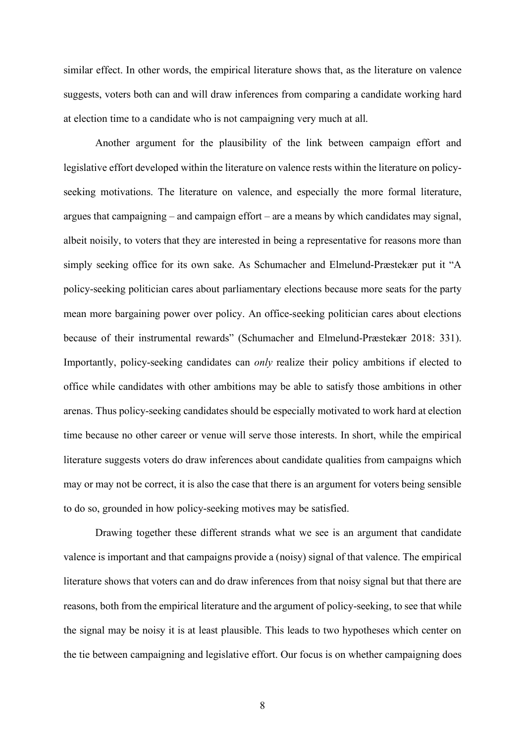similar effect. In other words, the empirical literature shows that, as the literature on valence suggests, voters both can and will draw inferences from comparing a candidate working hard at election time to a candidate who is not campaigning very much at all.

Another argument for the plausibility of the link between campaign effort and legislative effort developed within the literature on valence rests within the literature on policy-seeking motivations. The literature on valence, and especially the more formal literature, argues that campaigning – and campaign effort – are a means by which candidates may signal, albeit noisily, to voters that they are interested in being a representative for reasons more than simply seeking office for its own sake. As Schumacher and Elmelund-Præstekær put it "A policy-seeking politician cares about parliamentary elections because more seats for the party mean more bargaining power over policy. An office-seeking politician cares about elections because of their instrumental rewards" (Schumacher and Elmelund-Præstekær 2018: 331). Importantly, policy-seeking candidates can *only* realize their policy ambitions if elected to office while candidates with other ambitions may be able to satisfy those ambitions in other arenas. Thus policy-seeking candidates should be especially motivated to work hard at election time because no other career or venue will serve those interests. In short, while the empirical literature suggests voters do draw inferences about candidate qualities from campaigns which may or may not be correct, it is also the case that there is an argument for voters being sensible to do so, grounded in how policy-seeking motives may be satisfied.

Drawing together these different strands what we see is an argument that candidate valence is important and that campaigns provide a (noisy) signal of that valence. The empirical literature shows that voters can and do draw inferences from that noisy signal but that there are reasons, both from the empirical literature and the argument of policy-seeking, to see that while the signal may be noisy it is at least plausible. This leads to two hypotheses which center on the tie between campaigning and legislative effort. Our focus is on whether campaigning does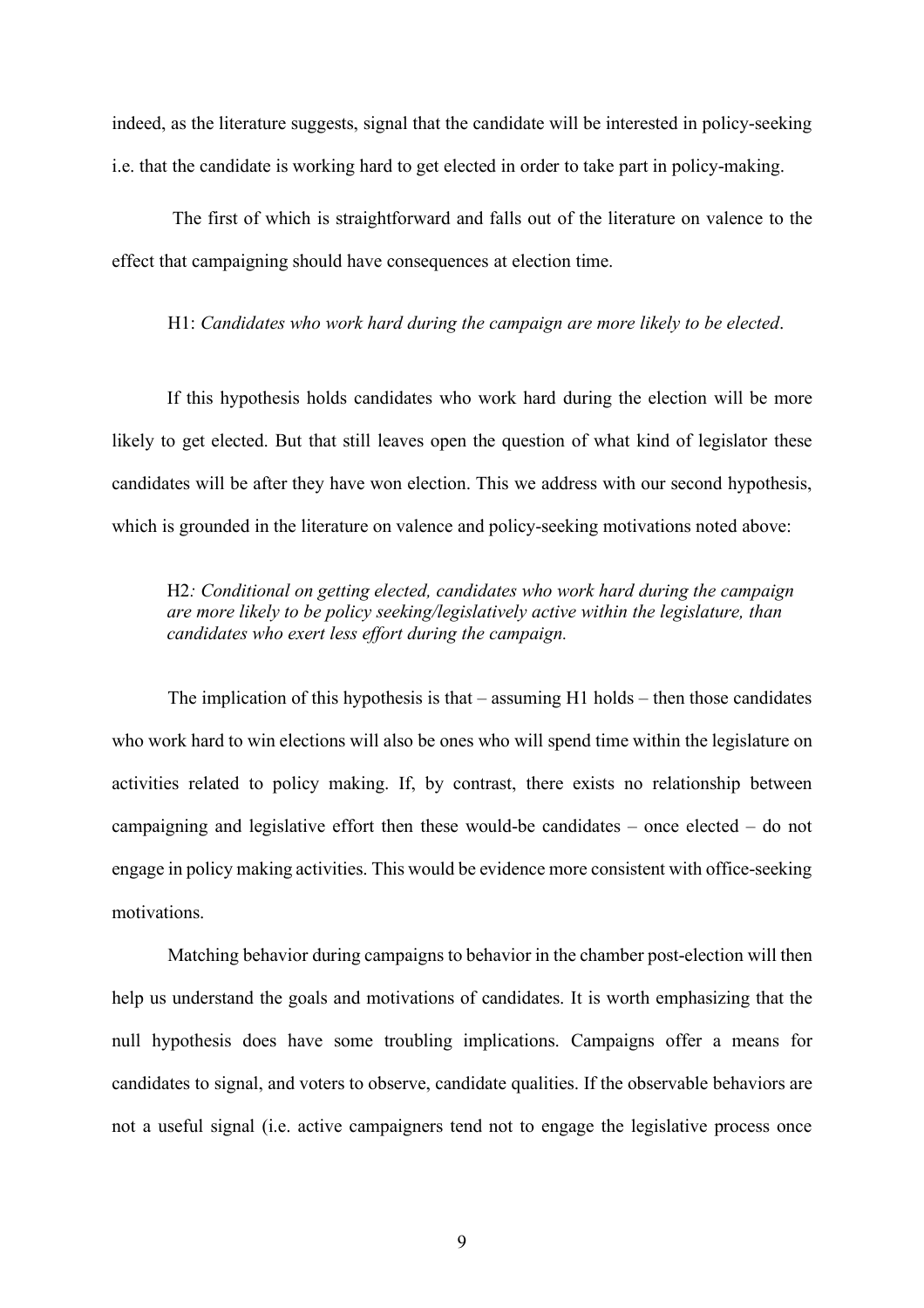indeed, as the literature suggests, signal that the candidate will be interested in policy-seeking i.e. that the candidate is working hard to get elected in order to take part in policy-making.

The first of which is straightforward and falls out of the literature on valence to the effect that campaigning should have consequences at election time.

H1: *Candidates who work hard during the campaign are more likely to be elected*.

If this hypothesis holds candidates who work hard during the election will be more likely to get elected. But that still leaves open the question of what kind of legislator these candidates will be after they have won election. This we address with our second hypothesis, which is grounded in the literature on valence and policy-seeking motivations noted above:

> H2*: Conditional on getting elected, candidates who work hard during the campaign are more likely to be policy seeking/legislatively active within the legislature, than candidates who exert less effort during the campaign.*

The implication of this hypothesis is that – assuming H1 holds – then those candidates who work hard to win elections will also be ones who will spend time within the legislature on activities related to policy making. If, by contrast, there exists no relationship between campaigning and legislative effort then these would-be candidates – once elected – do not engage in policy making activities. This would be evidence more consistent with office-seeking motivations.

Matching behavior during campaigns to behavior in the chamber post-election will then help us understand the goals and motivations of candidates. It is worth emphasizing that the null hypothesis does have some troubling implications. Campaigns offer a means for candidates to signal, and voters to observe, candidate qualities. If the observable behaviors are not a useful signal (i.e. active campaigners tend not to engage the legislative process once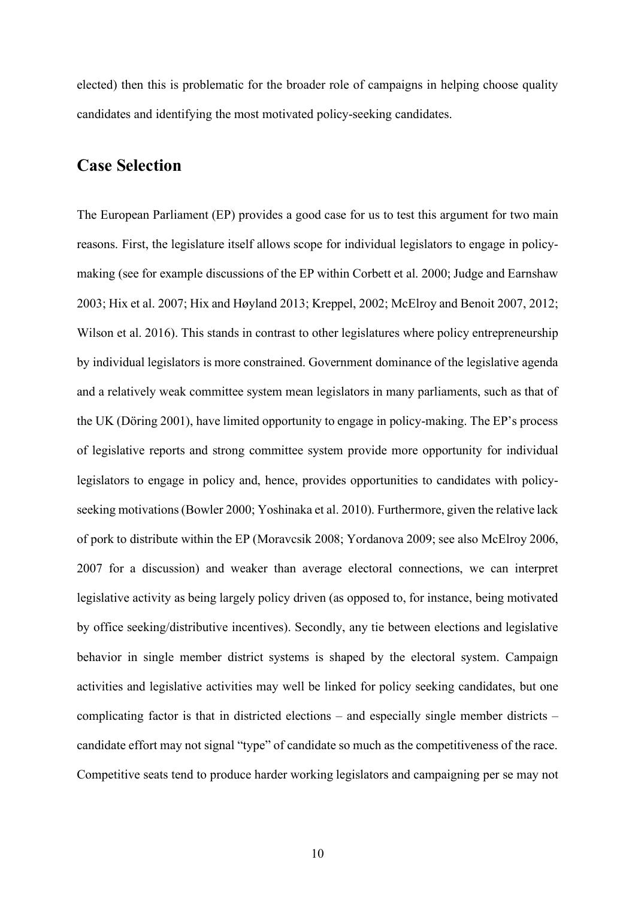elected) then this is problematic for the broader role of campaigns in helping choose quality candidates and identifying the most motivated policy-seeking candidates.

## Case Selection

The European Parliament (EP) provides a good case for us to test this argument for two main reasons. First, the legislature itself allows scope for individual legislators to engage in policy-making (see for example discussions of the EP within Corbett et al. 2000; Judge and Earnshaw 2003; Hix et al. 2007; Hix and Høyland 2013; Kreppel, 2002; McElroy and Benoit 2007, 2012; Wilson et al. 2016). This stands in contrast to other legislatures where policy entrepreneurship by individual legislators is more constrained. Government dominance of the legislative agenda and a relatively weak committee system mean legislators in many parliaments, such as that of the UK (Döring 2001), have limited opportunity to engage in policy-making. The EP's process of legislative reports and strong committee system provide more opportunity for individual legislators to engage in policy and, hence, provides opportunities to candidates with policy-seeking motivations (Bowler 2000; Yoshinaka et al. 2010). Furthermore, given the relative lack of pork to distribute within the EP (Moravcsik 2008; Yordanova 2009; see also McElroy 2006, 2007 for a discussion) and weaker than average electoral connections, we can interpret legislative activity as being largely policy driven (as opposed to, for instance, being motivated by office seeking/distributive incentives). Secondly, any tie between elections and legislative behavior in single member district systems is shaped by the electoral system. Campaign activities and legislative activities may well be linked for policy seeking candidates, but one complicating factor is that in districted elections – and especially single member districts – candidate effort may not signal "type" of candidate so much as the competitiveness of the race. Competitive seats tend to produce harder working legislators and campaigning per se may not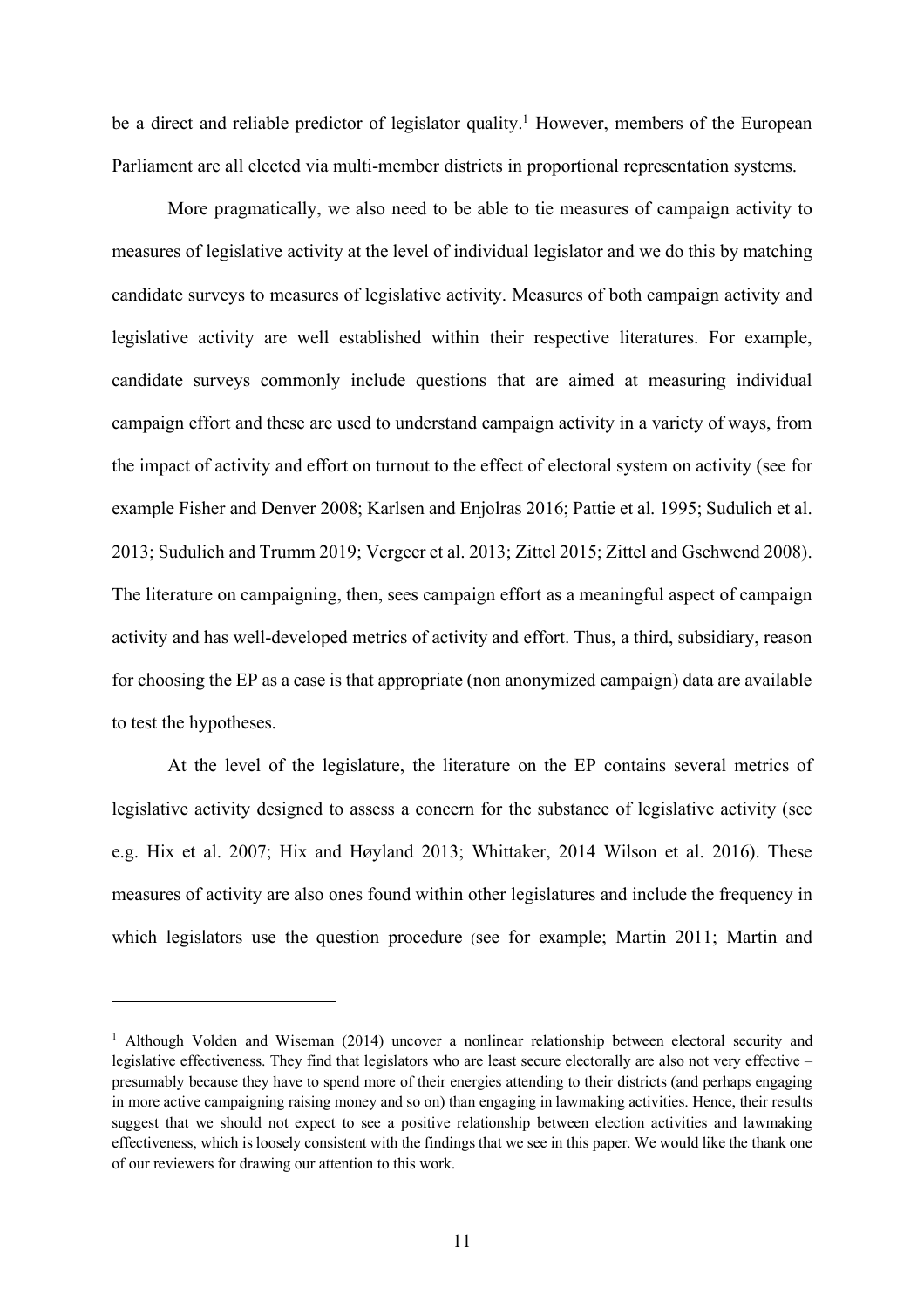be a direct and reliable predictor of legislator quality.[1] However, members of the European Parliament are all elected via multi-member districts in proportional representation systems.

More pragmatically, we also need to be able to tie measures of campaign activity to measures of legislative activity at the level of individual legislator and we do this by matching candidate surveys to measures of legislative activity. Measures of both campaign activity and legislative activity are well established within their respective literatures. For example, candidate surveys commonly include questions that are aimed at measuring individual campaign effort and these are used to understand campaign activity in a variety of ways, from the impact of activity and effort on turnout to the effect of electoral system on activity (see for example Fisher and Denver 2008; Karlsen and Enjolras 2016; Pattie et al. 1995; Sudulich et al. 2013; Sudulich and Trumm 2019; Vergeer et al. 2013; Zittel 2015; Zittel and Gschwend 2008). The literature on campaigning, then, sees campaign effort as a meaningful aspect of campaign activity and has well-developed metrics of activity and effort. Thus, a third, subsidiary, reason for choosing the EP as a case is that appropriate (non anonymized campaign) data are available to test the hypotheses.

At the level of the legislature, the literature on the EP contains several metrics of legislative activity designed to assess a concern for the substance of legislative activity (see e.g. Hix et al. 2007; Hix and Høyland 2013; Whittaker, 2014 Wilson et al. 2016). These measures of activity are also ones found within other legislatures and include the frequency in which legislators use the question procedure (see for example; Martin 2011; Martin and

---

[1] Although Volden and Wiseman (2014) uncover a nonlinear relationship between electoral security and legislative effectiveness. They find that legislators who are least secure electorally are also not very effective – presumably because they have to spend more of their energies attending to their districts (and perhaps engaging in more active campaigning raising money and so on) than engaging in lawmaking activities. Hence, their results suggest that we should not expect to see a positive relationship between election activities and lawmaking effectiveness, which is loosely consistent with the findings that we see in this paper. We would like the thank one of our reviewers for drawing our attention to this work.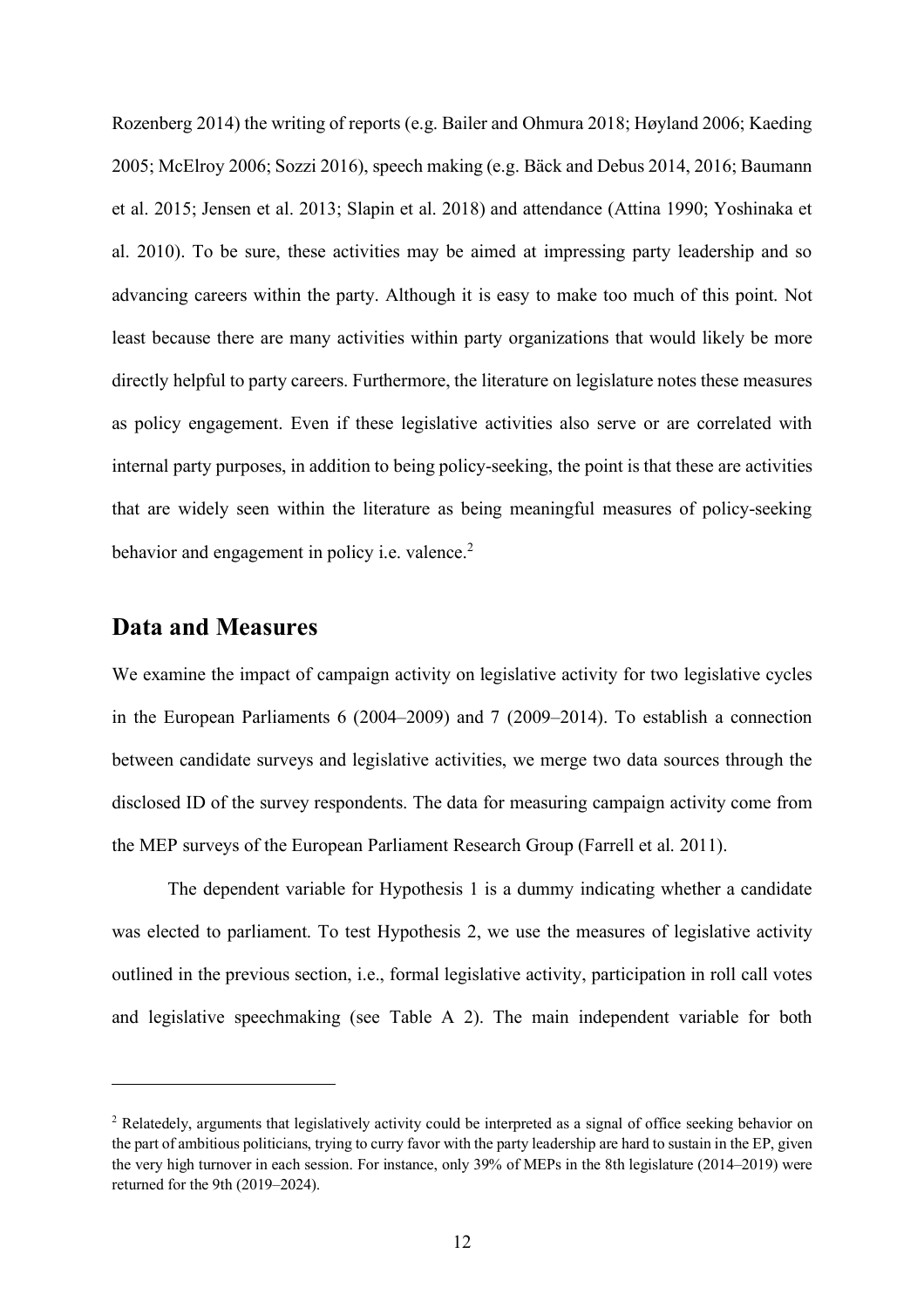Rozenberg 2014) the writing of reports (e.g. Bailer and Ohmura 2018; Høyland 2006; Kaeding 2005; McElroy 2006; Sozzi 2016), speech making (e.g. Bäck and Debus 2014, 2016; Baumann et al. 2015; Jensen et al. 2013; Slapin et al. 2018) and attendance (Attina 1990; Yoshinaka et al. 2010). To be sure, these activities may be aimed at impressing party leadership and so advancing careers within the party. Although it is easy to make too much of this point. Not least because there are many activities within party organizations that would likely be more directly helpful to party careers. Furthermore, the literature on legislature notes these measures as policy engagement. Even if these legislative activities also serve or are correlated with internal party purposes, in addition to being policy-seeking, the point is that these are activities that are widely seen within the literature as being meaningful measures of policy-seeking behavior and engagement in policy i.e. valence.[2]

## Data and Measures

We examine the impact of campaign activity on legislative activity for two legislative cycles in the European Parliaments 6 (2004–2009) and 7 (2009–2014). To establish a connection between candidate surveys and legislative activities, we merge two data sources through the disclosed ID of the survey respondents. The data for measuring campaign activity come from the MEP surveys of the European Parliament Research Group (Farrell et al. 2011).

The dependent variable for Hypothesis 1 is a dummy indicating whether a candidate was elected to parliament. To test Hypothesis 2, we use the measures of legislative activity outlined in the previous section, i.e., formal legislative activity, participation in roll call votes and legislative speechmaking (see Table A 2). The main independent variable for both

---

[2] Relatedely, arguments that legislatively activity could be interpreted as a signal of office seeking behavior on the part of ambitious politicians, trying to curry favor with the party leadership are hard to sustain in the EP, given the very high turnover in each session. For instance, only 39% of MEPs in the 8th legislature (2014–2019) were returned for the 9th (2019–2024).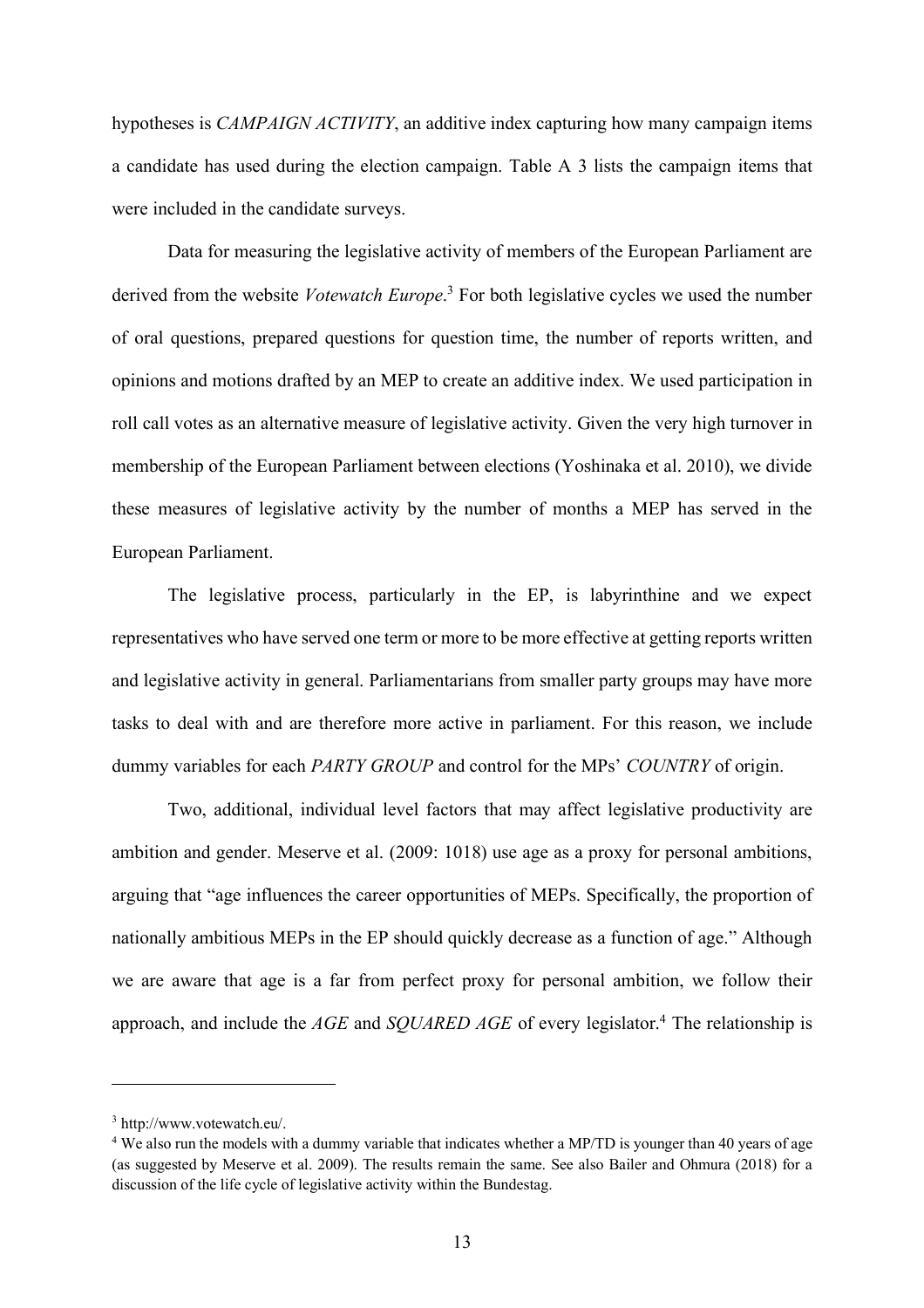hypotheses is *CAMPAIGN ACTIVITY*, an additive index capturing how many campaign items a candidate has used during the election campaign. Table A 3 lists the campaign items that were included in the candidate surveys.

Data for measuring the legislative activity of members of the European Parliament are derived from the website *Votewatch Europe*.[3] For both legislative cycles we used the number of oral questions, prepared questions for question time, the number of reports written, and opinions and motions drafted by an MEP to create an additive index. We used participation in roll call votes as an alternative measure of legislative activity. Given the very high turnover in membership of the European Parliament between elections (Yoshinaka et al. 2010), we divide these measures of legislative activity by the number of months a MEP has served in the European Parliament.

The legislative process, particularly in the EP, is labyrinthine and we expect representatives who have served one term or more to be more effective at getting reports written and legislative activity in general. Parliamentarians from smaller party groups may have more tasks to deal with and are therefore more active in parliament. For this reason, we include dummy variables for each *PARTY GROUP* and control for the MPs' *COUNTRY* of origin.

Two, additional, individual level factors that may affect legislative productivity are ambition and gender. Meserve et al. (2009: 1018) use age as a proxy for personal ambitions, arguing that "age influences the career opportunities of MEPs. Specifically, the proportion of nationally ambitious MEPs in the EP should quickly decrease as a function of age." Although we are aware that age is a far from perfect proxy for personal ambition, we follow their approach, and include the *AGE* and *SQUARED AGE* of every legislator.[4] The relationship is

---

[3] http://www.votewatch.eu/.

[4] We also run the models with a dummy variable that indicates whether a MP/TD is younger than 40 years of age (as suggested by Meserve et al. 2009). The results remain the same. See also Bailer and Ohmura (2018) for a discussion of the life cycle of legislative activity within the Bundestag.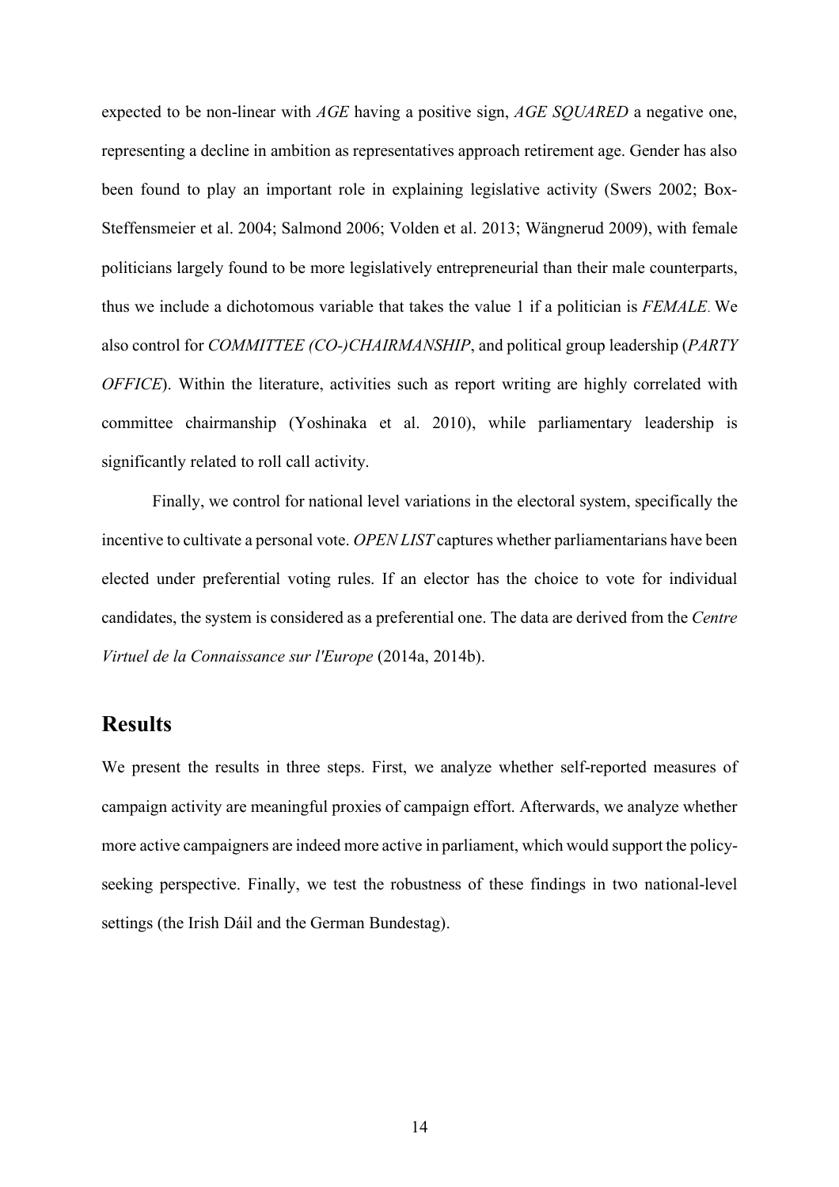expected to be non-linear with *AGE* having a positive sign, *AGE SQUARED* a negative one, representing a decline in ambition as representatives approach retirement age. Gender has also been found to play an important role in explaining legislative activity (Swers 2002; Box-Steffensmeier et al. 2004; Salmond 2006; Volden et al. 2013; Wängnerud 2009), with female politicians largely found to be more legislatively entrepreneurial than their male counterparts, thus we include a dichotomous variable that takes the value 1 if a politician is *FEMALE*. We also control for *COMMITTEE (CO-)CHAIRMANSHIP*, and political group leadership (*PARTY OFFICE*). Within the literature, activities such as report writing are highly correlated with committee chairmanship (Yoshinaka et al. 2010), while parliamentary leadership is significantly related to roll call activity.

Finally, we control for national level variations in the electoral system, specifically the incentive to cultivate a personal vote. *OPEN LIST* captures whether parliamentarians have been elected under preferential voting rules. If an elector has the choice to vote for individual candidates, the system is considered as a preferential one. The data are derived from the *Centre Virtuel de la Connaissance sur l'Europe* (2014a, 2014b).

## Results

We present the results in three steps. First, we analyze whether self-reported measures of campaign activity are meaningful proxies of campaign effort. Afterwards, we analyze whether more active campaigners are indeed more active in parliament, which would support the policy-seeking perspective. Finally, we test the robustness of these findings in two national-level settings (the Irish Dáil and the German Bundestag).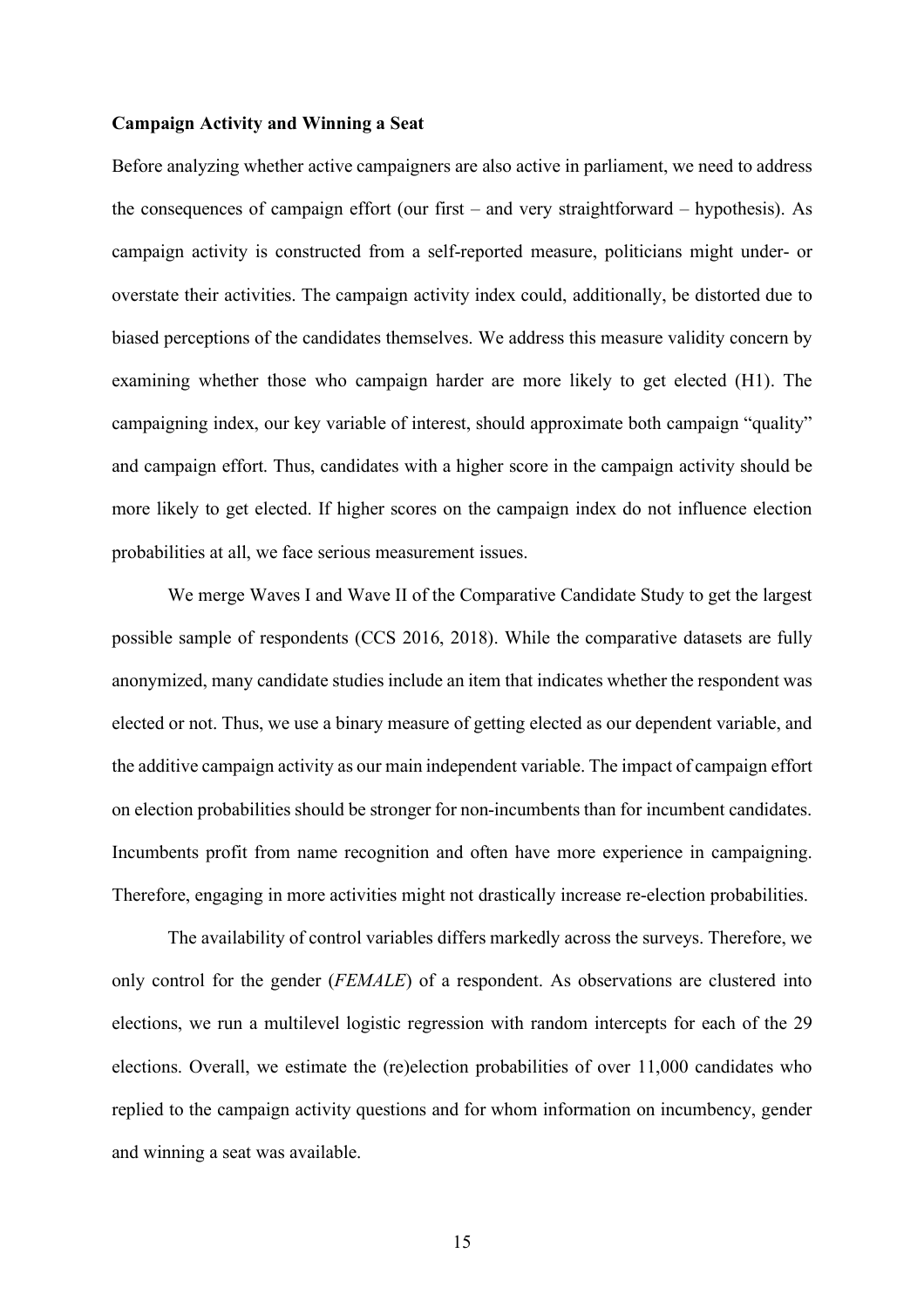**Campaign Activity and Winning a Seat**

Before analyzing whether active campaigners are also active in parliament, we need to address the consequences of campaign effort (our first – and very straightforward – hypothesis). As campaign activity is constructed from a self-reported measure, politicians might under- or overstate their activities. The campaign activity index could, additionally, be distorted due to biased perceptions of the candidates themselves. We address this measure validity concern by examining whether those who campaign harder are more likely to get elected (H1). The campaigning index, our key variable of interest, should approximate both campaign "quality" and campaign effort. Thus, candidates with a higher score in the campaign activity should be more likely to get elected. If higher scores on the campaign index do not influence election probabilities at all, we face serious measurement issues.

We merge Waves I and Wave II of the Comparative Candidate Study to get the largest possible sample of respondents (CCS 2016, 2018). While the comparative datasets are fully anonymized, many candidate studies include an item that indicates whether the respondent was elected or not. Thus, we use a binary measure of getting elected as our dependent variable, and the additive campaign activity as our main independent variable. The impact of campaign effort on election probabilities should be stronger for non-incumbents than for incumbent candidates. Incumbents profit from name recognition and often have more experience in campaigning. Therefore, engaging in more activities might not drastically increase re-election probabilities.

The availability of control variables differs markedly across the surveys. Therefore, we only control for the gender (*FEMALE*) of a respondent. As observations are clustered into elections, we run a multilevel logistic regression with random intercepts for each of the 29 elections. Overall, we estimate the (re)election probabilities of over 11,000 candidates who replied to the campaign activity questions and for whom information on incumbency, gender and winning a seat was available.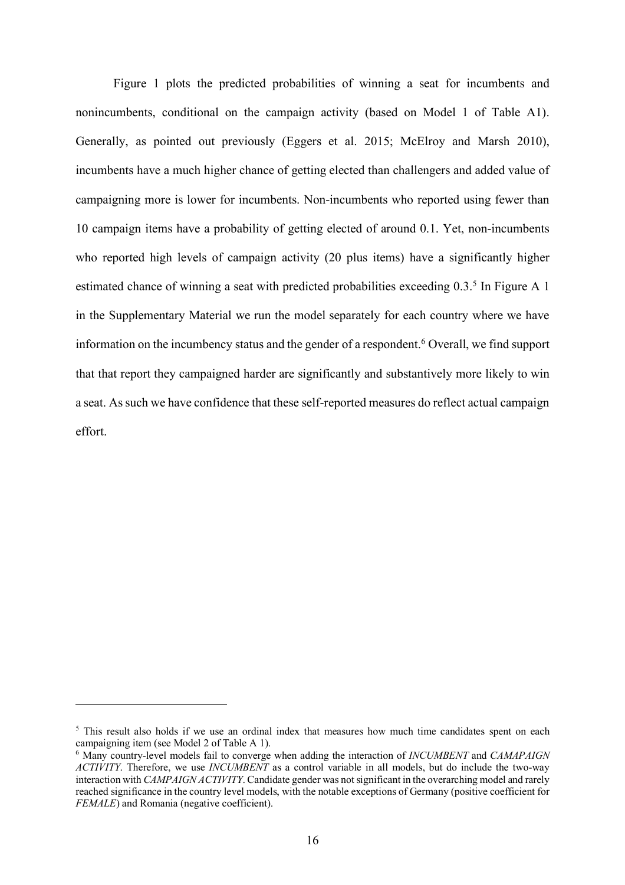Figure 1 plots the predicted probabilities of winning a seat for incumbents and nonincumbents, conditional on the campaign activity (based on Model 1 of Table A1). Generally, as pointed out previously (Eggers et al. 2015; McElroy and Marsh 2010), incumbents have a much higher chance of getting elected than challengers and added value of campaigning more is lower for incumbents. Non-incumbents who reported using fewer than 10 campaign items have a probability of getting elected of around 0.1. Yet, non-incumbents who reported high levels of campaign activity (20 plus items) have a significantly higher estimated chance of winning a seat with predicted probabilities exceeding 0.3.[5] In Figure A 1 in the Supplementary Material we run the model separately for each country where we have information on the incumbency status and the gender of a respondent.[6] Overall, we find support that that report they campaigned harder are significantly and substantively more likely to win a seat. As such we have confidence that these self-reported measures do reflect actual campaign effort.

[5] This result also holds if we use an ordinal index that measures how much time candidates spent on each campaigning item (see Model 2 of Table A 1).

[6] Many country-level models fail to converge when adding the interaction of *INCUMBENT* and *CAMAPAIGN ACTIVITY*. Therefore, we use *INCUMBENT* as a control variable in all models, but do include the two-way interaction with *CAMPAIGN ACTIVITY*. Candidate gender was not significant in the overarching model and rarely reached significance in the country level models, with the notable exceptions of Germany (positive coefficient for *FEMALE*) and Romania (negative coefficient).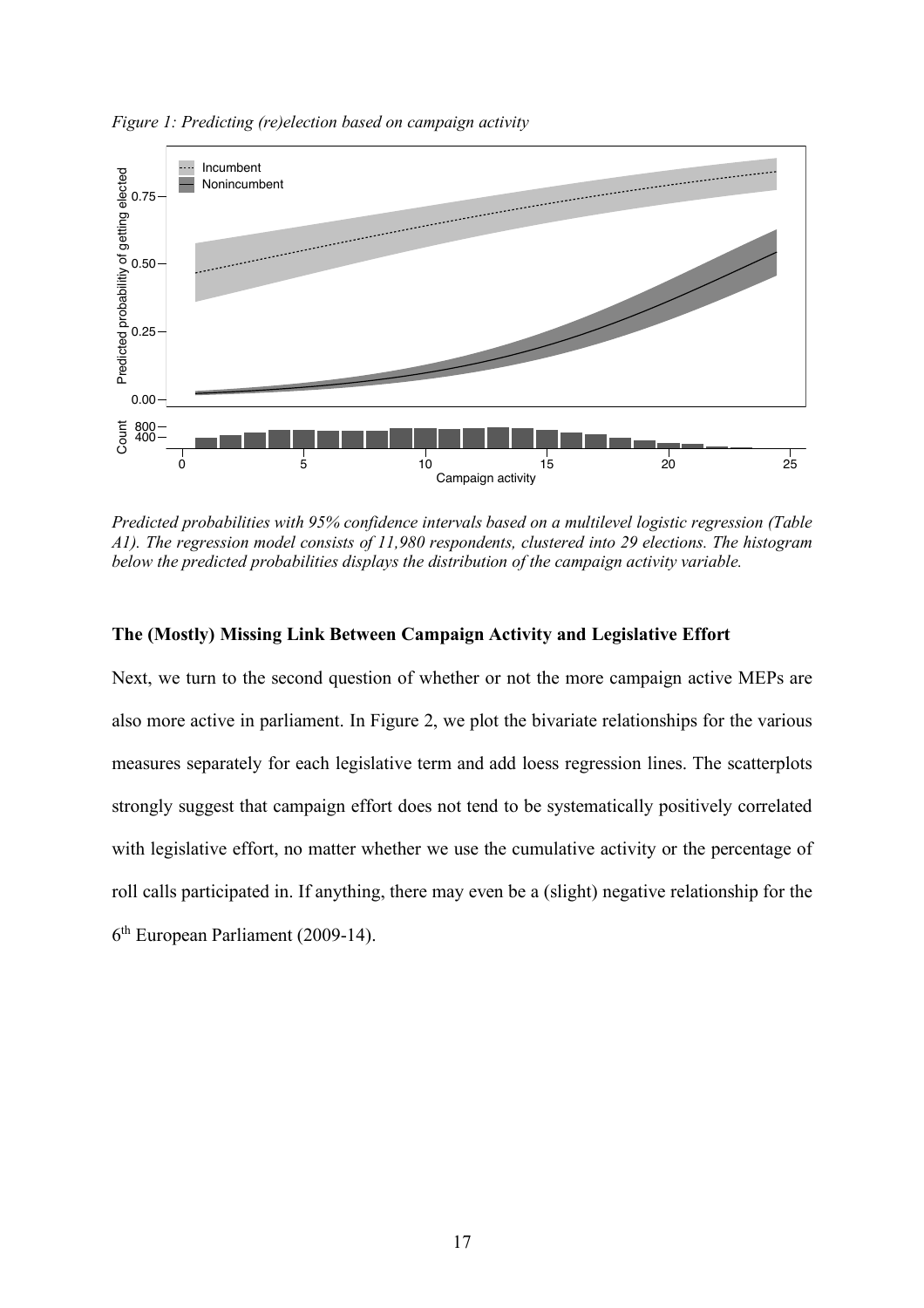*Figure 1: Predicting (re)election based on campaign activity*

*Predicted probabilities with 95% confidence intervals based on a multilevel logistic regression (Table A1). The regression model consists of 11,980 respondents, clustered into 29 elections. The histogram below the predicted probabilities displays the distribution of the campaign activity variable.*

**The (Mostly) Missing Link Between Campaign Activity and Legislative Effort**

Next, we turn to the second question of whether or not the more campaign active MEPs are also more active in parliament. In Figure 2, we plot the bivariate relationships for the various measures separately for each legislative term and add loess regression lines. The scatterplots strongly suggest that campaign effort does not tend to be systematically positively correlated with legislative effort, no matter whether we use the cumulative activity or the percentage of roll calls participated in. If anything, there may even be a (slight) negative relationship for the 6th European Parliament (2009-14).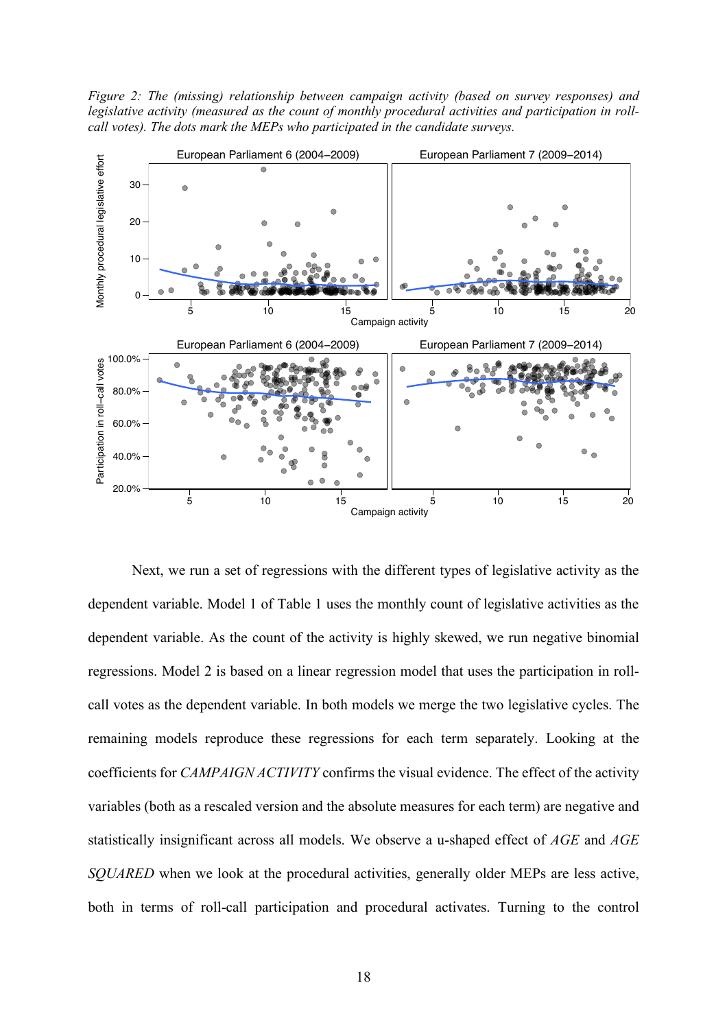*Figure 2: The (missing) relationship between campaign activity (based on survey responses) and legislative activity (measured as the count of monthly procedural activities and participation in roll-call votes). The dots mark the MEPs who participated in the candidate surveys.*

Next, we run a set of regressions with the different types of legislative activity as the dependent variable. Model 1 of Table 1 uses the monthly count of legislative activities as the dependent variable. As the count of the activity is highly skewed, we run negative binomial regressions. Model 2 is based on a linear regression model that uses the participation in roll-call votes as the dependent variable. In both models we merge the two legislative cycles. The remaining models reproduce these regressions for each term separately. Looking at the coefficients for *CAMPAIGN ACTIVITY* confirms the visual evidence. The effect of the activity variables (both as a rescaled version and the absolute measures for each term) are negative and statistically insignificant across all models. We observe a u-shaped effect of *AGE* and *AGE SQUARED* when we look at the procedural activities, generally older MEPs are less active, both in terms of roll-call participation and procedural activates. Turning to the control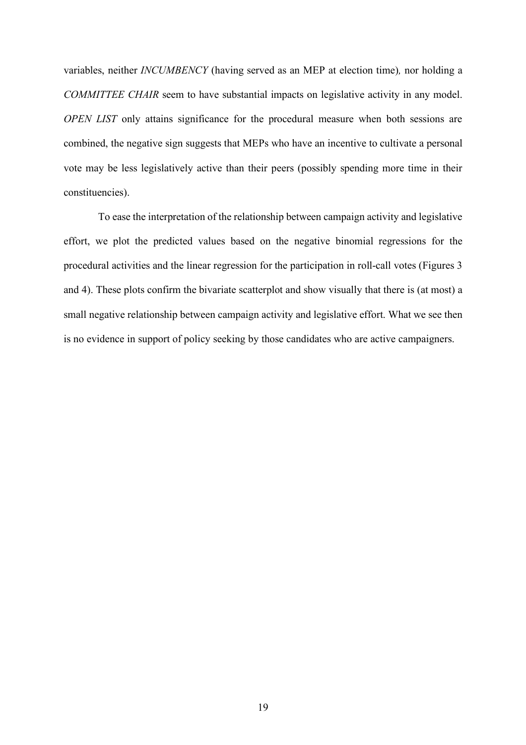variables, neither *INCUMBENCY* (having served as an MEP at election time)*,* nor holding a *COMMITTEE CHAIR* seem to have substantial impacts on legislative activity in any model. *OPEN LIST* only attains significance for the procedural measure when both sessions are combined, the negative sign suggests that MEPs who have an incentive to cultivate a personal vote may be less legislatively active than their peers (possibly spending more time in their constituencies).

To ease the interpretation of the relationship between campaign activity and legislative effort, we plot the predicted values based on the negative binomial regressions for the procedural activities and the linear regression for the participation in roll-call votes (Figures 3 and 4). These plots confirm the bivariate scatterplot and show visually that there is (at most) a small negative relationship between campaign activity and legislative effort. What we see then is no evidence in support of policy seeking by those candidates who are active campaigners.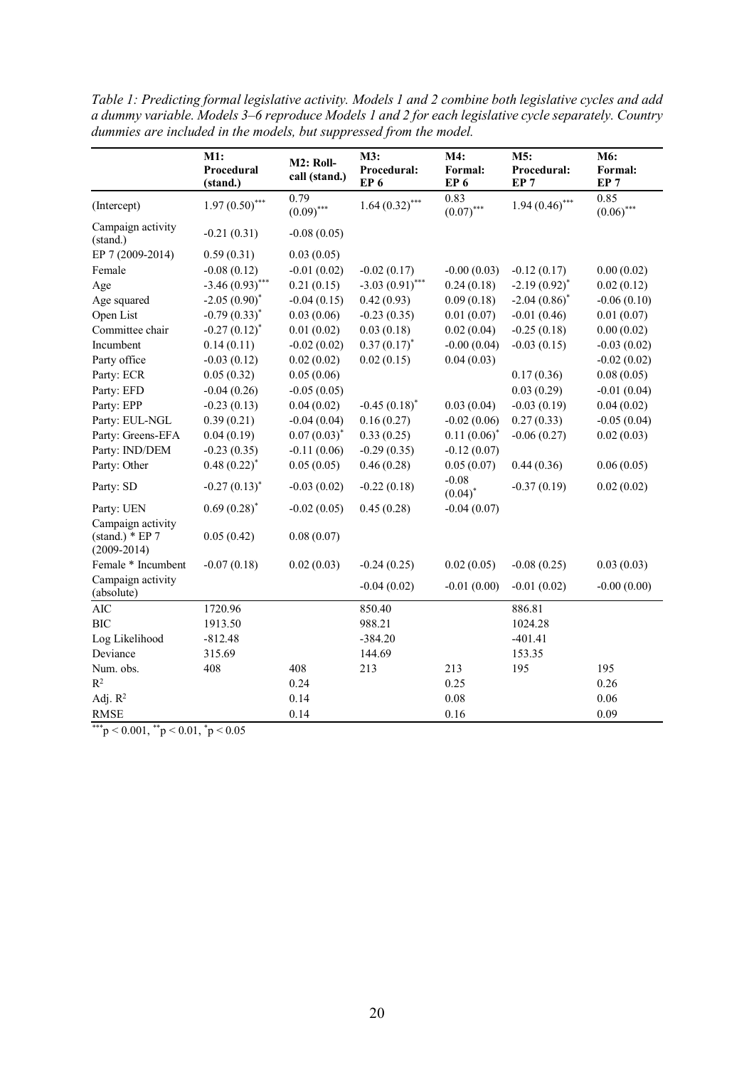*Table 1: Predicting formal legislative activity. Models 1 and 2 combine both legislative cycles and add a dummy variable. Models 3–6 reproduce Models 1 and 2 for each legislative cycle separately. Country dummies are included in the models, but suppressed from the model.*

| | **M1: Procedural (stand.)** | **M2: Roll-call (stand.)** | **M3: Procedural: EP 6** | **M4: Formal: EP 6** | **M5: Procedural: EP 7** | **M6: Formal: EP 7** |
|---|---|---|---|---|---|---|
| (Intercept) | 1.97 (0.50)*** | 0.79 (0.09)*** | 1.64 (0.32)*** | 0.83 (0.07)*** | 1.94 (0.46)*** | 0.85 (0.06)*** |
| Campaign activity (stand.) | -0.21 (0.31) | -0.08 (0.05) | | | | |
| EP 7 (2009-2014) | 0.59 (0.31) | 0.03 (0.05) | | | | |
| Female | -0.08 (0.12) | -0.01 (0.02) | -0.02 (0.17) | -0.00 (0.03) | -0.12 (0.17) | 0.00 (0.02) |
| Age | -3.46 (0.93)*** | 0.21 (0.15) | -3.03 (0.91)*** | 0.24 (0.18) | -2.19 (0.92)* | 0.02 (0.12) |
| Age squared | -2.05 (0.90)* | -0.04 (0.15) | 0.42 (0.93) | 0.09 (0.18) | -2.04 (0.86)* | -0.06 (0.10) |
| Open List | -0.79 (0.33)* | 0.03 (0.06) | -0.23 (0.35) | 0.01 (0.07) | -0.01 (0.46) | 0.01 (0.07) |
| Committee chair | -0.27 (0.12)* | 0.01 (0.02) | 0.03 (0.18) | 0.02 (0.04) | -0.25 (0.18) | 0.00 (0.02) |
| Incumbent | 0.14 (0.11) | -0.02 (0.02) | 0.37 (0.17)* | -0.00 (0.04) | -0.03 (0.15) | -0.03 (0.02) |
| Party office | -0.03 (0.12) | 0.02 (0.02) | 0.02 (0.15) | 0.04 (0.03) | | -0.02 (0.02) |
| Party: ECR | 0.05 (0.32) | 0.05 (0.06) | | | 0.17 (0.36) | 0.08 (0.05) |
| Party: EFD | -0.04 (0.26) | -0.05 (0.05) | | | 0.03 (0.29) | -0.01 (0.04) |
| Party: EPP | -0.23 (0.13) | 0.04 (0.02) | -0.45 (0.18)* | 0.03 (0.04) | -0.03 (0.19) | 0.04 (0.02) |
| Party: EUL-NGL | 0.39 (0.21) | -0.04 (0.04) | 0.16 (0.27) | -0.02 (0.06) | 0.27 (0.33) | -0.05 (0.04) |
| Party: Greens-EFA | 0.04 (0.19) | 0.07 (0.03)* | 0.33 (0.25) | 0.11 (0.06)* | -0.06 (0.27) | 0.02 (0.03) |
| Party: IND/DEM | -0.23 (0.35) | -0.11 (0.06) | -0.29 (0.35) | -0.12 (0.07) | | |
| Party: Other | 0.48 (0.22)* | 0.05 (0.05) | 0.46 (0.28) | 0.05 (0.07) | 0.44 (0.36) | 0.06 (0.05) |
| Party: SD | -0.27 (0.13)* | -0.03 (0.02) | -0.22 (0.18) | -0.08 (0.04)* | -0.37 (0.19) | 0.02 (0.02) |
| Party: UEN | 0.69 (0.28)* | -0.02 (0.05) | 0.45 (0.28) | -0.04 (0.07) | | |
| Campaign activity (stand.) * EP 7 (2009-2014) | 0.05 (0.42) | 0.08 (0.07) | | | | |
| Female * Incumbent | -0.07 (0.18) | 0.02 (0.03) | -0.24 (0.25) | 0.02 (0.05) | -0.08 (0.25) | 0.03 (0.03) |
| Campaign activity (absolute) | | | -0.04 (0.02) | -0.01 (0.00) | -0.01 (0.02) | -0.00 (0.00) |
| AIC | 1720.96 | | 850.40 | | 886.81 | |
| BIC | 1913.50 | | 988.21 | | 1024.28 | |
| Log Likelihood | -812.48 | | -384.20 | | -401.41 | |
| Deviance | 315.69 | | 144.69 | | 153.35 | |
| Num. obs. | 408 | 408 | 213 | 213 | 195 | 195 |
| $R^2$ | | 0.24 | | 0.25 | | 0.26 |
| Adj. $R^2$ | | 0.14 | | 0.08 | | 0.06 |
| RMSE | | 0.14 | | 0.16 | | 0.09 |

***$p < 0.001$, **$p < 0.01$, *$p < 0.05$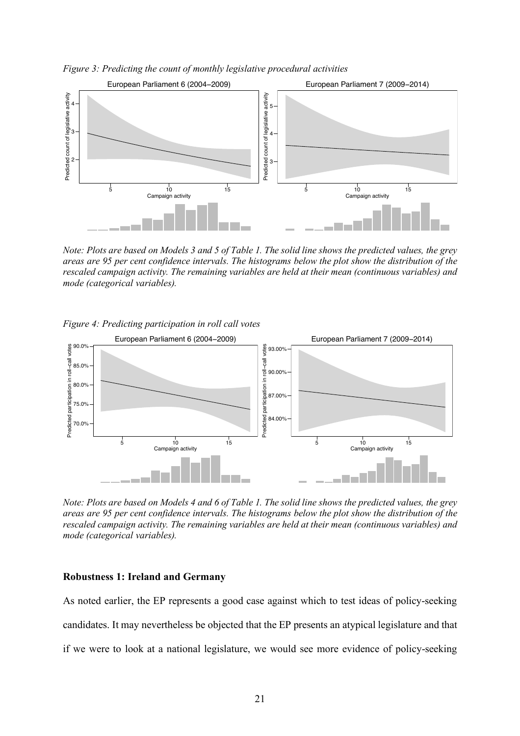*Figure 3: Predicting the count of monthly legislative procedural activities*

*Note: Plots are based on Models 3 and 5 of Table 1. The solid line shows the predicted values, the grey areas are 95 per cent confidence intervals. The histograms below the plot show the distribution of the rescaled campaign activity. The remaining variables are held at their mean (continuous variables) and mode (categorical variables).*

*Figure 4: Predicting participation in roll call votes*

*Note: Plots are based on Models 4 and 6 of Table 1. The solid line shows the predicted values, the grey areas are 95 per cent confidence intervals. The histograms below the plot show the distribution of the rescaled campaign activity. The remaining variables are held at their mean (continuous variables) and mode (categorical variables).*

**Robustness 1: Ireland and Germany**

As noted earlier, the EP represents a good case against which to test ideas of policy-seeking candidates. It may nevertheless be objected that the EP presents an atypical legislature and that if we were to look at a national legislature, we would see more evidence of policy-seeking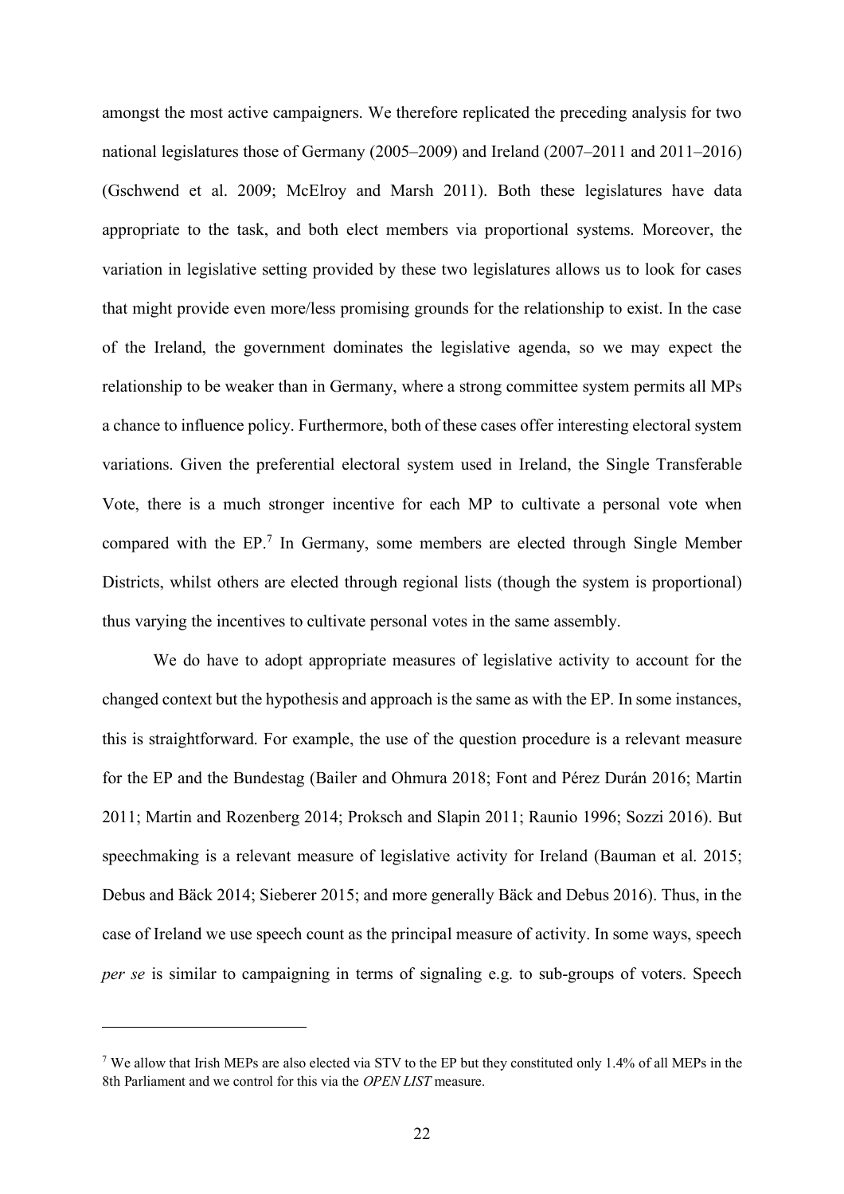amongst the most active campaigners. We therefore replicated the preceding analysis for two national legislatures those of Germany (2005–2009) and Ireland (2007–2011 and 2011–2016) (Gschwend et al. 2009; McElroy and Marsh 2011). Both these legislatures have data appropriate to the task, and both elect members via proportional systems. Moreover, the variation in legislative setting provided by these two legislatures allows us to look for cases that might provide even more/less promising grounds for the relationship to exist. In the case of the Ireland, the government dominates the legislative agenda, so we may expect the relationship to be weaker than in Germany, where a strong committee system permits all MPs a chance to influence policy. Furthermore, both of these cases offer interesting electoral system variations. Given the preferential electoral system used in Ireland, the Single Transferable Vote, there is a much stronger incentive for each MP to cultivate a personal vote when compared with the EP.[7] In Germany, some members are elected through Single Member Districts, whilst others are elected through regional lists (though the system is proportional) thus varying the incentives to cultivate personal votes in the same assembly.

We do have to adopt appropriate measures of legislative activity to account for the changed context but the hypothesis and approach is the same as with the EP. In some instances, this is straightforward. For example, the use of the question procedure is a relevant measure for the EP and the Bundestag (Bailer and Ohmura 2018; Font and Pérez Durán 2016; Martin 2011; Martin and Rozenberg 2014; Proksch and Slapin 2011; Raunio 1996; Sozzi 2016). But speechmaking is a relevant measure of legislative activity for Ireland (Bauman et al. 2015; Debus and Bäck 2014; Sieberer 2015; and more generally Bäck and Debus 2016). Thus, in the case of Ireland we use speech count as the principal measure of activity. In some ways, speech *per se* is similar to campaigning in terms of signaling e.g. to sub-groups of voters. Speech

---

[7] We allow that Irish MEPs are also elected via STV to the EP but they constituted only 1.4% of all MEPs in the 8th Parliament and we control for this via the *OPEN LIST* measure.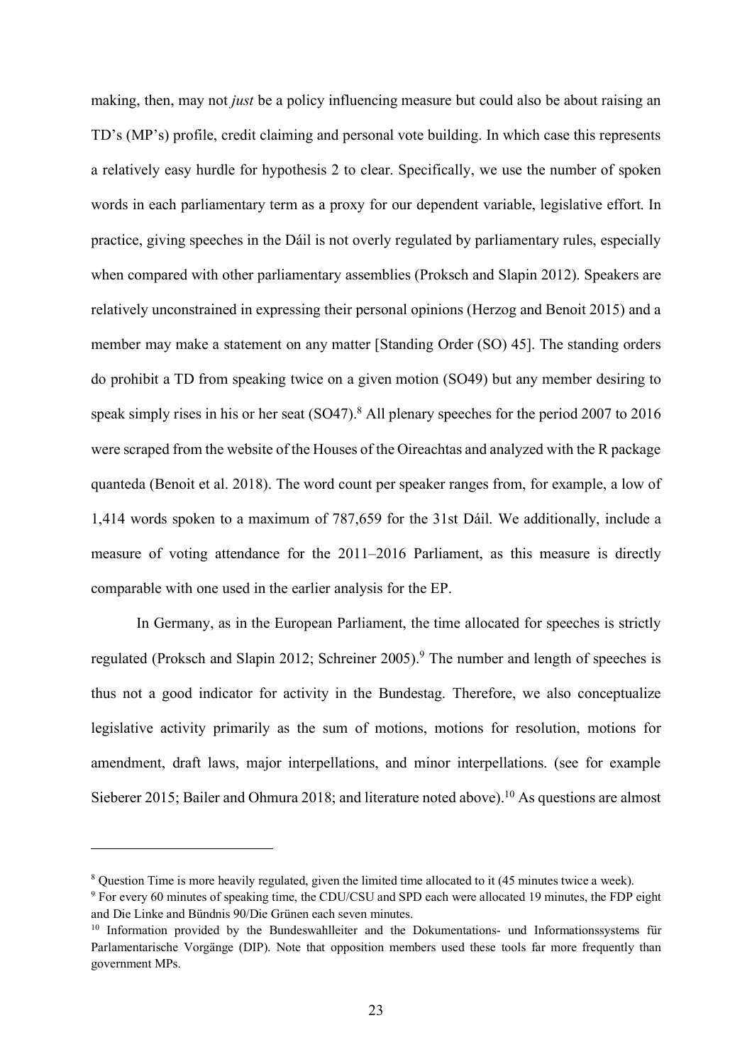making, then, may not *just* be a policy influencing measure but could also be about raising an TD's (MP's) profile, credit claiming and personal vote building. In which case this represents a relatively easy hurdle for hypothesis 2 to clear. Specifically, we use the number of spoken words in each parliamentary term as a proxy for our dependent variable, legislative effort. In practice, giving speeches in the Dáil is not overly regulated by parliamentary rules, especially when compared with other parliamentary assemblies (Proksch and Slapin 2012). Speakers are relatively unconstrained in expressing their personal opinions (Herzog and Benoit 2015) and a member may make a statement on any matter [Standing Order (SO) 45]. The standing orders do prohibit a TD from speaking twice on a given motion (SO49) but any member desiring to speak simply rises in his or her seat (SO47).[8] All plenary speeches for the period 2007 to 2016 were scraped from the website of the Houses of the Oireachtas and analyzed with the R package quanteda (Benoit et al. 2018). The word count per speaker ranges from, for example, a low of 1,414 words spoken to a maximum of 787,659 for the 31st Dáil. We additionally, include a measure of voting attendance for the 2011–2016 Parliament, as this measure is directly comparable with one used in the earlier analysis for the EP.

In Germany, as in the European Parliament, the time allocated for speeches is strictly regulated (Proksch and Slapin 2012; Schreiner 2005).[9] The number and length of speeches is thus not a good indicator for activity in the Bundestag. Therefore, we also conceptualize legislative activity primarily as the sum of motions, motions for resolution, motions for amendment, draft laws, major interpellations, and minor interpellations. (see for example Sieberer 2015; Bailer and Ohmura 2018; and literature noted above).[10] As questions are almost

---

[8] Question Time is more heavily regulated, given the limited time allocated to it (45 minutes twice a week).

[9] For every 60 minutes of speaking time, the CDU/CSU and SPD each were allocated 19 minutes, the FDP eight and Die Linke and Bündnis 90/Die Grünen each seven minutes.

[10] Information provided by the Bundeswahlleiter and the Dokumentations- und Informationssystems für Parlamentarische Vorgänge (DIP). Note that opposition members used these tools far more frequently than government MPs.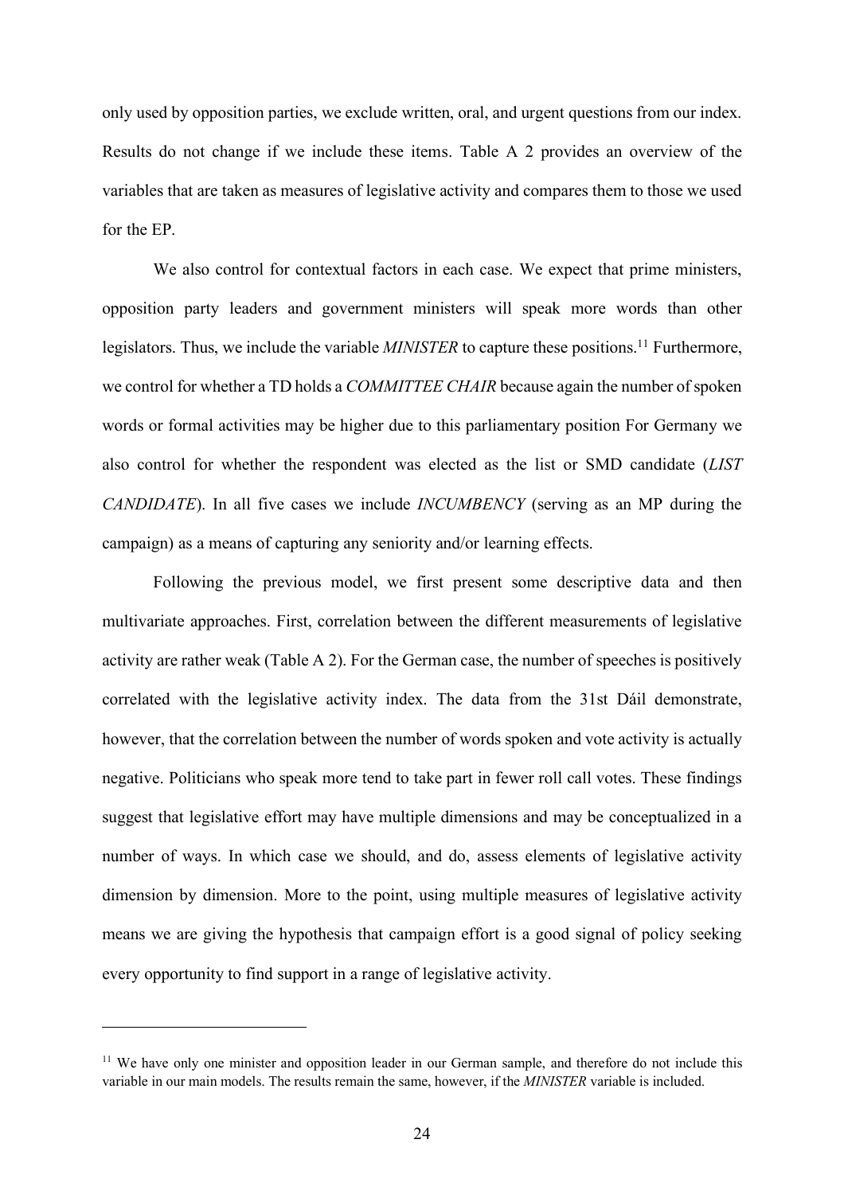only used by opposition parties, we exclude written, oral, and urgent questions from our index. Results do not change if we include these items. Table A 2 provides an overview of the variables that are taken as measures of legislative activity and compares them to those we used for the EP.

We also control for contextual factors in each case. We expect that prime ministers, opposition party leaders and government ministers will speak more words than other legislators. Thus, we include the variable *MINISTER* to capture these positions.[11] Furthermore, we control for whether a TD holds a *COMMITTEE CHAIR* because again the number of spoken words or formal activities may be higher due to this parliamentary position For Germany we also control for whether the respondent was elected as the list or SMD candidate (*LIST CANDIDATE*). In all five cases we include *INCUMBENCY* (serving as an MP during the campaign) as a means of capturing any seniority and/or learning effects.

Following the previous model, we first present some descriptive data and then multivariate approaches. First, correlation between the different measurements of legislative activity are rather weak (Table A 2). For the German case, the number of speeches is positively correlated with the legislative activity index. The data from the 31st Dáil demonstrate, however, that the correlation between the number of words spoken and vote activity is actually negative. Politicians who speak more tend to take part in fewer roll call votes. These findings suggest that legislative effort may have multiple dimensions and may be conceptualized in a number of ways. In which case we should, and do, assess elements of legislative activity dimension by dimension. More to the point, using multiple measures of legislative activity means we are giving the hypothesis that campaign effort is a good signal of policy seeking every opportunity to find support in a range of legislative activity.

[11] We have only one minister and opposition leader in our German sample, and therefore do not include this variable in our main models. The results remain the same, however, if the *MINISTER* variable is included.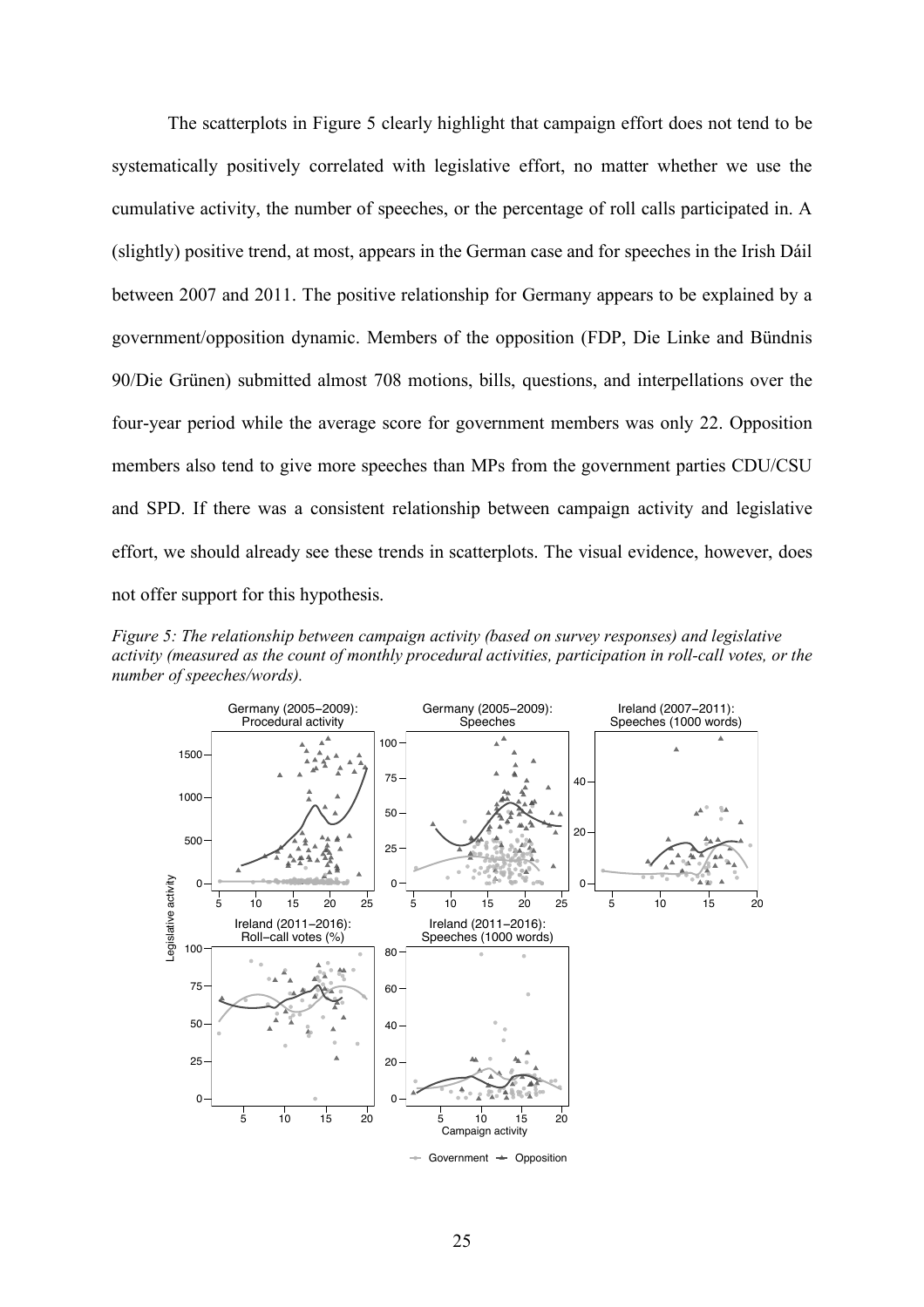The scatterplots in Figure 5 clearly highlight that campaign effort does not tend to be systematically positively correlated with legislative effort, no matter whether we use the cumulative activity, the number of speeches, or the percentage of roll calls participated in. A (slightly) positive trend, at most, appears in the German case and for speeches in the Irish Dáil between 2007 and 2011. The positive relationship for Germany appears to be explained by a government/opposition dynamic. Members of the opposition (FDP, Die Linke and Bündnis 90/Die Grünen) submitted almost 708 motions, bills, questions, and interpellations over the four-year period while the average score for government members was only 22. Opposition members also tend to give more speeches than MPs from the government parties CDU/CSU and SPD. If there was a consistent relationship between campaign activity and legislative effort, we should already see these trends in scatterplots. The visual evidence, however, does not offer support for this hypothesis.

*Figure 5: The relationship between campaign activity (based on survey responses) and legislative activity (measured as the count of monthly procedural activities, participation in roll-call votes, or the number of speeches/words).*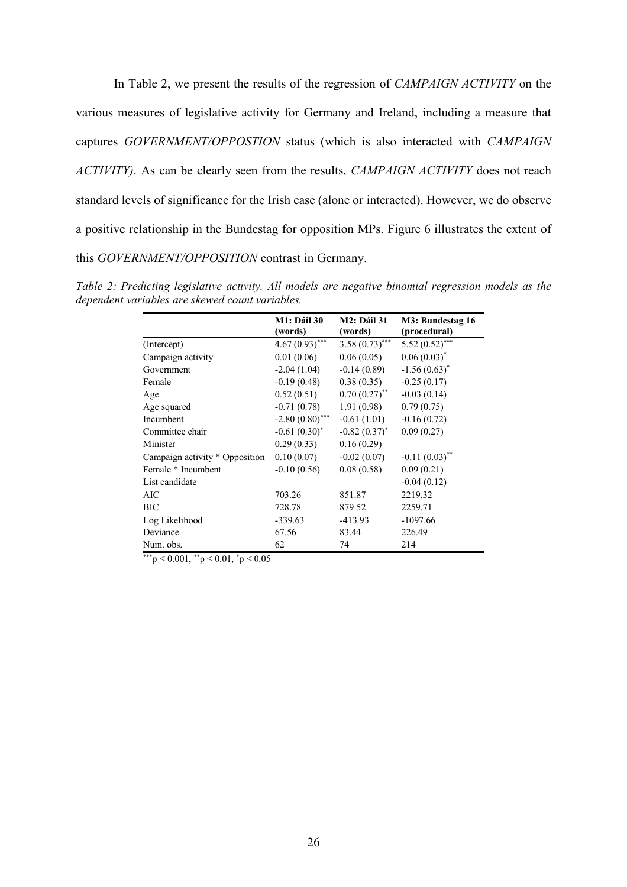In Table 2, we present the results of the regression of *CAMPAIGN ACTIVITY* on the various measures of legislative activity for Germany and Ireland, including a measure that captures *GOVERNMENT/OPPOSTION* status (which is also interacted with *CAMPAIGN ACTIVITY)*. As can be clearly seen from the results, *CAMPAIGN ACTIVITY* does not reach standard levels of significance for the Irish case (alone or interacted). However, we do observe a positive relationship in the Bundestag for opposition MPs. Figure 6 illustrates the extent of this *GOVERNMENT/OPPOSITION* contrast in Germany.

*Table 2: Predicting legislative activity. All models are negative binomial regression models as the dependent variables are skewed count variables.*

| | **M1: Dáil 30 (words)** | **M2: Dáil 31 (words)** | **M3: Bundestag 16 (procedural)** |
|---|---|---|---|
| (Intercept) | 4.67 (0.93)*** | 3.58 (0.73)*** | 5.52 (0.52)*** |
| Campaign activity | 0.01 (0.06) | 0.06 (0.05) | 0.06 (0.03)* |
| Government | -2.04 (1.04) | -0.14 (0.89) | -1.56 (0.63)* |
| Female | -0.19 (0.48) | 0.38 (0.35) | -0.25 (0.17) |
| Age | 0.52 (0.51) | 0.70 (0.27)** | -0.03 (0.14) |
| Age squared | -0.71 (0.78) | 1.91 (0.98) | 0.79 (0.75) |
| Incumbent | -2.80 (0.80)*** | -0.61 (1.01) | -0.16 (0.72) |
| Committee chair | -0.61 (0.30)* | -0.82 (0.37)* | 0.09 (0.27) |
| Minister | 0.29 (0.33) | 0.16 (0.29) | |
| Campaign activity * Opposition | 0.10 (0.07) | -0.02 (0.07) | -0.11 (0.03)** |
| Female * Incumbent | -0.10 (0.56) | 0.08 (0.58) | 0.09 (0.21) |
| List candidate | | | -0.04 (0.12) |
| AIC | 703.26 | 851.87 | 2219.32 |
| BIC | 728.78 | 879.52 | 2259.71 |
| Log Likelihood | -339.63 | -413.93 | -1097.66 |
| Deviance | 67.56 | 83.44 | 226.49 |
| Num. obs. | 62 | 74 | 214 |

***$p < 0.001$, **$p < 0.01$, *$p < 0.05$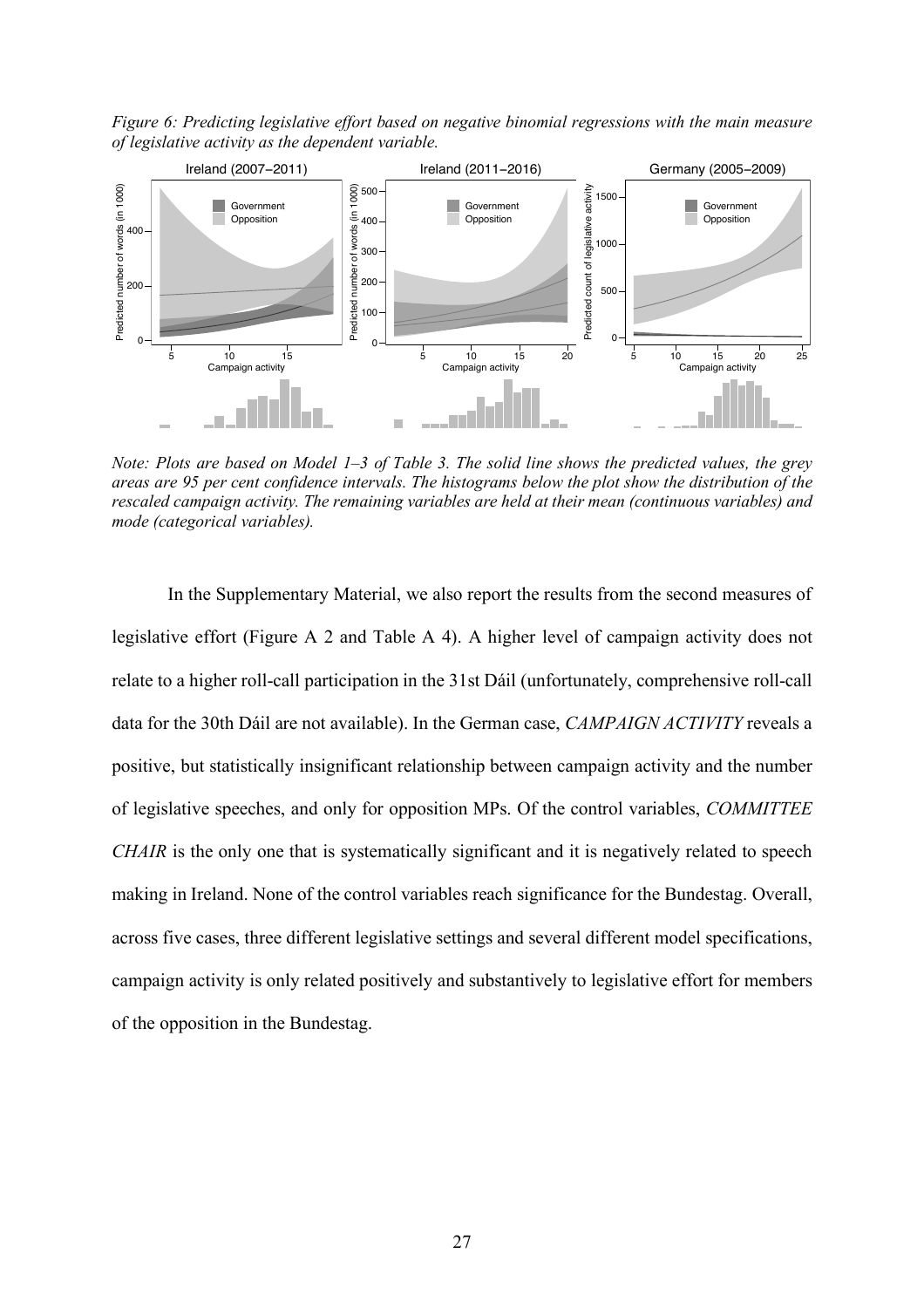*Figure 6: Predicting legislative effort based on negative binomial regressions with the main measure of legislative activity as the dependent variable.*

*Note: Plots are based on Model 1–3 of Table 3. The solid line shows the predicted values, the grey areas are 95 per cent confidence intervals. The histograms below the plot show the distribution of the rescaled campaign activity. The remaining variables are held at their mean (continuous variables) and mode (categorical variables).*

In the Supplementary Material, we also report the results from the second measures of legislative effort (Figure A 2 and Table A 4). A higher level of campaign activity does not relate to a higher roll-call participation in the 31st Dáil (unfortunately, comprehensive roll-call data for the 30th Dáil are not available). In the German case, *CAMPAIGN ACTIVITY* reveals a positive, but statistically insignificant relationship between campaign activity and the number of legislative speeches, and only for opposition MPs. Of the control variables, *COMMITTEE CHAIR* is the only one that is systematically significant and it is negatively related to speech making in Ireland. None of the control variables reach significance for the Bundestag. Overall, across five cases, three different legislative settings and several different model specifications, campaign activity is only related positively and substantively to legislative effort for members of the opposition in the Bundestag.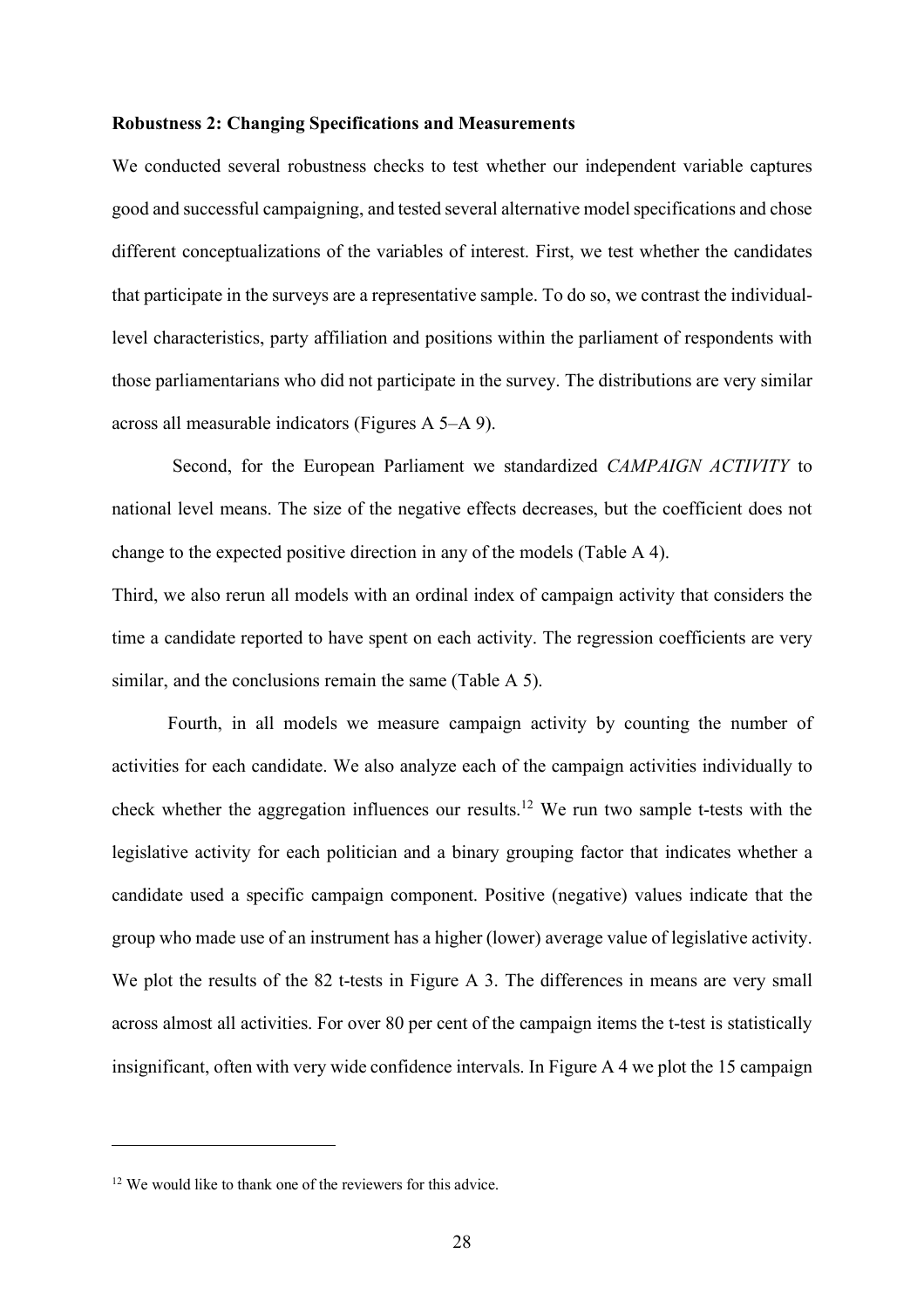**Robustness 2: Changing Specifications and Measurements**

We conducted several robustness checks to test whether our independent variable captures good and successful campaigning, and tested several alternative model specifications and chose different conceptualizations of the variables of interest. First, we test whether the candidates that participate in the surveys are a representative sample. To do so, we contrast the individual-level characteristics, party affiliation and positions within the parliament of respondents with those parliamentarians who did not participate in the survey. The distributions are very similar across all measurable indicators (Figures A 5–A 9).

Second, for the European Parliament we standardized *CAMPAIGN ACTIVITY* to national level means. The size of the negative effects decreases, but the coefficient does not change to the expected positive direction in any of the models (Table A 4).

Third, we also rerun all models with an ordinal index of campaign activity that considers the time a candidate reported to have spent on each activity. The regression coefficients are very similar, and the conclusions remain the same (Table A 5).

Fourth, in all models we measure campaign activity by counting the number of activities for each candidate. We also analyze each of the campaign activities individually to check whether the aggregation influences our results.[12] We run two sample t-tests with the legislative activity for each politician and a binary grouping factor that indicates whether a candidate used a specific campaign component. Positive (negative) values indicate that the group who made use of an instrument has a higher (lower) average value of legislative activity. We plot the results of the 82 t-tests in Figure A 3. The differences in means are very small across almost all activities. For over 80 per cent of the campaign items the t-test is statistically insignificant, often with very wide confidence intervals. In Figure A 4 we plot the 15 campaign

[12] We would like to thank one of the reviewers for this advice.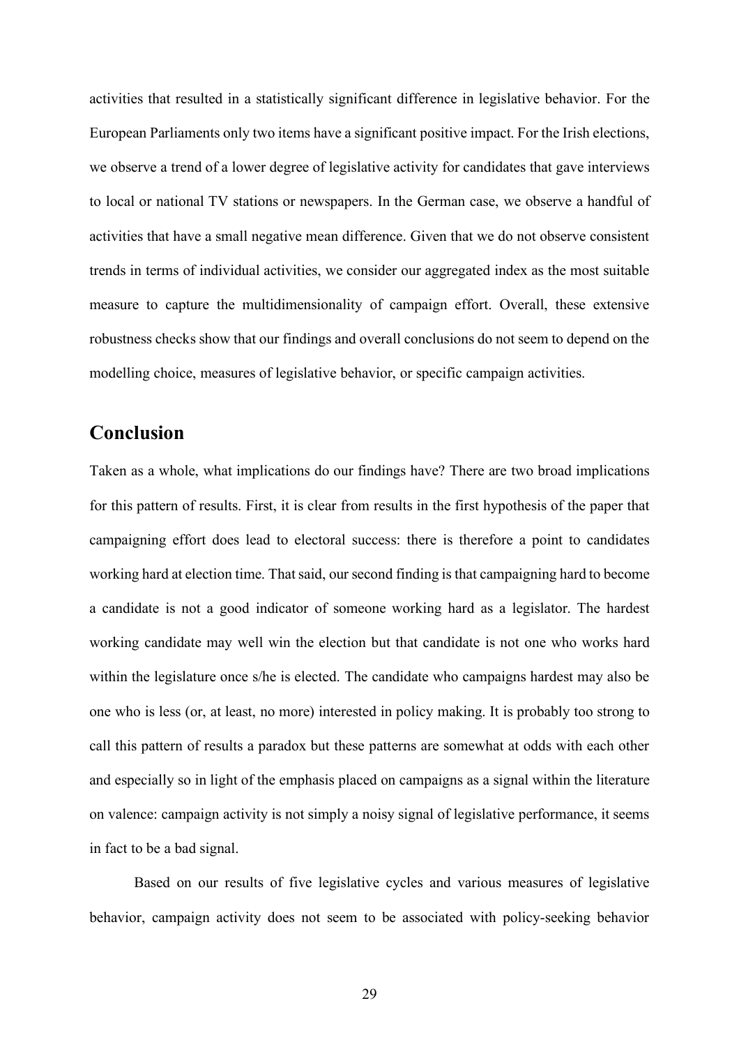activities that resulted in a statistically significant difference in legislative behavior. For the European Parliaments only two items have a significant positive impact. For the Irish elections, we observe a trend of a lower degree of legislative activity for candidates that gave interviews to local or national TV stations or newspapers. In the German case, we observe a handful of activities that have a small negative mean difference. Given that we do not observe consistent trends in terms of individual activities, we consider our aggregated index as the most suitable measure to capture the multidimensionality of campaign effort. Overall, these extensive robustness checks show that our findings and overall conclusions do not seem to depend on the modelling choice, measures of legislative behavior, or specific campaign activities.

## Conclusion

Taken as a whole, what implications do our findings have? There are two broad implications for this pattern of results. First, it is clear from results in the first hypothesis of the paper that campaigning effort does lead to electoral success: there is therefore a point to candidates working hard at election time. That said, our second finding is that campaigning hard to become a candidate is not a good indicator of someone working hard as a legislator. The hardest working candidate may well win the election but that candidate is not one who works hard within the legislature once s/he is elected. The candidate who campaigns hardest may also be one who is less (or, at least, no more) interested in policy making. It is probably too strong to call this pattern of results a paradox but these patterns are somewhat at odds with each other and especially so in light of the emphasis placed on campaigns as a signal within the literature on valence: campaign activity is not simply a noisy signal of legislative performance, it seems in fact to be a bad signal.

Based on our results of five legislative cycles and various measures of legislative behavior, campaign activity does not seem to be associated with policy-seeking behavior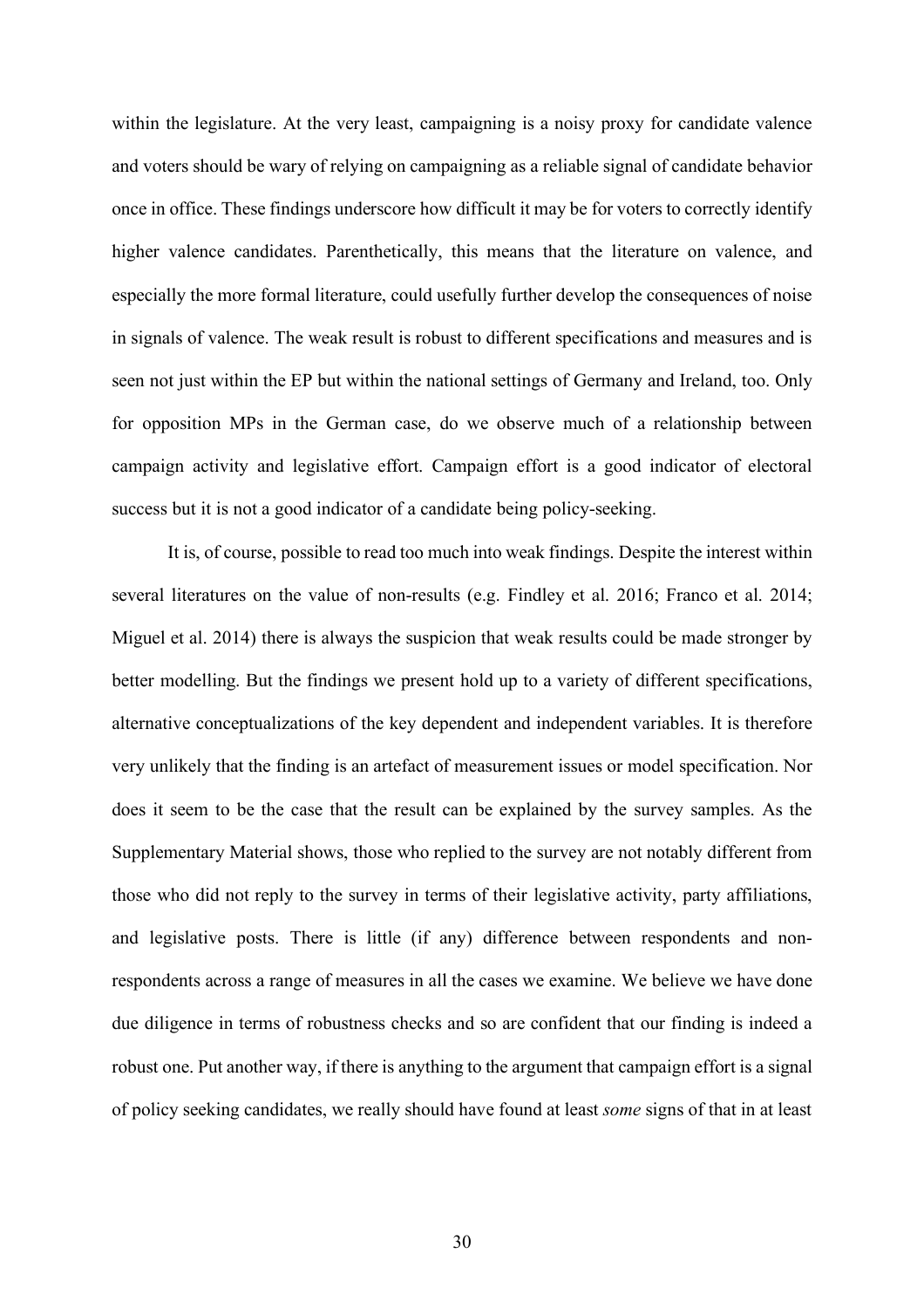within the legislature. At the very least, campaigning is a noisy proxy for candidate valence and voters should be wary of relying on campaigning as a reliable signal of candidate behavior once in office. These findings underscore how difficult it may be for voters to correctly identify higher valence candidates. Parenthetically, this means that the literature on valence, and especially the more formal literature, could usefully further develop the consequences of noise in signals of valence. The weak result is robust to different specifications and measures and is seen not just within the EP but within the national settings of Germany and Ireland, too. Only for opposition MPs in the German case, do we observe much of a relationship between campaign activity and legislative effort. Campaign effort is a good indicator of electoral success but it is not a good indicator of a candidate being policy-seeking.

It is, of course, possible to read too much into weak findings. Despite the interest within several literatures on the value of non-results (e.g. Findley et al. 2016; Franco et al. 2014; Miguel et al. 2014) there is always the suspicion that weak results could be made stronger by better modelling. But the findings we present hold up to a variety of different specifications, alternative conceptualizations of the key dependent and independent variables. It is therefore very unlikely that the finding is an artefact of measurement issues or model specification. Nor does it seem to be the case that the result can be explained by the survey samples. As the Supplementary Material shows, those who replied to the survey are not notably different from those who did not reply to the survey in terms of their legislative activity, party affiliations, and legislative posts. There is little (if any) difference between respondents and non-respondents across a range of measures in all the cases we examine. We believe we have done due diligence in terms of robustness checks and so are confident that our finding is indeed a robust one. Put another way, if there is anything to the argument that campaign effort is a signal of policy seeking candidates, we really should have found at least *some* signs of that in at least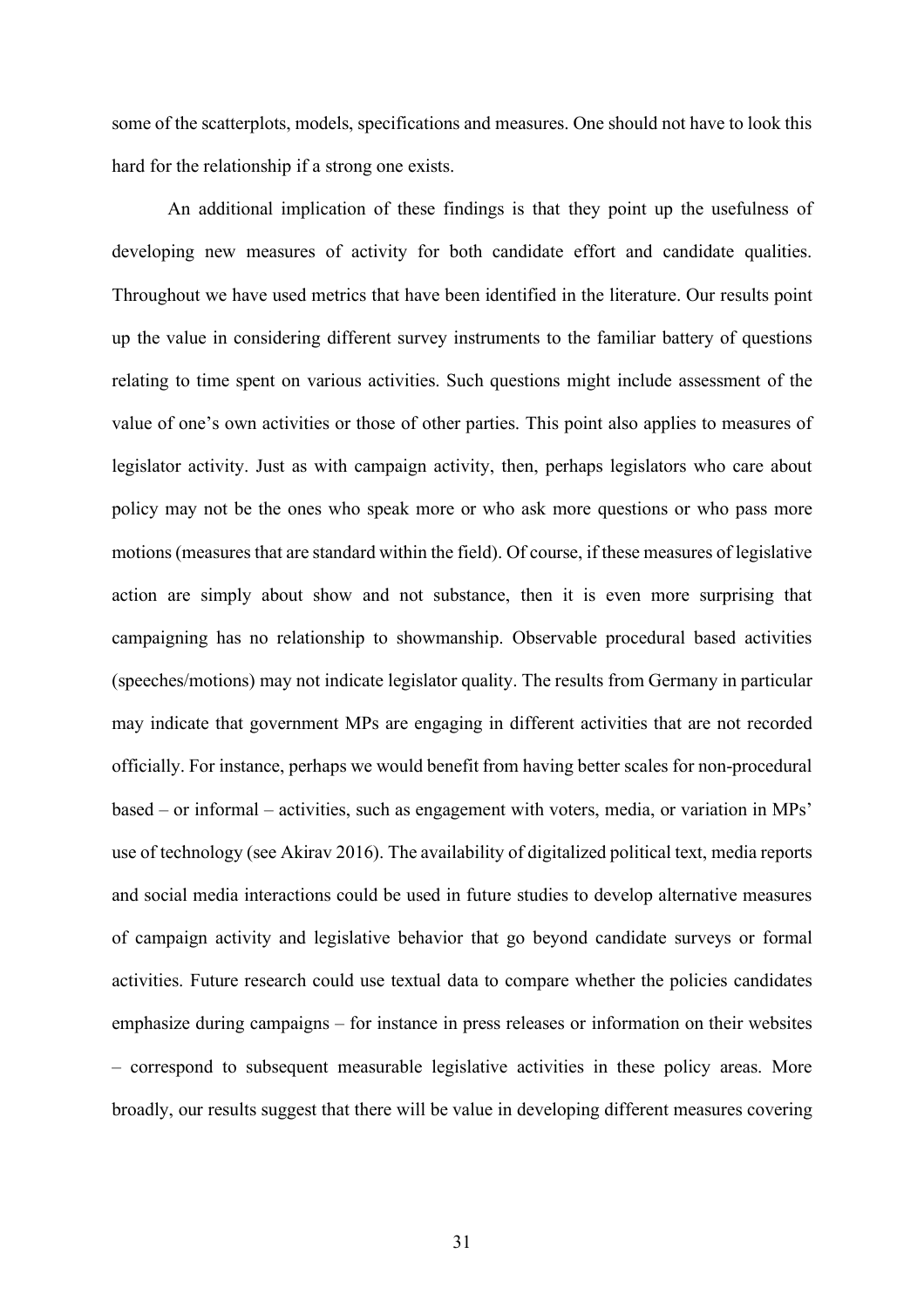some of the scatterplots, models, specifications and measures. One should not have to look this hard for the relationship if a strong one exists.

An additional implication of these findings is that they point up the usefulness of developing new measures of activity for both candidate effort and candidate qualities. Throughout we have used metrics that have been identified in the literature. Our results point up the value in considering different survey instruments to the familiar battery of questions relating to time spent on various activities. Such questions might include assessment of the value of one's own activities or those of other parties. This point also applies to measures of legislator activity. Just as with campaign activity, then, perhaps legislators who care about policy may not be the ones who speak more or who ask more questions or who pass more motions (measures that are standard within the field). Of course, if these measures of legislative action are simply about show and not substance, then it is even more surprising that campaigning has no relationship to showmanship. Observable procedural based activities (speeches/motions) may not indicate legislator quality. The results from Germany in particular may indicate that government MPs are engaging in different activities that are not recorded officially. For instance, perhaps we would benefit from having better scales for non-procedural based – or informal – activities, such as engagement with voters, media, or variation in MPs' use of technology (see Akirav 2016). The availability of digitalized political text, media reports and social media interactions could be used in future studies to develop alternative measures of campaign activity and legislative behavior that go beyond candidate surveys or formal activities. Future research could use textual data to compare whether the policies candidates emphasize during campaigns – for instance in press releases or information on their websites – correspond to subsequent measurable legislative activities in these policy areas. More broadly, our results suggest that there will be value in developing different measures covering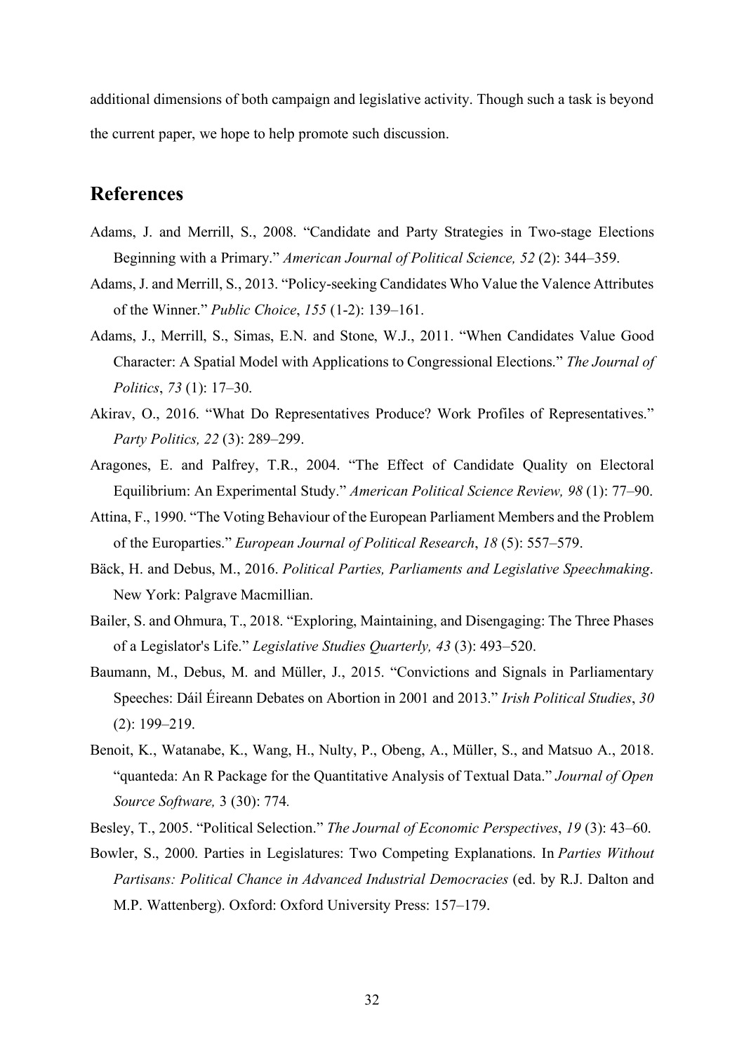additional dimensions of both campaign and legislative activity. Though such a task is beyond the current paper, we hope to help promote such discussion.

## References

Adams, J. and Merrill, S., 2008. "Candidate and Party Strategies in Two-stage Elections Beginning with a Primary." *American Journal of Political Science, 52* (2): 344–359.

Adams, J. and Merrill, S., 2013. "Policy-seeking Candidates Who Value the Valence Attributes of the Winner." *Public Choice*, *155* (1-2): 139–161.

Adams, J., Merrill, S., Simas, E.N. and Stone, W.J., 2011. "When Candidates Value Good Character: A Spatial Model with Applications to Congressional Elections." *The Journal of Politics*, *73* (1): 17–30.

Akirav, O., 2016. "What Do Representatives Produce? Work Profiles of Representatives." *Party Politics, 22* (3): 289–299.

Aragones, E. and Palfrey, T.R., 2004. "The Effect of Candidate Quality on Electoral Equilibrium: An Experimental Study." *American Political Science Review, 98* (1): 77–90.

Attina, F., 1990. "The Voting Behaviour of the European Parliament Members and the Problem of the Europarties." *European Journal of Political Research*, *18* (5): 557–579.

Bäck, H. and Debus, M., 2016. *Political Parties, Parliaments and Legislative Speechmaking*. New York: Palgrave Macmillian.

Bailer, S. and Ohmura, T., 2018. "Exploring, Maintaining, and Disengaging: The Three Phases of a Legislator's Life." *Legislative Studies Quarterly, 43* (3): 493–520.

Baumann, M., Debus, M. and Müller, J., 2015. "Convictions and Signals in Parliamentary Speeches: Dáil Éireann Debates on Abortion in 2001 and 2013." *Irish Political Studies*, *30* (2): 199–219.

Benoit, K., Watanabe, K., Wang, H., Nulty, P., Obeng, A., Müller, S., and Matsuo A., 2018. "quanteda: An R Package for the Quantitative Analysis of Textual Data." *Journal of Open Source Software,* 3 (30): 774*.*

Besley, T., 2005. "Political Selection." *The Journal of Economic Perspectives*, *19* (3): 43–60.

Bowler, S., 2000. Parties in Legislatures: Two Competing Explanations. In *Parties Without Partisans: Political Chance in Advanced Industrial Democracies* (ed. by R.J. Dalton and M.P. Wattenberg). Oxford: Oxford University Press: 157–179.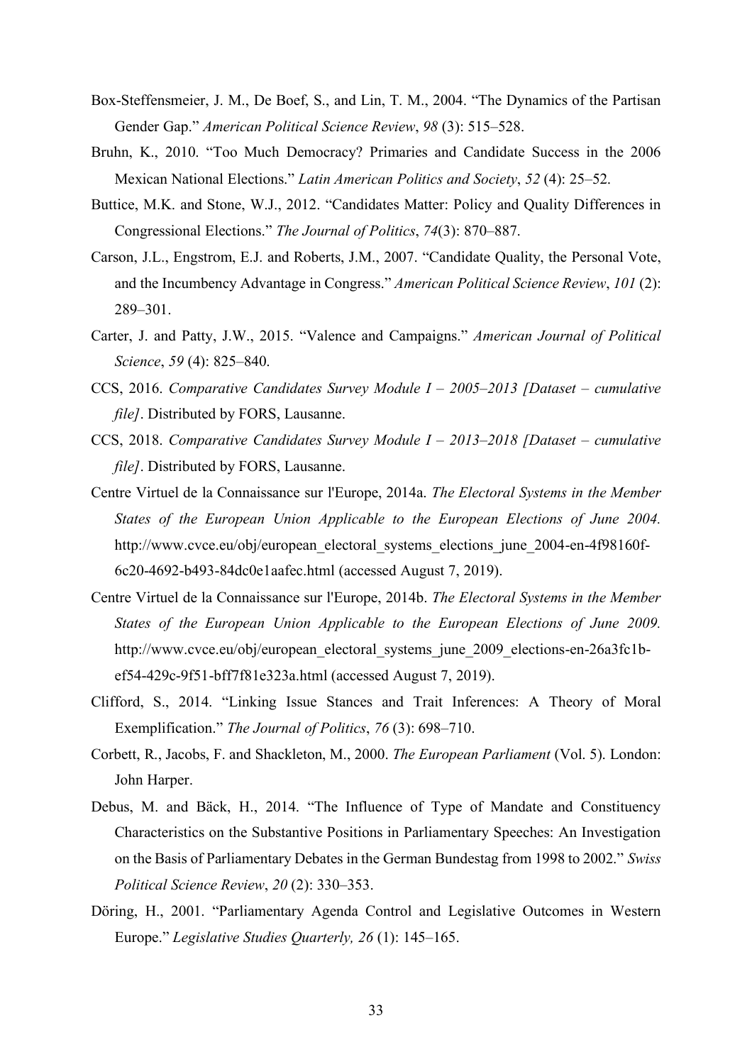Box-Steffensmeier, J. M., De Boef, S., and Lin, T. M., 2004. "The Dynamics of the Partisan Gender Gap." *American Political Science Review*, *98* (3): 515–528.

Bruhn, K., 2010. "Too Much Democracy? Primaries and Candidate Success in the 2006 Mexican National Elections." *Latin American Politics and Society*, *52* (4): 25–52.

Buttice, M.K. and Stone, W.J., 2012. "Candidates Matter: Policy and Quality Differences in Congressional Elections." *The Journal of Politics*, *74*(3): 870–887.

Carson, J.L., Engstrom, E.J. and Roberts, J.M., 2007. "Candidate Quality, the Personal Vote, and the Incumbency Advantage in Congress." *American Political Science Review*, *101* (2): 289–301.

Carter, J. and Patty, J.W., 2015. "Valence and Campaigns." *American Journal of Political Science*, *59* (4): 825–840.

CCS, 2016. *Comparative Candidates Survey Module I – 2005–2013 [Dataset – cumulative file]*. Distributed by FORS, Lausanne.

CCS, 2018. *Comparative Candidates Survey Module I – 2013–2018 [Dataset – cumulative file]*. Distributed by FORS, Lausanne.

Centre Virtuel de la Connaissance sur l'Europe, 2014a. *The Electoral Systems in the Member States of the European Union Applicable to the European Elections of June 2004.* http://www.cvce.eu/obj/european_electoral_systems_elections_june_2004-en-4f98160f-6c20-4692-b493-84dc0e1aafec.html (accessed August 7, 2019).

Centre Virtuel de la Connaissance sur l'Europe, 2014b. *The Electoral Systems in the Member States of the European Union Applicable to the European Elections of June 2009.* http://www.cvce.eu/obj/european_electoral_systems_june_2009_elections-en-26a3fc1b-ef54-429c-9f51-bff7f81e323a.html (accessed August 7, 2019).

Clifford, S., 2014. "Linking Issue Stances and Trait Inferences: A Theory of Moral Exemplification." *The Journal of Politics*, *76* (3): 698–710.

Corbett, R., Jacobs, F. and Shackleton, M., 2000. *The European Parliament* (Vol. 5). London: John Harper.

Debus, M. and Bäck, H., 2014. "The Influence of Type of Mandate and Constituency Characteristics on the Substantive Positions in Parliamentary Speeches: An Investigation on the Basis of Parliamentary Debates in the German Bundestag from 1998 to 2002." *Swiss Political Science Review*, *20* (2): 330–353.

Döring, H., 2001. "Parliamentary Agenda Control and Legislative Outcomes in Western Europe." *Legislative Studies Quarterly, 26* (1): 145–165.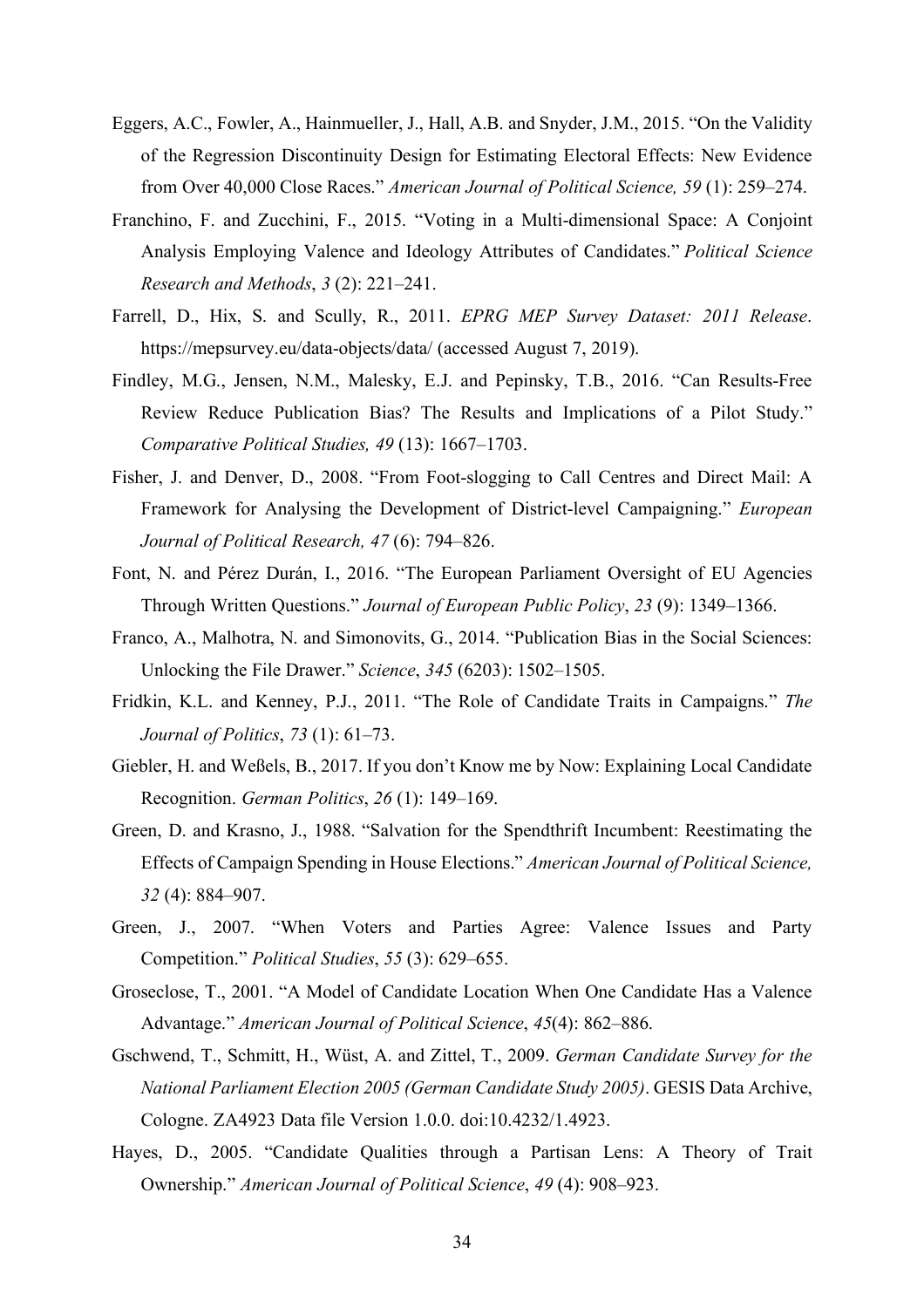Eggers, A.C., Fowler, A., Hainmueller, J., Hall, A.B. and Snyder, J.M., 2015. "On the Validity of the Regression Discontinuity Design for Estimating Electoral Effects: New Evidence from Over 40,000 Close Races." *American Journal of Political Science, 59* (1): 259–274.

Franchino, F. and Zucchini, F., 2015. "Voting in a Multi-dimensional Space: A Conjoint Analysis Employing Valence and Ideology Attributes of Candidates." *Political Science Research and Methods*, *3* (2): 221–241.

Farrell, D., Hix, S. and Scully, R., 2011. *EPRG MEP Survey Dataset: 2011 Release*. https://mepsurvey.eu/data-objects/data/ (accessed August 7, 2019).

Findley, M.G., Jensen, N.M., Malesky, E.J. and Pepinsky, T.B., 2016. "Can Results-Free Review Reduce Publication Bias? The Results and Implications of a Pilot Study." *Comparative Political Studies, 49* (13): 1667–1703.

Fisher, J. and Denver, D., 2008. "From Foot-slogging to Call Centres and Direct Mail: A Framework for Analysing the Development of District-level Campaigning." *European Journal of Political Research, 47* (6): 794–826.

Font, N. and Pérez Durán, I., 2016. "The European Parliament Oversight of EU Agencies Through Written Questions." *Journal of European Public Policy*, *23* (9): 1349–1366.

Franco, A., Malhotra, N. and Simonovits, G., 2014. "Publication Bias in the Social Sciences: Unlocking the File Drawer." *Science*, *345* (6203): 1502–1505.

Fridkin, K.L. and Kenney, P.J., 2011. "The Role of Candidate Traits in Campaigns." *The Journal of Politics*, *73* (1): 61–73.

Giebler, H. and Weßels, B., 2017. If you don't Know me by Now: Explaining Local Candidate Recognition. *German Politics*, *26* (1): 149–169.

Green, D. and Krasno, J., 1988. "Salvation for the Spendthrift Incumbent: Reestimating the Effects of Campaign Spending in House Elections." *American Journal of Political Science, 32* (4): 884–907.

Green, J., 2007. "When Voters and Parties Agree: Valence Issues and Party Competition." *Political Studies*, *55* (3): 629–655.

Groseclose, T., 2001. "A Model of Candidate Location When One Candidate Has a Valence Advantage." *American Journal of Political Science*, *45*(4): 862–886.

Gschwend, T., Schmitt, H., Wüst, A. and Zittel, T., 2009. *German Candidate Survey for the National Parliament Election 2005 (German Candidate Study 2005)*. GESIS Data Archive, Cologne. ZA4923 Data file Version 1.0.0. doi:10.4232/1.4923.

Hayes, D., 2005. "Candidate Qualities through a Partisan Lens: A Theory of Trait Ownership." *American Journal of Political Science*, *49* (4): 908–923.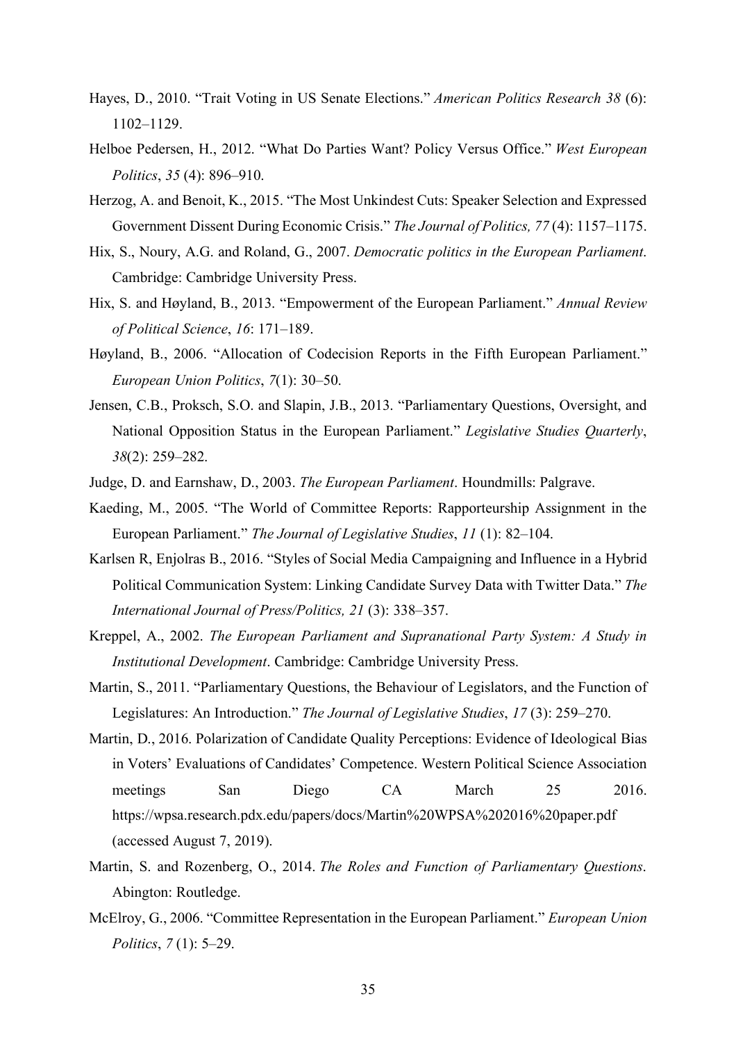Hayes, D., 2010. “Trait Voting in US Senate Elections.” *American Politics Research 38* (6): 1102–1129.

Helboe Pedersen, H., 2012. “What Do Parties Want? Policy Versus Office.” *West European Politics*, *35* (4): 896–910.

Herzog, A. and Benoit, K., 2015. “The Most Unkindest Cuts: Speaker Selection and Expressed Government Dissent During Economic Crisis.” *The Journal of Politics, 77* (4): 1157–1175.

Hix, S., Noury, A.G. and Roland, G., 2007. *Democratic politics in the European Parliament*. Cambridge: Cambridge University Press.

Hix, S. and Høyland, B., 2013. “Empowerment of the European Parliament.” *Annual Review of Political Science*, *16*: 171–189.

Høyland, B., 2006. “Allocation of Codecision Reports in the Fifth European Parliament.” *European Union Politics*, *7*(1): 30–50.

Jensen, C.B., Proksch, S.O. and Slapin, J.B., 2013. “Parliamentary Questions, Oversight, and National Opposition Status in the European Parliament.” *Legislative Studies Quarterly*, *38*(2): 259–282.

Judge, D. and Earnshaw, D., 2003. *The European Parliament*. Houndmills: Palgrave.

Kaeding, M., 2005. “The World of Committee Reports: Rapporteurship Assignment in the European Parliament.” *The Journal of Legislative Studies*, *11* (1): 82–104.

Karlsen R, Enjolras B., 2016. “Styles of Social Media Campaigning and Influence in a Hybrid Political Communication System: Linking Candidate Survey Data with Twitter Data.” *The International Journal of Press/Politics, 21* (3): 338–357.

Kreppel, A., 2002. *The European Parliament and Supranational Party System: A Study in Institutional Development*. Cambridge: Cambridge University Press.

Martin, S., 2011. “Parliamentary Questions, the Behaviour of Legislators, and the Function of Legislatures: An Introduction.” *The Journal of Legislative Studies*, *17* (3): 259–270.

Martin, D., 2016. Polarization of Candidate Quality Perceptions: Evidence of Ideological Bias in Voters’ Evaluations of Candidates’ Competence. Western Political Science Association meetings San Diego CA March 25 2016. https://wpsa.research.pdx.edu/papers/docs/Martin%20WPSA%202016%20paper.pdf (accessed August 7, 2019).

Martin, S. and Rozenberg, O., 2014. *The Roles and Function of Parliamentary Questions*. Abington: Routledge.

McElroy, G., 2006. “Committee Representation in the European Parliament.” *European Union Politics*, *7* (1): 5–29.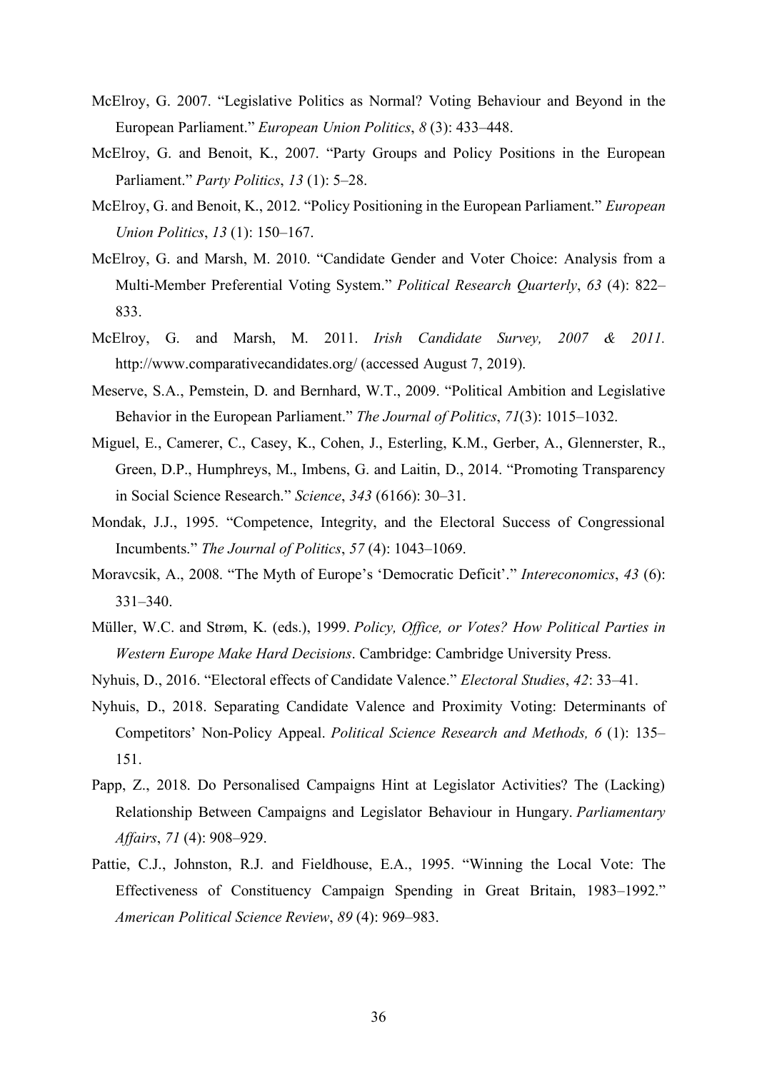McElroy, G. 2007. "Legislative Politics as Normal? Voting Behaviour and Beyond in the European Parliament." *European Union Politics*, *8* (3): 433–448.

McElroy, G. and Benoit, K., 2007. "Party Groups and Policy Positions in the European Parliament." *Party Politics*, *13* (1): 5–28.

McElroy, G. and Benoit, K., 2012. "Policy Positioning in the European Parliament." *European Union Politics*, *13* (1): 150–167.

McElroy, G. and Marsh, M. 2010. "Candidate Gender and Voter Choice: Analysis from a Multi-Member Preferential Voting System." *Political Research Quarterly*, *63* (4): 822–833.

McElroy, G. and Marsh, M. 2011. *Irish Candidate Survey, 2007 & 2011.* http://www.comparativecandidates.org/ (accessed August 7, 2019).

Meserve, S.A., Pemstein, D. and Bernhard, W.T., 2009. "Political Ambition and Legislative Behavior in the European Parliament." *The Journal of Politics*, *71*(3): 1015–1032.

Miguel, E., Camerer, C., Casey, K., Cohen, J., Esterling, K.M., Gerber, A., Glennerster, R., Green, D.P., Humphreys, M., Imbens, G. and Laitin, D., 2014. "Promoting Transparency in Social Science Research." *Science*, *343* (6166): 30–31.

Mondak, J.J., 1995. "Competence, Integrity, and the Electoral Success of Congressional Incumbents." *The Journal of Politics*, *57* (4): 1043–1069.

Moravcsik, A., 2008. "The Myth of Europe's 'Democratic Deficit'." *Intereconomics*, *43* (6): 331–340.

Müller, W.C. and Strøm, K. (eds.), 1999. *Policy, Office, or Votes? How Political Parties in Western Europe Make Hard Decisions*. Cambridge: Cambridge University Press.

Nyhuis, D., 2016. "Electoral effects of Candidate Valence." *Electoral Studies*, *42*: 33–41.

Nyhuis, D., 2018. Separating Candidate Valence and Proximity Voting: Determinants of Competitors' Non-Policy Appeal. *Political Science Research and Methods, 6* (1): 135–151.

Papp, Z., 2018. Do Personalised Campaigns Hint at Legislator Activities? The (Lacking) Relationship Between Campaigns and Legislator Behaviour in Hungary. *Parliamentary Affairs*, *71* (4): 908–929.

Pattie, C.J., Johnston, R.J. and Fieldhouse, E.A., 1995. "Winning the Local Vote: The Effectiveness of Constituency Campaign Spending in Great Britain, 1983–1992." *American Political Science Review*, *89* (4): 969–983.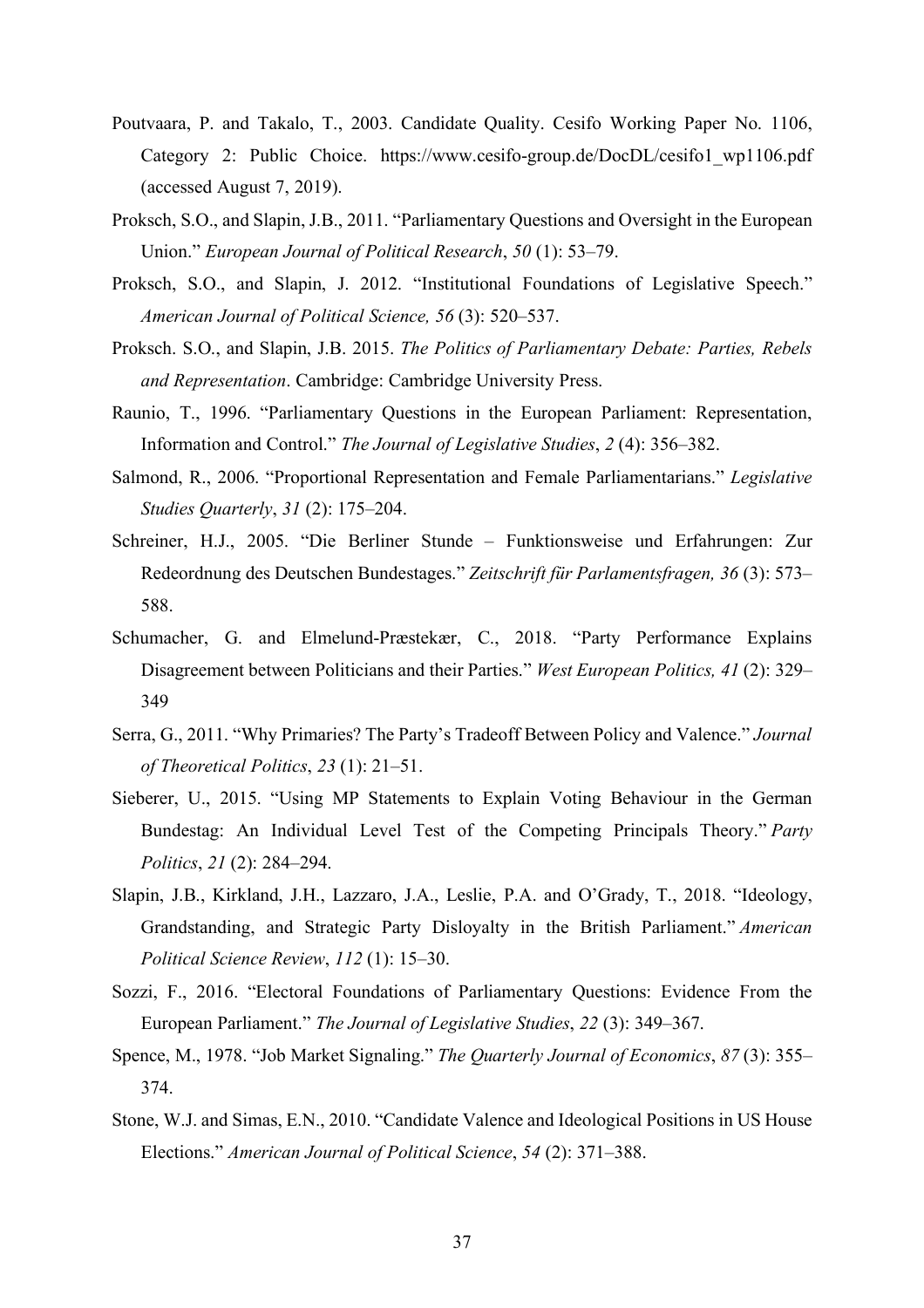Poutvaara, P. and Takalo, T., 2003. Candidate Quality. Cesifo Working Paper No. 1106, Category 2: Public Choice. https://www.cesifo-group.de/DocDL/cesifo1_wp1106.pdf (accessed August 7, 2019).

Proksch, S.O., and Slapin, J.B., 2011. "Parliamentary Questions and Oversight in the European Union." *European Journal of Political Research*, *50* (1): 53–79.

Proksch, S.O., and Slapin, J. 2012. "Institutional Foundations of Legislative Speech." *American Journal of Political Science, 56* (3): 520–537.

Proksch. S.O., and Slapin, J.B. 2015. *The Politics of Parliamentary Debate: Parties, Rebels and Representation*. Cambridge: Cambridge University Press.

Raunio, T., 1996. "Parliamentary Questions in the European Parliament: Representation, Information and Control." *The Journal of Legislative Studies*, *2* (4): 356–382.

Salmond, R., 2006. "Proportional Representation and Female Parliamentarians." *Legislative Studies Quarterly*, *31* (2): 175–204.

Schreiner, H.J., 2005. "Die Berliner Stunde – Funktionsweise und Erfahrungen: Zur Redeordnung des Deutschen Bundestages." *Zeitschrift für Parlamentsfragen, 36* (3): 573–588.

Schumacher, G. and Elmelund-Præstekær, C., 2018. "Party Performance Explains Disagreement between Politicians and their Parties." *West European Politics, 41* (2): 329–349

Serra, G., 2011. "Why Primaries? The Party's Tradeoff Between Policy and Valence." *Journal of Theoretical Politics*, *23* (1): 21–51.

Sieberer, U., 2015. "Using MP Statements to Explain Voting Behaviour in the German Bundestag: An Individual Level Test of the Competing Principals Theory." *Party Politics*, *21* (2): 284–294.

Slapin, J.B., Kirkland, J.H., Lazzaro, J.A., Leslie, P.A. and O'Grady, T., 2018. "Ideology, Grandstanding, and Strategic Party Disloyalty in the British Parliament." *American Political Science Review*, *112* (1): 15–30.

Sozzi, F., 2016. "Electoral Foundations of Parliamentary Questions: Evidence From the European Parliament." *The Journal of Legislative Studies*, *22* (3): 349–367.

Spence, M., 1978. "Job Market Signaling." *The Quarterly Journal of Economics*, *87* (3): 355–374.

Stone, W.J. and Simas, E.N., 2010. "Candidate Valence and Ideological Positions in US House Elections." *American Journal of Political Science*, *54* (2): 371–388.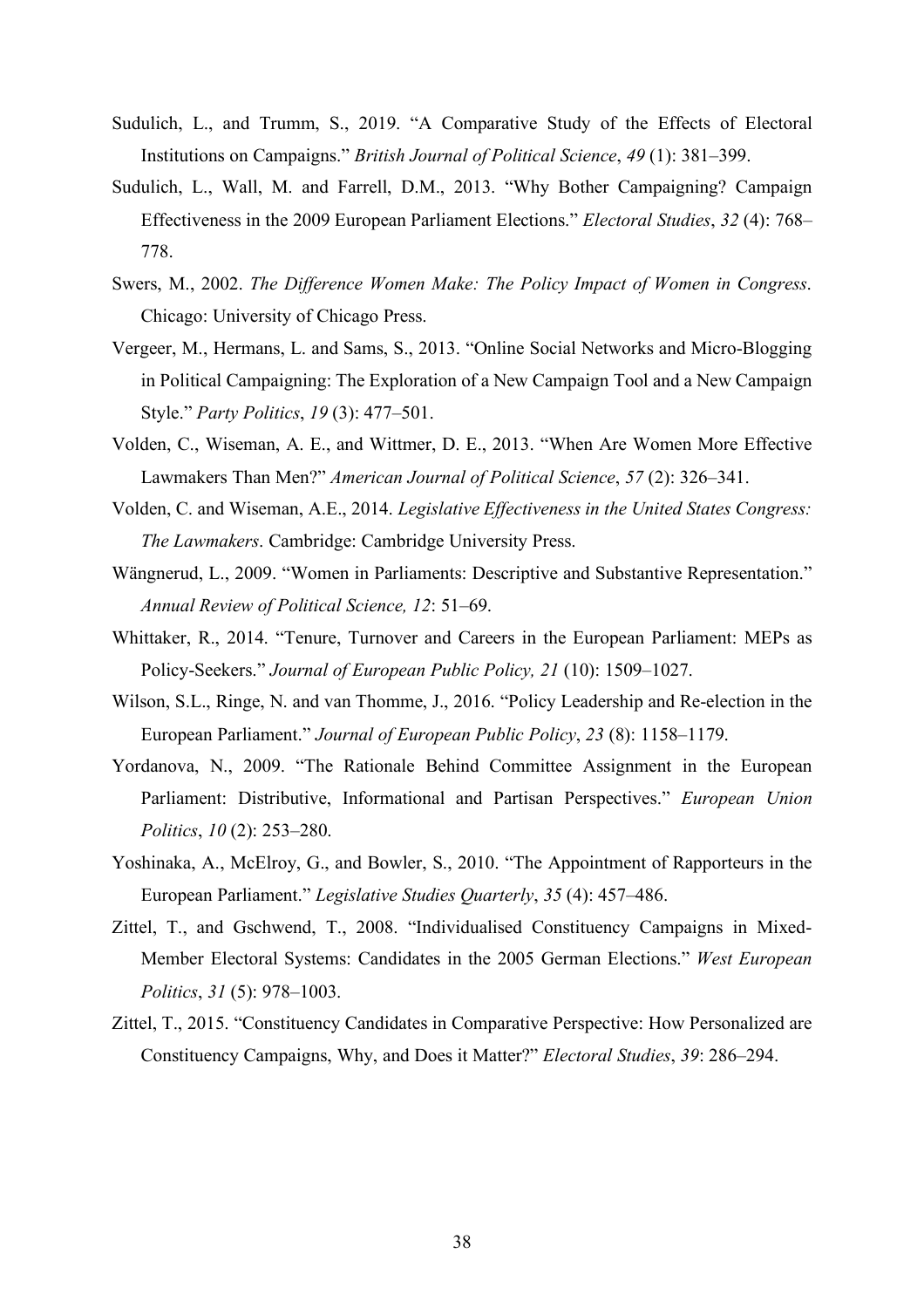Sudulich, L., and Trumm, S., 2019. "A Comparative Study of the Effects of Electoral Institutions on Campaigns." *British Journal of Political Science*, *49* (1): 381–399.

Sudulich, L., Wall, M. and Farrell, D.M., 2013. "Why Bother Campaigning? Campaign Effectiveness in the 2009 European Parliament Elections." *Electoral Studies*, *32* (4): 768–778.

Swers, M., 2002. *The Difference Women Make: The Policy Impact of Women in Congress*. Chicago: University of Chicago Press.

Vergeer, M., Hermans, L. and Sams, S., 2013. "Online Social Networks and Micro-Blogging in Political Campaigning: The Exploration of a New Campaign Tool and a New Campaign Style." *Party Politics*, *19* (3): 477–501.

Volden, C., Wiseman, A. E., and Wittmer, D. E., 2013. "When Are Women More Effective Lawmakers Than Men?" *American Journal of Political Science*, *57* (2): 326–341.

Volden, C. and Wiseman, A.E., 2014. *Legislative Effectiveness in the United States Congress: The Lawmakers*. Cambridge: Cambridge University Press.

Wängnerud, L., 2009. "Women in Parliaments: Descriptive and Substantive Representation." *Annual Review of Political Science, 12*: 51–69.

Whittaker, R., 2014. "Tenure, Turnover and Careers in the European Parliament: MEPs as Policy-Seekers." *Journal of European Public Policy, 21* (10): 1509–1027.

Wilson, S.L., Ringe, N. and van Thomme, J., 2016. "Policy Leadership and Re-election in the European Parliament." *Journal of European Public Policy*, *23* (8): 1158–1179.

Yordanova, N., 2009. "The Rationale Behind Committee Assignment in the European Parliament: Distributive, Informational and Partisan Perspectives." *European Union Politics*, *10* (2): 253–280.

Yoshinaka, A., McElroy, G., and Bowler, S., 2010. "The Appointment of Rapporteurs in the European Parliament." *Legislative Studies Quarterly*, *35* (4): 457–486.

Zittel, T., and Gschwend, T., 2008. "Individualised Constituency Campaigns in Mixed-Member Electoral Systems: Candidates in the 2005 German Elections." *West European Politics*, *31* (5): 978–1003.

Zittel, T., 2015. "Constituency Candidates in Comparative Perspective: How Personalized are Constituency Campaigns, Why, and Does it Matter?" *Electoral Studies*, *39*: 286–294.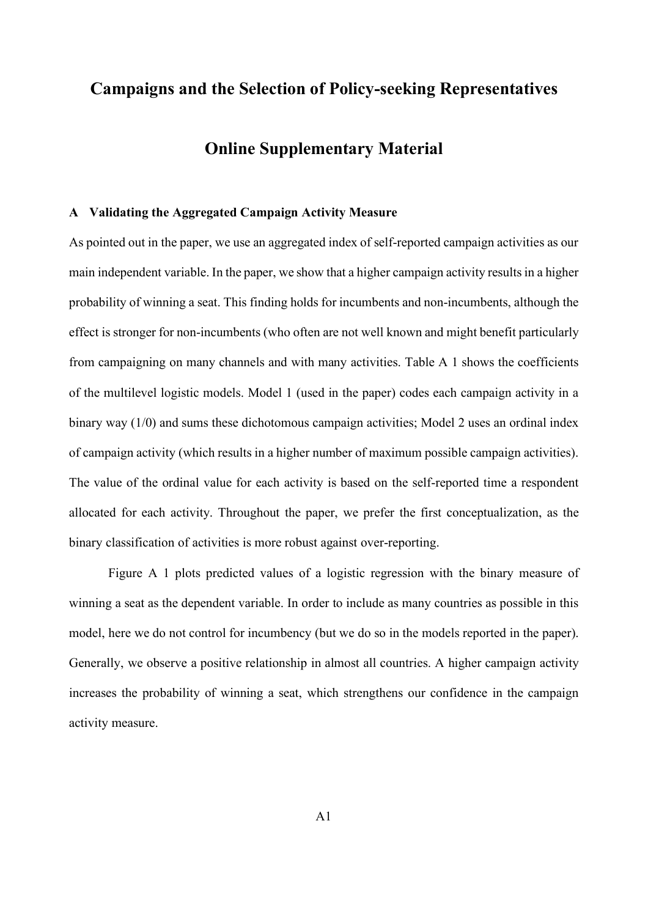# Campaigns and the Selection of Policy-seeking Representatives

# Online Supplementary Material

### A Validating the Aggregated Campaign Activity Measure

As pointed out in the paper, we use an aggregated index of self-reported campaign activities as our main independent variable. In the paper, we show that a higher campaign activity results in a higher probability of winning a seat. This finding holds for incumbents and non-incumbents, although the effect is stronger for non-incumbents (who often are not well known and might benefit particularly from campaigning on many channels and with many activities. Table A 1 shows the coefficients of the multilevel logistic models. Model 1 (used in the paper) codes each campaign activity in a binary way (1/0) and sums these dichotomous campaign activities; Model 2 uses an ordinal index of campaign activity (which results in a higher number of maximum possible campaign activities). The value of the ordinal value for each activity is based on the self-reported time a respondent allocated for each activity. Throughout the paper, we prefer the first conceptualization, as the binary classification of activities is more robust against over-reporting.

Figure A 1 plots predicted values of a logistic regression with the binary measure of winning a seat as the dependent variable. In order to include as many countries as possible in this model, here we do not control for incumbency (but we do so in the models reported in the paper). Generally, we observe a positive relationship in almost all countries. A higher campaign activity increases the probability of winning a seat, which strengthens our confidence in the campaign activity measure.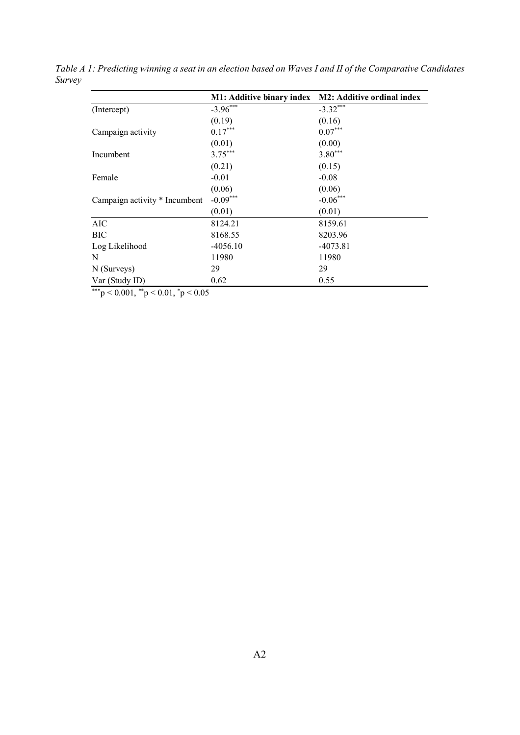*Table A 1: Predicting winning a seat in an election based on Waves I and II of the Comparative Candidates Survey*

| | **M1: Additive binary index** | **M2: Additive ordinal index** |
|---|---|---|
| (Intercept) | $-3.96^{***}$ | $-3.32^{***}$ |
| | (0.19) | (0.16) |
| Campaign activity | $0.17^{***}$ | $0.07^{***}$ |
| | (0.01) | (0.00) |
| Incumbent | $3.75^{***}$ | $3.80^{***}$ |
| | (0.21) | (0.15) |
| Female | -0.01 | -0.08 |
| | (0.06) | (0.06) |
| Campaign activity * Incumbent | $-0.09^{***}$ | $-0.06^{***}$ |
| | (0.01) | (0.01) |
| AIC | 8124.21 | 8159.61 |
| BIC | 8168.55 | 8203.96 |
| Log Likelihood | -4056.10 | -4073.81 |
| N | 11980 | 11980 |
| N (Surveys) | 29 | 29 |
| Var (Study ID) | 0.62 | 0.55 |

$^{***}p < 0.001$, $^{**}p < 0.01$, $^{*}p < 0.05$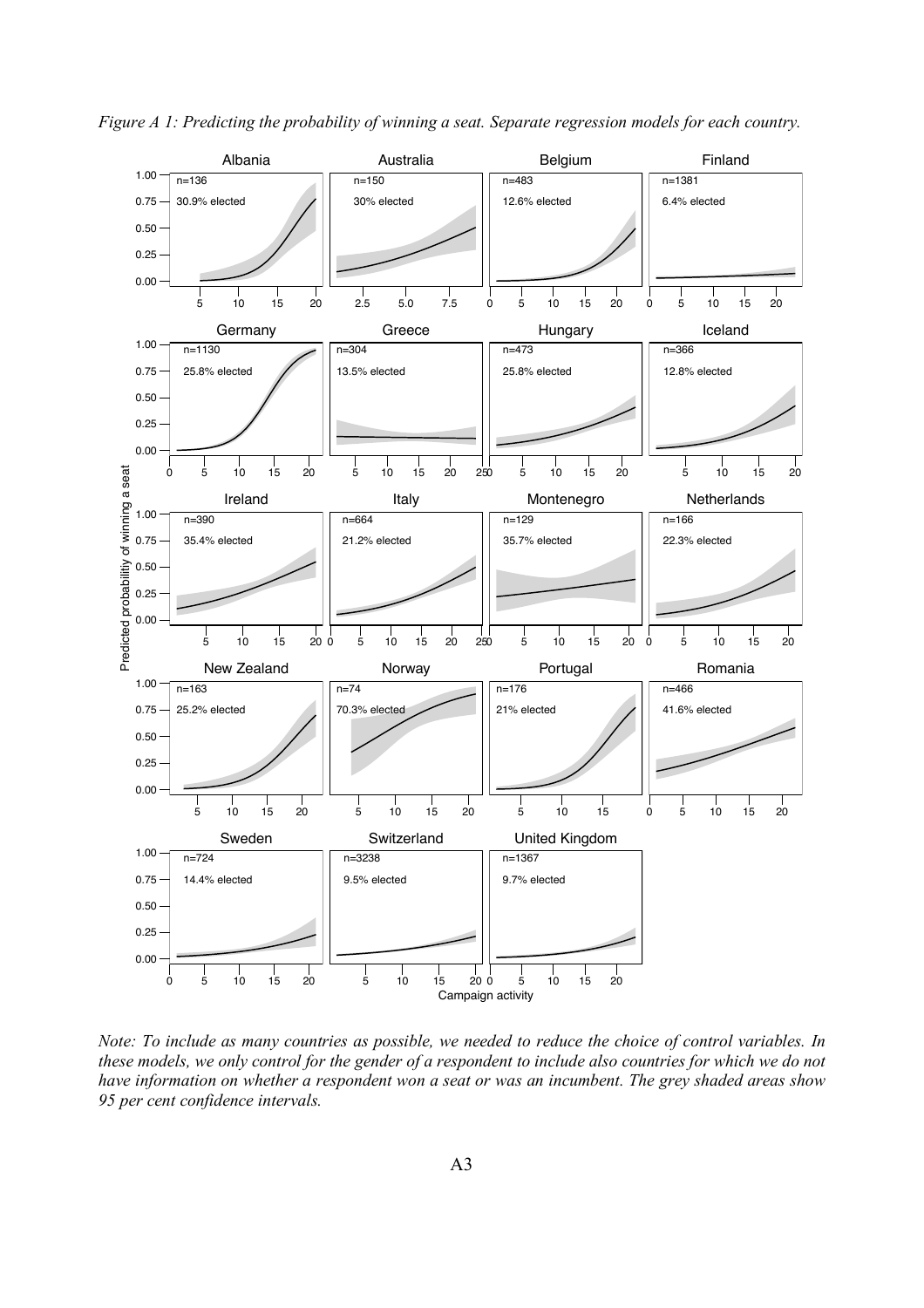*Figure A 1: Predicting the probability of winning a seat. Separate regression models for each country.*

*Note: To include as many countries as possible, we needed to reduce the choice of control variables. In these models, we only control for the gender of a respondent to include also countries for which we do not have information on whether a respondent won a seat or was an incumbent. The grey shaded areas show 95 per cent confidence intervals.*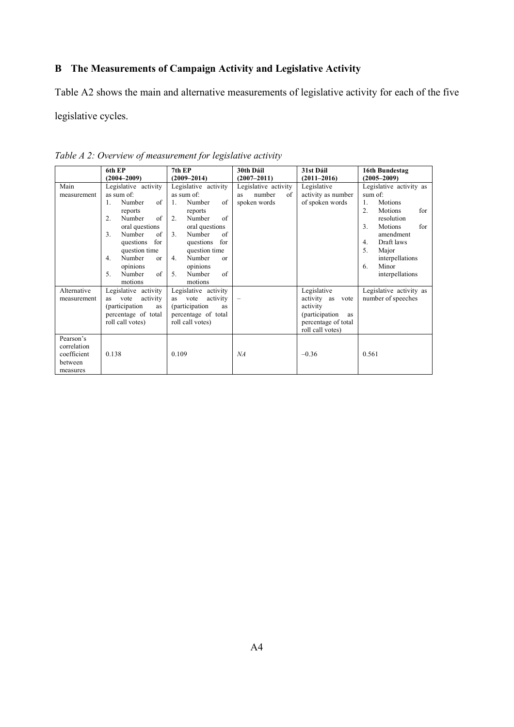## B The Measurements of Campaign Activity and Legislative Activity

Table A2 shows the main and alternative measurements of legislative activity for each of the five legislative cycles.

*Table A 2: Overview of measurement for legislative activity*

| | **6th EP (2004–2009)** | **7th EP (2009–2014)** | **30th Dáil (2007–2011)** | **31st Dáil (2011–2016)** | **16th Bundestag (2005–2009)** |
|---|---|---|---|---|---|
| Main measurement | Legislative activity as sum of: 1. Number of reports 2. Number of oral questions 3. Number of questions for question time 4. Number or opinions 5. Number of motions | Legislative activity as sum of: 1. Number of reports 2. Number of oral questions 3. Number of questions for question time 4. Number or opinions 5. Number of motions | Legislative activity as number of spoken words | Legislative activity as number of spoken words | Legislative activity as sum of: 1. Motions 2. Motions for resolution 3. Motions for amendment 4. Draft laws 5. Major interpellations 6. Minor interpellations |
| Alternative measurement | Legislative activity as vote activity (participation as percentage of total roll call votes) | Legislative activity as vote activity (participation as percentage of total roll call votes) | – | Legislative activity as vote activity (participation as percentage of total roll call votes) | Legislative activity as number of speeches |
| Pearson's correlation coefficient between measures | 0.138 | 0.109 | *NA* | –0.36 | 0.561 |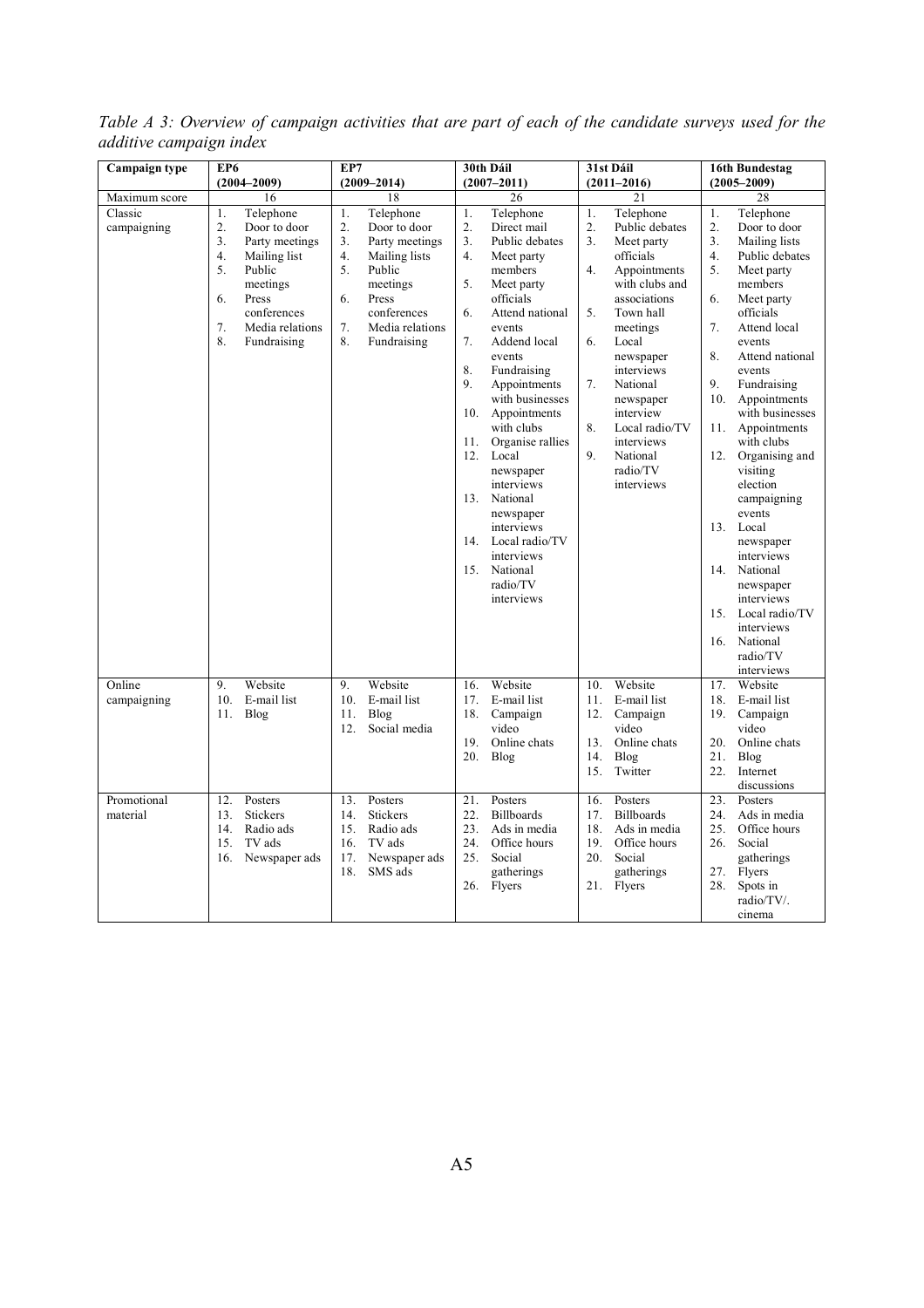*Table A 3: Overview of campaign activities that are part of each of the candidate surveys used for the additive campaign index*

| Campaign type | EP6 (2004–2009) | EP7 (2009–2014) | 30th Dáil (2007–2011) | 31st Dáil (2011–2016) | 16th Bundestag (2005–2009) |
|---|---|---|---|---|---|
| Maximum score | 16 | 18 | 26 | 21 | 28 |
| Classic campaigning | 1. Telephone<br>2. Door to door<br>3. Party meetings<br>4. Mailing list<br>5. Public meetings<br>6. Press conferences<br>7. Media relations<br>8. Fundraising | 1. Telephone<br>2. Door to door<br>3. Party meetings<br>4. Mailing lists<br>5. Public meetings<br>6. Press conferences<br>7. Media relations<br>8. Fundraising | 1. Telephone<br>2. Direct mail<br>3. Public debates<br>4. Meet party members<br>5. Meet party officials<br>6. Attend national events<br>7. Addend local events<br>8. Fundraising<br>9. Appointments with businesses<br>10. Appointments with clubs<br>11. Organise rallies<br>12. Local newspaper interviews<br>13. National newspaper interviews<br>14. Local radio/TV interviews<br>15. National radio/TV interviews | 1. Telephone<br>2. Public debates<br>3. Meet party officials<br>4. Appointments with clubs and associations<br>5. Town hall meetings<br>6. Local newspaper interviews<br>7. National newspaper interview<br>8. Local radio/TV interviews<br>9. National radio/TV interviews | 1. Telephone<br>2. Door to door<br>3. Mailing lists<br>4. Public debates<br>5. Meet party members<br>6. Meet party officials<br>7. Attend local events<br>8. Attend national events<br>9. Fundraising<br>10. Appointments with businesses<br>11. Appointments with clubs<br>12. Organising and visiting election campaigning events<br>13. Local newspaper interviews<br>14. National newspaper interviews<br>15. Local radio/TV interviews<br>16. National radio/TV interviews |
| Online campaigning | 9. Website<br>10. E-mail list<br>11. Blog | 9. Website<br>10. E-mail list<br>11. Blog<br>12. Social media | 16. Website<br>17. E-mail list<br>18. Campaign video<br>19. Online chats<br>20. Blog | 10. Website<br>11. E-mail list<br>12. Campaign video<br>13. Online chats<br>14. Blog<br>15. Twitter | 17. Website<br>18. E-mail list<br>19. Campaign video<br>20. Online chats<br>21. Blog<br>22. Internet discussions |
| Promotional material | 12. Posters<br>13. Stickers<br>14. Radio ads<br>15. TV ads<br>16. Newspaper ads | 13. Posters<br>14. Stickers<br>15. Radio ads<br>16. TV ads<br>17. Newspaper ads<br>18. SMS ads | 21. Posters<br>22. Billboards<br>23. Ads in media<br>24. Office hours<br>25. Social gatherings<br>26. Flyers | 16. Posters<br>17. Billboards<br>18. Ads in media<br>19. Office hours<br>20. Social gatherings<br>21. Flyers | 23. Posters<br>24. Ads in media<br>25. Office hours<br>26. Social gatherings<br>27. Flyers<br>28. Spots in radio/TV/. cinema |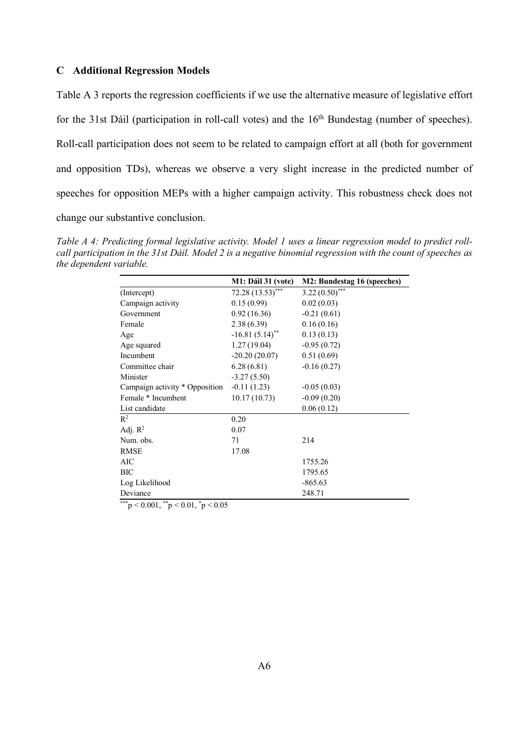## C Additional Regression Models

Table A 3 reports the regression coefficients if we use the alternative measure of legislative effort for the 31st Dáil (participation in roll-call votes) and the 16th Bundestag (number of speeches). Roll-call participation does not seem to be related to campaign effort at all (both for government and opposition TDs), whereas we observe a very slight increase in the predicted number of speeches for opposition MEPs with a higher campaign activity. This robustness check does not change our substantive conclusion.

*Table A 4: Predicting formal legislative activity. Model 1 uses a linear regression model to predict roll-call participation in the 31st Dáil. Model 2 is a negative binomial regression with the count of speeches as the dependent variable.*

| | M1: Dáil 31 (vote) | M2: Bundestag 16 (speeches) |
|---|---|---|
| (Intercept) | 72.28 (13.53)*** | 3.22 (0.50)*** |
| Campaign activity | 0.15 (0.99) | 0.02 (0.03) |
| Government | 0.92 (16.36) | -0.21 (0.61) |
| Female | 2.38 (6.39) | 0.16 (0.16) |
| Age | -16.81 (5.14)** | 0.13 (0.13) |
| Age squared | 1.27 (19.04) | -0.95 (0.72) |
| Incumbent | -20.20 (20.07) | 0.51 (0.69) |
| Committee chair | 6.28 (6.81) | -0.16 (0.27) |
| Minister | -3.27 (5.50) | |
| Campaign activity * Opposition | -0.11 (1.23) | -0.05 (0.03) |
| Female * Incumbent | 10.17 (10.73) | -0.09 (0.20) |
| List candidate | | 0.06 (0.12) |
| $R^2$ | 0.20 | |
| Adj. $R^2$ | 0.07 | |
| Num. obs. | 71 | 214 |
| RMSE | 17.08 | |
| AIC | | 1755.26 |
| BIC | | 1795.65 |
| Log Likelihood | | -865.63 |
| Deviance | | 248.71 |

***$p < 0.001$, **$p < 0.01$, *$p < 0.05$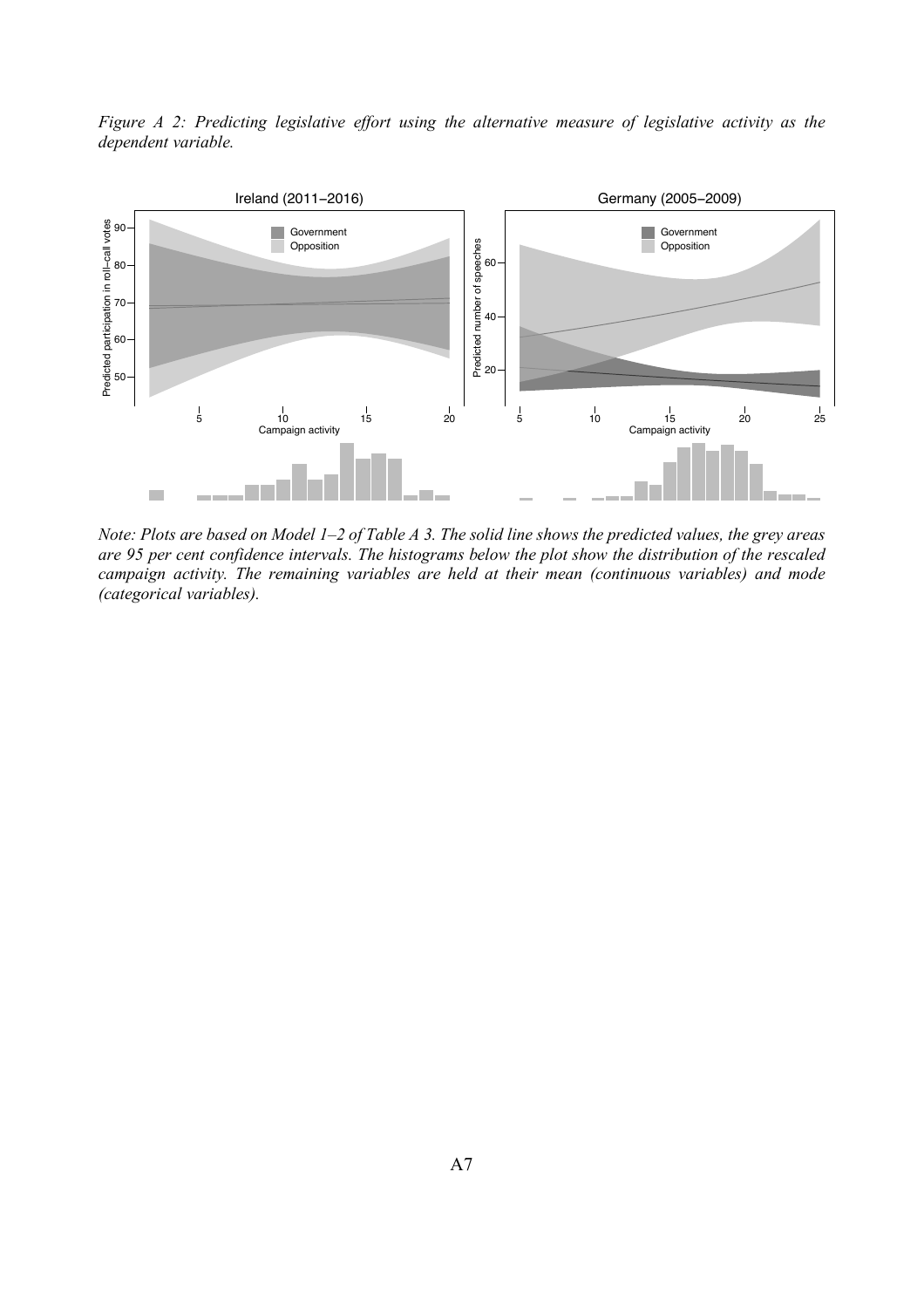*Figure A 2: Predicting legislative effort using the alternative measure of legislative activity as the dependent variable.*

*Note: Plots are based on Model 1–2 of Table A 3. The solid line shows the predicted values, the grey areas are 95 per cent confidence intervals. The histograms below the plot show the distribution of the rescaled campaign activity. The remaining variables are held at their mean (continuous variables) and mode (categorical variables).*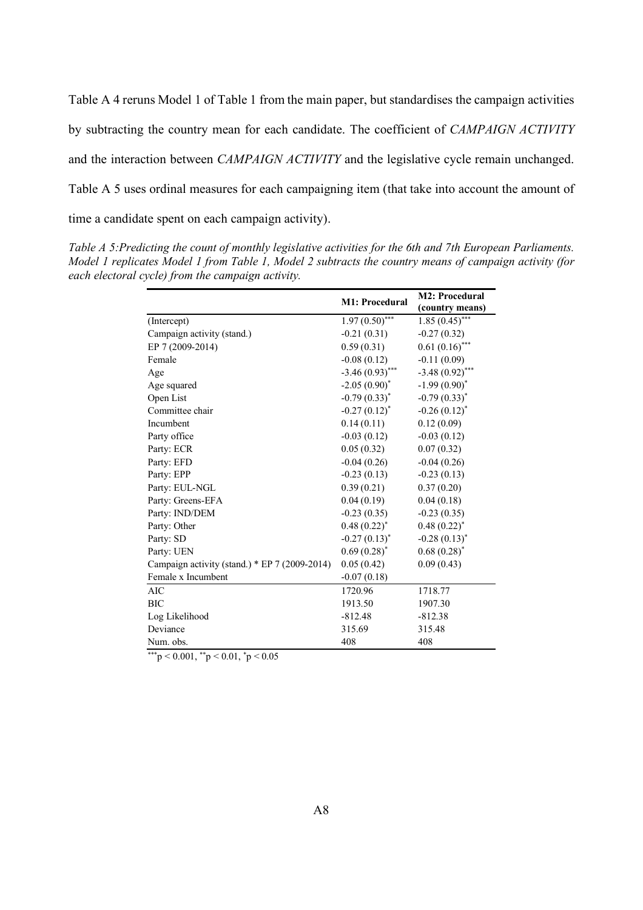Table A 4 reruns Model 1 of Table 1 from the main paper, but standardises the campaign activities by subtracting the country mean for each candidate. The coefficient of *CAMPAIGN ACTIVITY* and the interaction between *CAMPAIGN ACTIVITY* and the legislative cycle remain unchanged. Table A 5 uses ordinal measures for each campaigning item (that take into account the amount of time a candidate spent on each campaign activity).

*Table A 5:Predicting the count of monthly legislative activities for the 6th and 7th European Parliaments. Model 1 replicates Model 1 from Table 1, Model 2 subtracts the country means of campaign activity (for each electoral cycle) from the campaign activity.*

| | M1: Procedural | M2: Procedural (country means) |
|---|---|---|
| (Intercept) | 1.97 (0.50)*** | 1.85 (0.45)*** |
| Campaign activity (stand.) | -0.21 (0.31) | -0.27 (0.32) |
| EP 7 (2009-2014) | 0.59 (0.31) | 0.61 (0.16)*** |
| Female | -0.08 (0.12) | -0.11 (0.09) |
| Age | -3.46 (0.93)*** | -3.48 (0.92)*** |
| Age squared | -2.05 (0.90)* | -1.99 (0.90)* |
| Open List | -0.79 (0.33)* | -0.79 (0.33)* |
| Committee chair | -0.27 (0.12)* | -0.26 (0.12)* |
| Incumbent | 0.14 (0.11) | 0.12 (0.09) |
| Party office | -0.03 (0.12) | -0.03 (0.12) |
| Party: ECR | 0.05 (0.32) | 0.07 (0.32) |
| Party: EFD | -0.04 (0.26) | -0.04 (0.26) |
| Party: EPP | -0.23 (0.13) | -0.23 (0.13) |
| Party: EUL-NGL | 0.39 (0.21) | 0.37 (0.20) |
| Party: Greens-EFA | 0.04 (0.19) | 0.04 (0.18) |
| Party: IND/DEM | -0.23 (0.35) | -0.23 (0.35) |
| Party: Other | 0.48 (0.22)* | 0.48 (0.22)* |
| Party: SD | -0.27 (0.13)* | -0.28 (0.13)* |
| Party: UEN | 0.69 (0.28)* | 0.68 (0.28)* |
| Campaign activity (stand.) * EP 7 (2009-2014) | 0.05 (0.42) | 0.09 (0.43) |
| Female x Incumbent | -0.07 (0.18) | |
| AIC | 1720.96 | 1718.77 |
| BIC | 1913.50 | 1907.30 |
| Log Likelihood | -812.48 | -812.38 |
| Deviance | 315.69 | 315.48 |
| Num. obs. | 408 | 408 |

***$p < 0.001$, **$p < 0.01$, *$p < 0.05$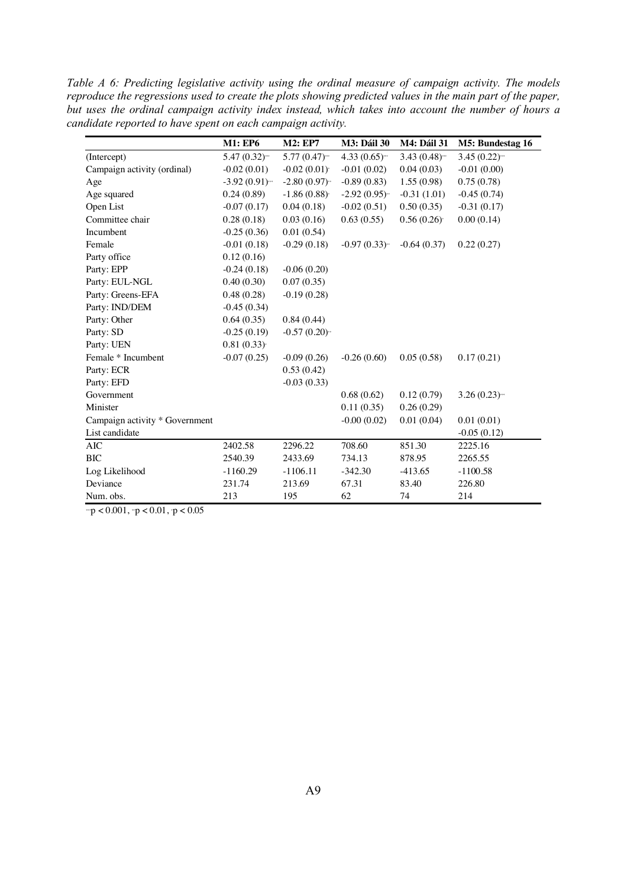*Table A 6: Predicting legislative activity using the ordinal measure of campaign activity. The models reproduce the regressions used to create the plots showing predicted values in the main part of the paper, but uses the ordinal campaign activity index instead, which takes into account the number of hours a candidate reported to have spent on each campaign activity.*

| | **M1: EP6** | **M2: EP7** | **M3: Dáil 30** | **M4: Dáil 31** | **M5: Bundestag 16** |
|---|---|---|---|---|---|
| (Intercept) | 5.47 (0.32)*** | 5.77 (0.47)*** | 4.33 (0.65)*** | 3.43 (0.48)*** | 3.45 (0.22)*** |
| Campaign activity (ordinal) | -0.02 (0.01) | -0.02 (0.01)* | -0.01 (0.02) | 0.04 (0.03) | -0.01 (0.00) |
| Age | -3.92 (0.91)*** | -2.80 (0.97)** | -0.89 (0.83) | 1.55 (0.98) | 0.75 (0.78) |
| Age squared | 0.24 (0.89) | -1.86 (0.88)* | -2.92 (0.95)** | -0.31 (1.01) | -0.45 (0.74) |
| Open List | -0.07 (0.17) | 0.04 (0.18) | -0.02 (0.51) | 0.50 (0.35) | -0.31 (0.17) |
| Committee chair | 0.28 (0.18) | 0.03 (0.16) | 0.63 (0.55) | 0.56 (0.26)* | 0.00 (0.14) |
| Incumbent | -0.25 (0.36) | 0.01 (0.54) | | | |
| Female | -0.01 (0.18) | -0.29 (0.18) | -0.97 (0.33)** | -0.64 (0.37) | 0.22 (0.27) |
| Party office | 0.12 (0.16) | | | | |
| Party: EPP | -0.24 (0.18) | -0.06 (0.20) | | | |
| Party: EUL-NGL | 0.40 (0.30) | 0.07 (0.35) | | | |
| Party: Greens-EFA | 0.48 (0.28) | -0.19 (0.28) | | | |
| Party: IND/DEM | -0.45 (0.34) | | | | |
| Party: Other | 0.64 (0.35) | 0.84 (0.44) | | | |
| Party: SD | -0.25 (0.19) | -0.57 (0.20)** | | | |
| Party: UEN | 0.81 (0.33)* | | | | |
| Female * Incumbent | -0.07 (0.25) | -0.09 (0.26) | -0.26 (0.60) | 0.05 (0.58) | 0.17 (0.21) |
| Party: ECR | | 0.53 (0.42) | | | |
| Party: EFD | | -0.03 (0.33) | | | |
| Government | | | 0.68 (0.62) | 0.12 (0.79) | 3.26 (0.23)*** |
| Minister | | | 0.11 (0.35) | 0.26 (0.29) | |
| Campaign activity * Government | | | -0.00 (0.02) | 0.01 (0.04) | 0.01 (0.01) |
| List candidate | | | | | -0.05 (0.12) |
| AIC | 2402.58 | 2296.22 | 708.60 | 851.30 | 2225.16 |
| BIC | 2540.39 | 2433.69 | 734.13 | 878.95 | 2265.55 |
| Log Likelihood | -1160.29 | -1106.11 | -342.30 | -413.65 | -1100.58 |
| Deviance | 231.74 | 213.69 | 67.31 | 83.40 | 226.80 |
| Num. obs. | 213 | 195 | 62 | 74 | 214 |

*** $p < 0.001$, ** $p < 0.01$, * $p < 0.05$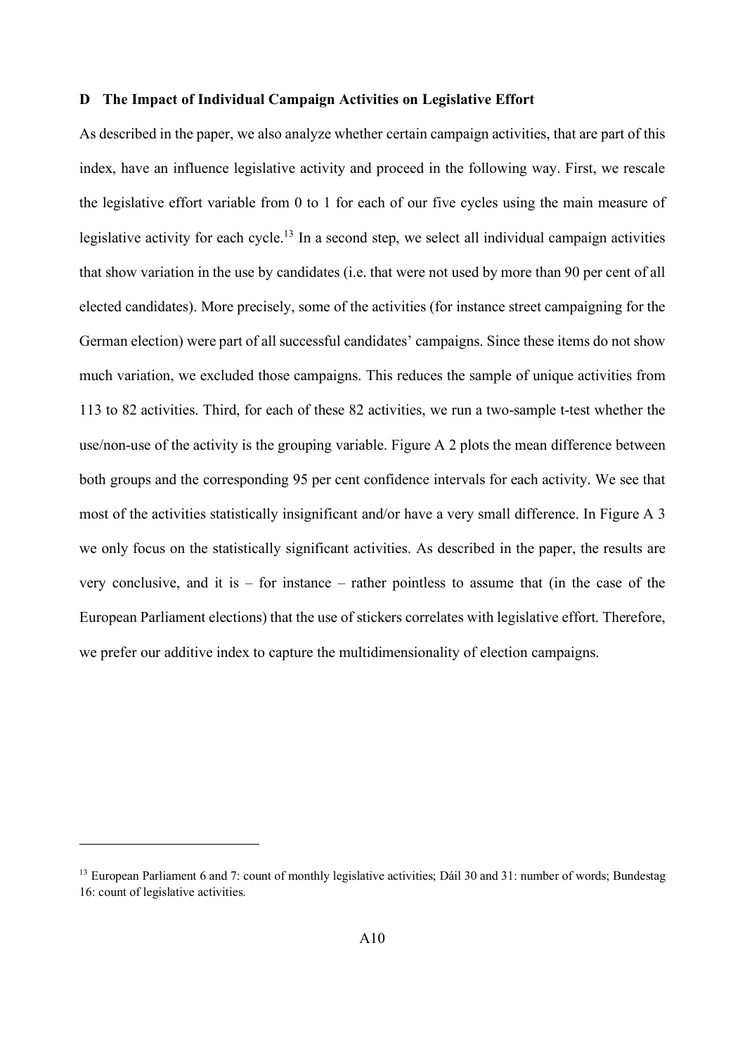## D The Impact of Individual Campaign Activities on Legislative Effort

As described in the paper, we also analyze whether certain campaign activities, that are part of this index, have an influence legislative activity and proceed in the following way. First, we rescale the legislative effort variable from 0 to 1 for each of our five cycles using the main measure of legislative activity for each cycle.[13] In a second step, we select all individual campaign activities that show variation in the use by candidates (i.e. that were not used by more than 90 per cent of all elected candidates). More precisely, some of the activities (for instance street campaigning for the German election) were part of all successful candidates' campaigns. Since these items do not show much variation, we excluded those campaigns. This reduces the sample of unique activities from 113 to 82 activities. Third, for each of these 82 activities, we run a two-sample t-test whether the use/non-use of the activity is the grouping variable. Figure A 2 plots the mean difference between both groups and the corresponding 95 per cent confidence intervals for each activity. We see that most of the activities statistically insignificant and/or have a very small difference. In Figure A 3 we only focus on the statistically significant activities. As described in the paper, the results are very conclusive, and it is – for instance – rather pointless to assume that (in the case of the European Parliament elections) that the use of stickers correlates with legislative effort. Therefore, we prefer our additive index to capture the multidimensionality of election campaigns.

[13] European Parliament 6 and 7: count of monthly legislative activities; Dáil 30 and 31: number of words; Bundestag 16: count of legislative activities.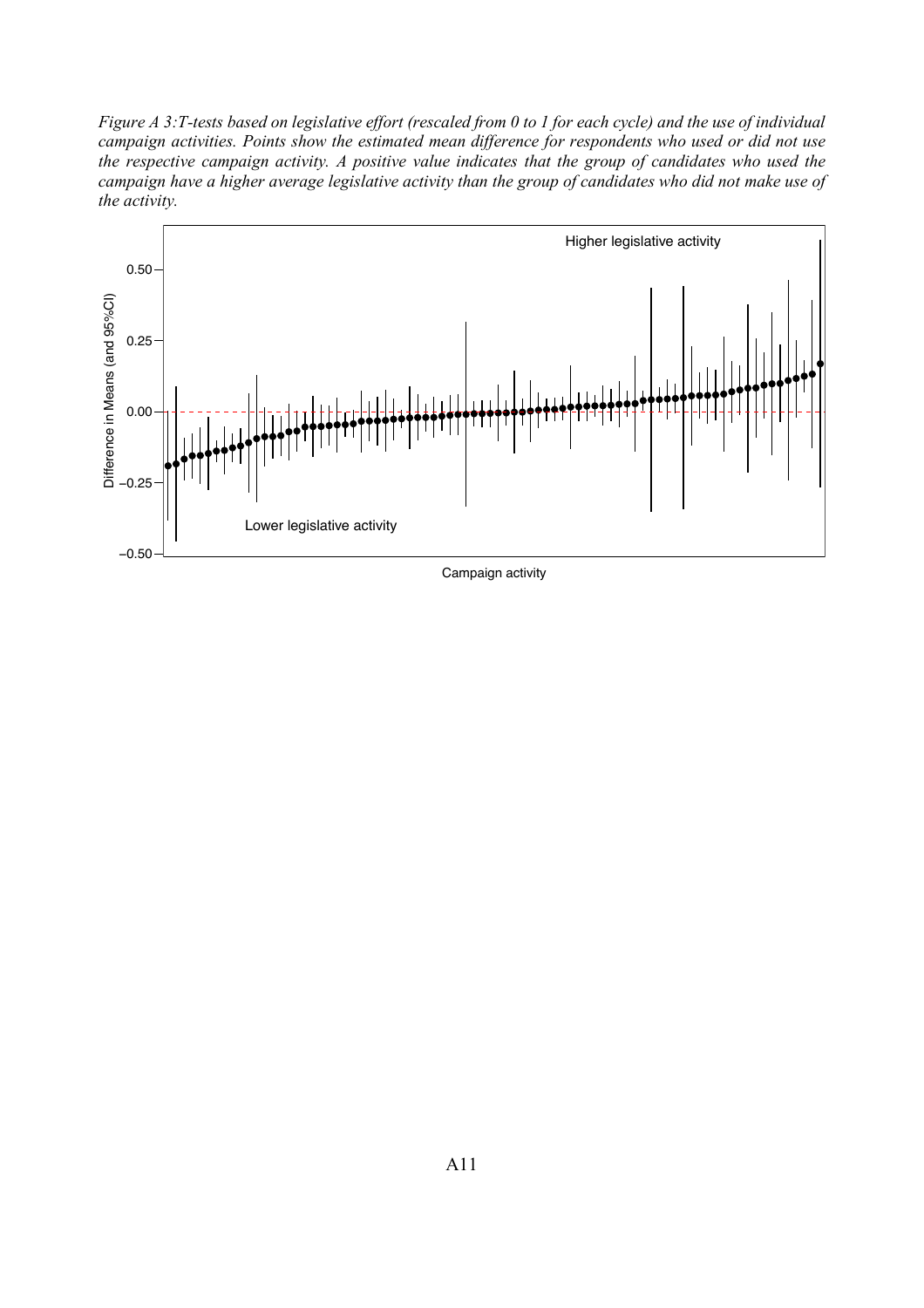*Figure A 3:T-tests based on legislative effort (rescaled from 0 to 1 for each cycle) and the use of individual campaign activities. Points show the estimated mean difference for respondents who used or did not use the respective campaign activity. A positive value indicates that the group of candidates who used the campaign have a higher average legislative activity than the group of candidates who did not make use of the activity.*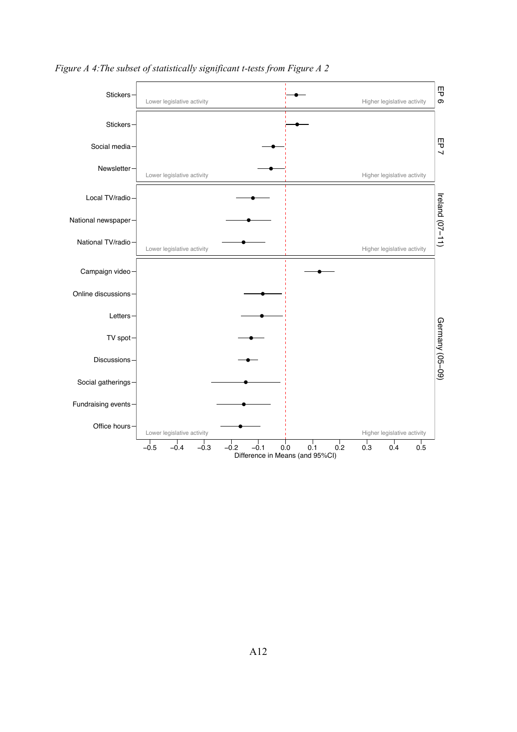*Figure A 4:The subset of statistically significant t-tests from Figure A 2*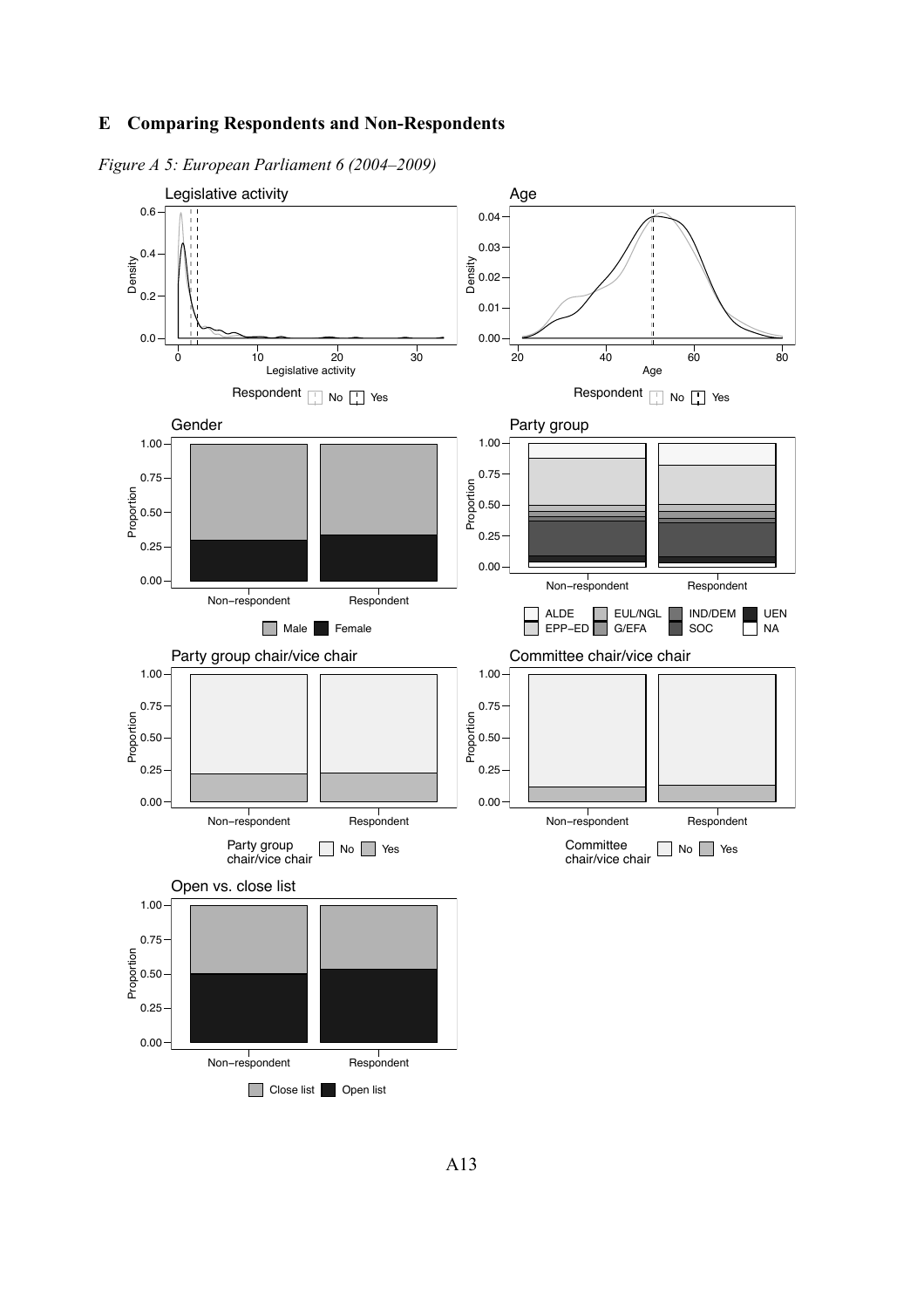## E Comparing Respondents and Non-Respondents

*Figure A 5: European Parliament 6 (2004–2009)*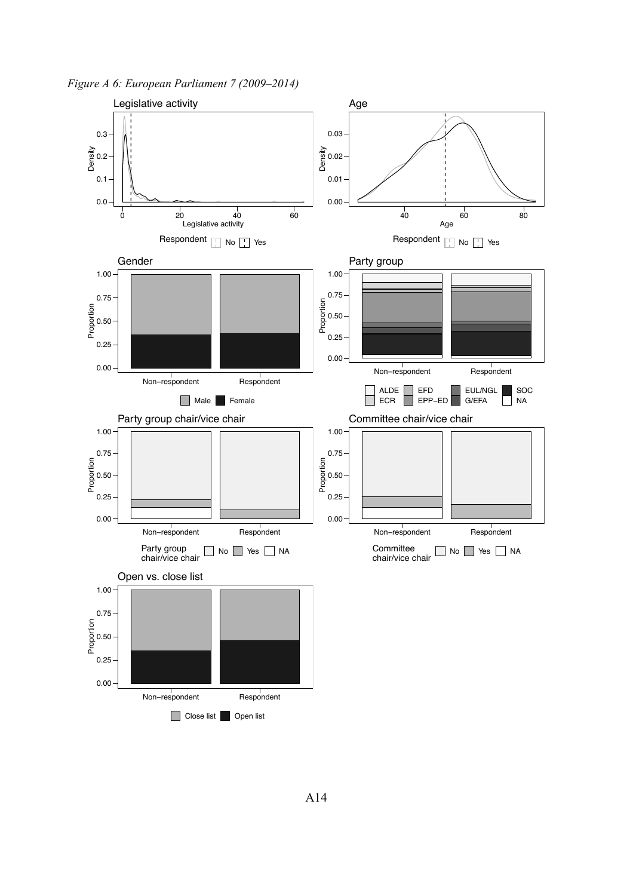*Figure A 6: European Parliament 7 (2009–2014)*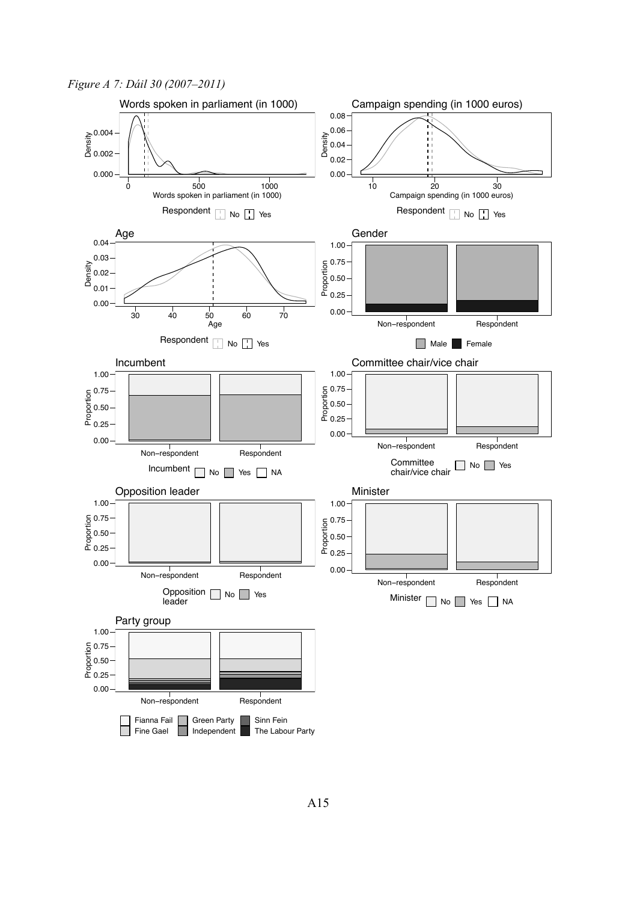*Figure A 7: Dáil 30 (2007–2011)*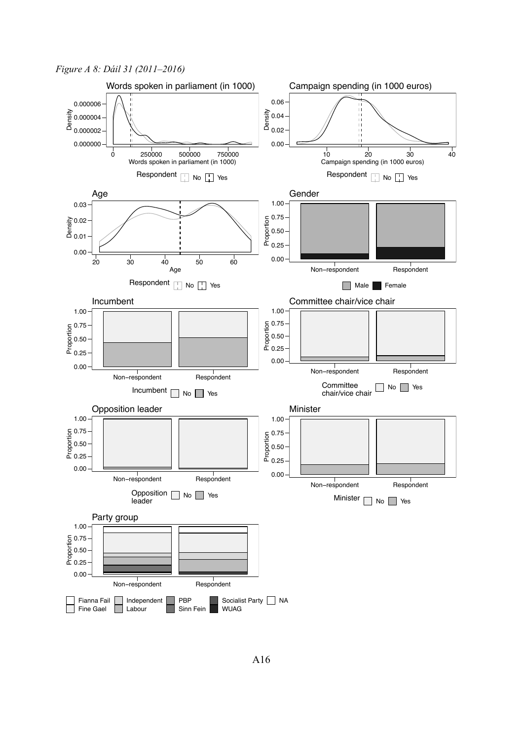*Figure A 8: Dáil 31 (2011–2016)*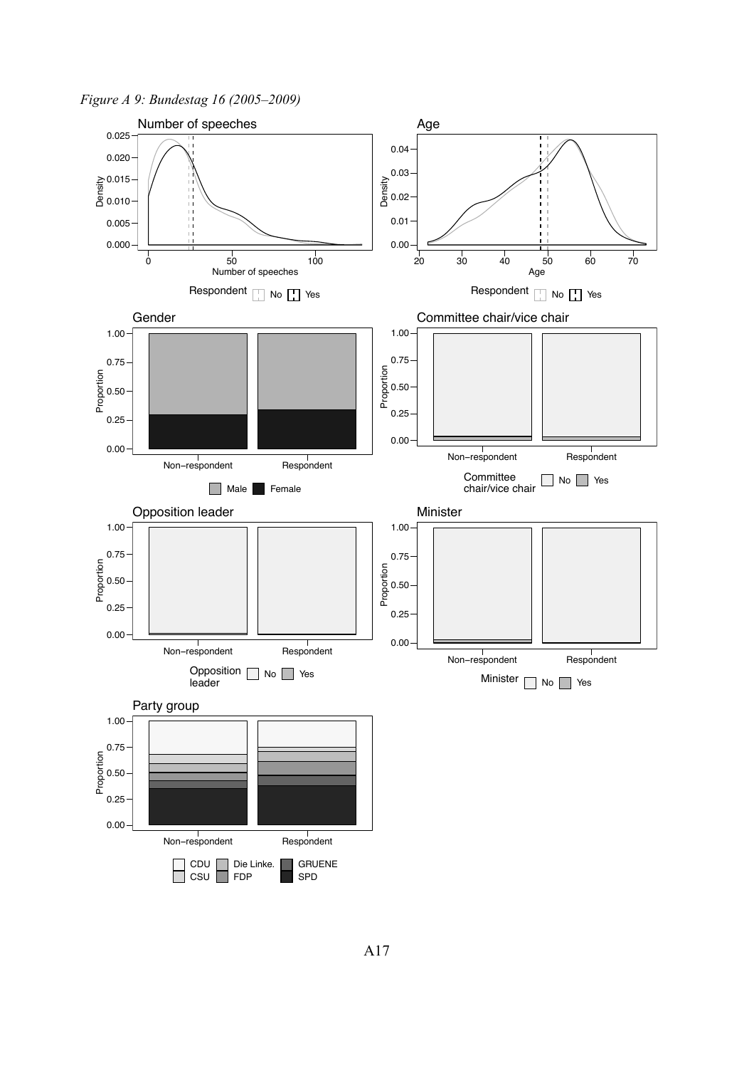*Figure A 9: Bundestag 16 (2005–2009)*

Number of speeches

Density

0.025
0.020
0.015
0.010
0.005
0.000

0
50
100

Number of speeches

Respondent No Yes

Age

Density

0.04
0.03
0.02
0.01
0.00

20
30
40
50
60
70

Age

Respondent No Yes

Gender

Proportion

1.00
0.75
0.50
0.25
0.00

Non−respondent
Respondent

Male Female

Committee chair/vice chair

Proportion

1.00
0.75
0.50
0.25
0.00

Non−respondent
Respondent

Committee chair/vice chair No Yes

Opposition leader

Proportion

1.00
0.75
0.50
0.25
0.00

Non−respondent
Respondent

Opposition leader No Yes

Minister

Proportion

1.00
0.75
0.50
0.25
0.00

Non−respondent
Respondent

Minister No Yes

Party group

Proportion

1.00
0.75
0.50
0.25
0.00

Non−respondent
Respondent

CDU Die Linke. GRUENE
CSU FDP SPD